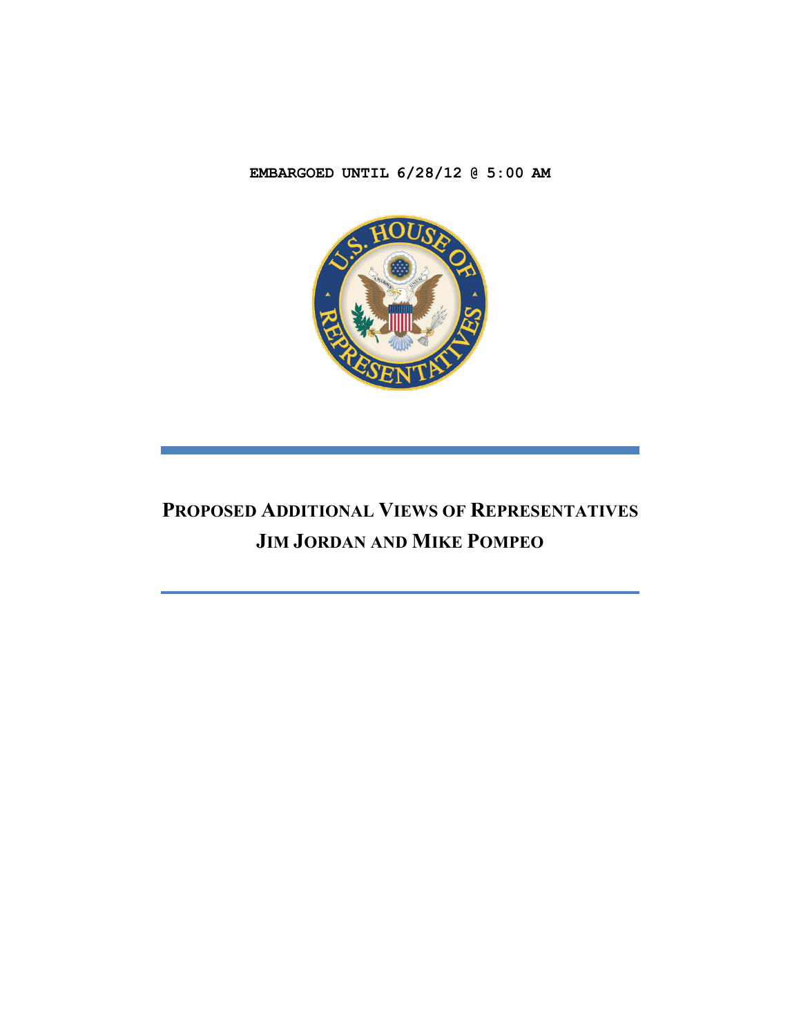**EMBARGOED UNTIL 6/28/12 @ 5:00 AM**

# PROPOSED ADDITIONAL VIEWS OF REPRESENTATIVES JIM JORDAN AND MIKE POMPEO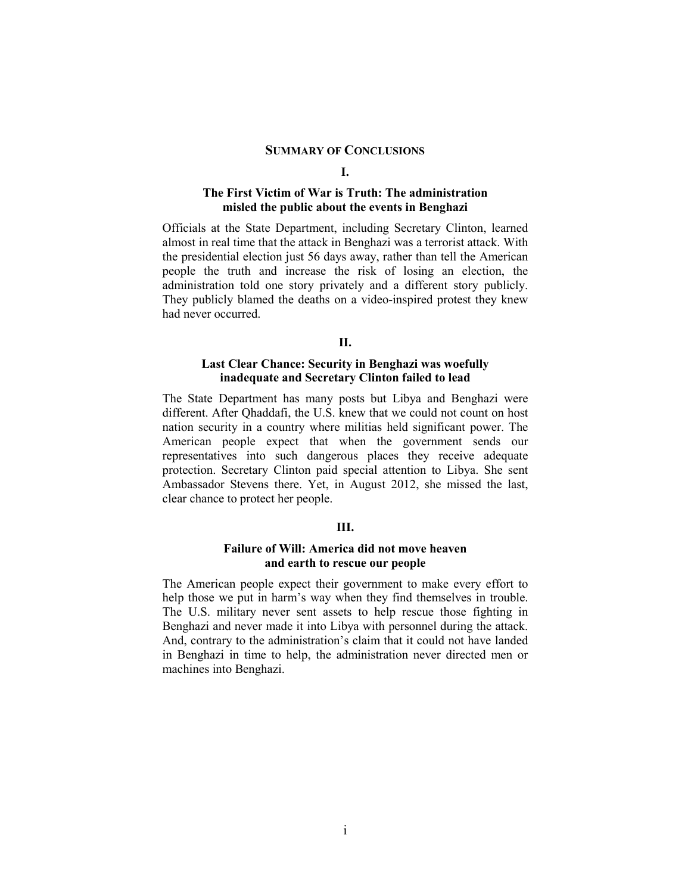## SUMMARY OF CONCLUSIONS

### I.

### The First Victim of War is Truth: The administration misled the public about the events in Benghazi

Officials at the State Department, including Secretary Clinton, learned almost in real time that the attack in Benghazi was a terrorist attack. With the presidential election just 56 days away, rather than tell the American people the truth and increase the risk of losing an election, the administration told one story privately and a different story publicly. They publicly blamed the deaths on a video-inspired protest they knew had never occurred.

### II.

### Last Clear Chance: Security in Benghazi was woefully inadequate and Secretary Clinton failed to lead

The State Department has many posts but Libya and Benghazi were different. After Qhaddafi, the U.S. knew that we could not count on host nation security in a country where militias held significant power. The American people expect that when the government sends our representatives into such dangerous places they receive adequate protection. Secretary Clinton paid special attention to Libya. She sent Ambassador Stevens there. Yet, in August 2012, she missed the last, clear chance to protect her people.

### III.

### Failure of Will: America did not move heaven and earth to rescue our people

The American people expect their government to make every effort to help those we put in harm's way when they find themselves in trouble. The U.S. military never sent assets to help rescue those fighting in Benghazi and never made it into Libya with personnel during the attack. And, contrary to the administration's claim that it could not have landed in Benghazi in time to help, the administration never directed men or machines into Benghazi.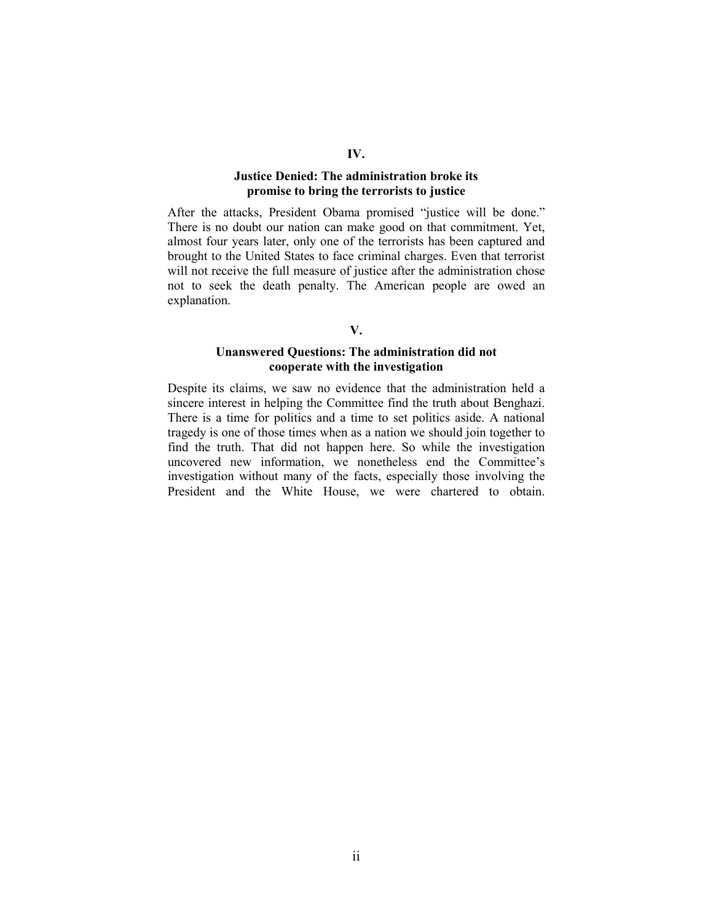## IV.

### Justice Denied: The administration broke its promise to bring the terrorists to justice

After the attacks, President Obama promised "justice will be done." There is no doubt our nation can make good on that commitment. Yet, almost four years later, only one of the terrorists has been captured and brought to the United States to face criminal charges. Even that terrorist will not receive the full measure of justice after the administration chose not to seek the death penalty. The American people are owed an explanation.

## V.

### Unanswered Questions: The administration did not cooperate with the investigation

Despite its claims, we saw no evidence that the administration held a sincere interest in helping the Committee find the truth about Benghazi. There is a time for politics and a time to set politics aside. A national tragedy is one of those times when as a nation we should join together to find the truth. That did not happen here. So while the investigation uncovered new information, we nonetheless end the Committee's investigation without many of the facts, especially those involving the President and the White House, we were chartered to obtain.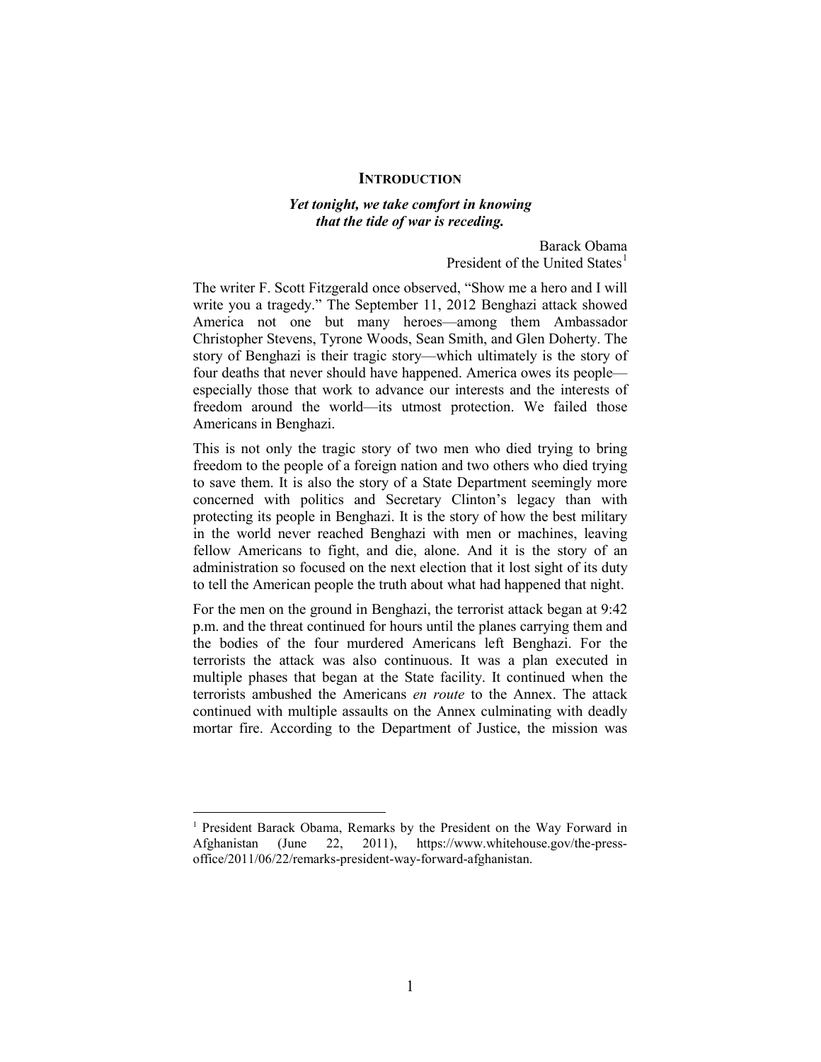# INTRODUCTION

***Yet tonight, we take comfort in knowing that the tide of war is receding.***

Barack Obama
President of the United States[1]

The writer F. Scott Fitzgerald once observed, "Show me a hero and I will write you a tragedy." The September 11, 2012 Benghazi attack showed America not one but many heroes—among them Ambassador Christopher Stevens, Tyrone Woods, Sean Smith, and Glen Doherty. The story of Benghazi is their tragic story—which ultimately is the story of four deaths that never should have happened. America owes its people—especially those that work to advance our interests and the interests of freedom around the world—its utmost protection. We failed those Americans in Benghazi.

This is not only the tragic story of two men who died trying to bring freedom to the people of a foreign nation and two others who died trying to save them. It is also the story of a State Department seemingly more concerned with politics and Secretary Clinton's legacy than with protecting its people in Benghazi. It is the story of how the best military in the world never reached Benghazi with men or machines, leaving fellow Americans to fight, and die, alone. And it is the story of an administration so focused on the next election that it lost sight of its duty to tell the American people the truth about what had happened that night.

For the men on the ground in Benghazi, the terrorist attack began at 9:42 p.m. and the threat continued for hours until the planes carrying them and the bodies of the four murdered Americans left Benghazi. For the terrorists the attack was also continuous. It was a plan executed in multiple phases that began at the State facility. It continued when the terrorists ambushed the Americans *en route* to the Annex. The attack continued with multiple assaults on the Annex culminating with deadly mortar fire. According to the Department of Justice, the mission was

---

[1] President Barack Obama, Remarks by the President on the Way Forward in Afghanistan (June 22, 2011), https://www.whitehouse.gov/the-press-office/2011/06/22/remarks-president-way-forward-afghanistan.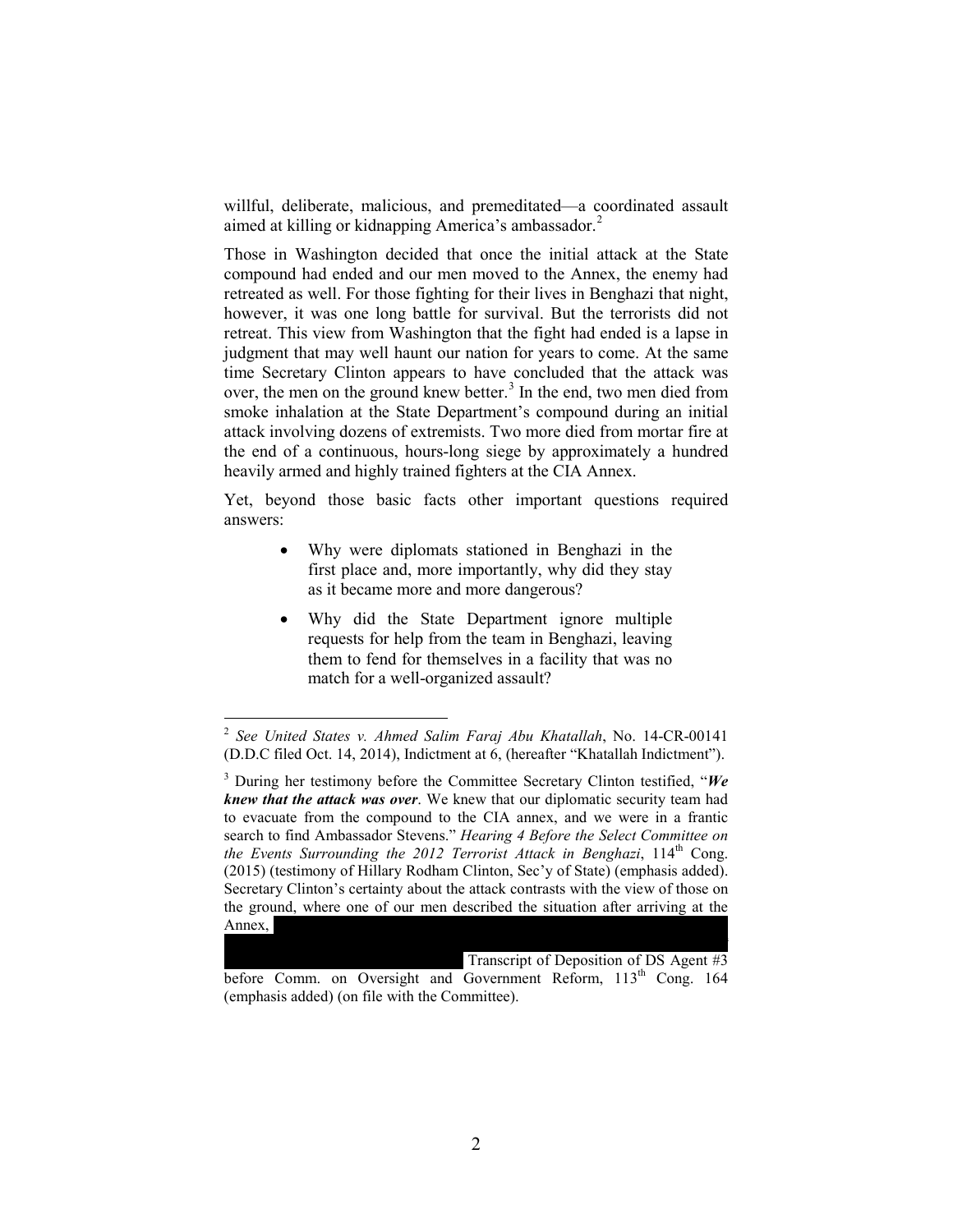willful, deliberate, malicious, and premeditated—a coordinated assault aimed at killing or kidnapping America's ambassador.[2]

Those in Washington decided that once the initial attack at the State compound had ended and our men moved to the Annex, the enemy had retreated as well. For those fighting for their lives in Benghazi that night, however, it was one long battle for survival. But the terrorists did not retreat. This view from Washington that the fight had ended is a lapse in judgment that may well haunt our nation for years to come. At the same time Secretary Clinton appears to have concluded that the attack was over, the men on the ground knew better.[3] In the end, two men died from smoke inhalation at the State Department's compound during an initial attack involving dozens of extremists. Two more died from mortar fire at the end of a continuous, hours-long siege by approximately a hundred heavily armed and highly trained fighters at the CIA Annex.

Yet, beyond those basic facts other important questions required answers:

- Why were diplomats stationed in Benghazi in the first place and, more importantly, why did they stay as it became more and more dangerous?
- Why did the State Department ignore multiple requests for help from the team in Benghazi, leaving them to fend for themselves in a facility that was no match for a well-organized assault?

---

[2] *See United States v. Ahmed Salim Faraj Abu Khatallah*, No. 14-CR-00141 (D.D.C filed Oct. 14, 2014), Indictment at 6, (hereafter "Khatallah Indictment").

[3] During her testimony before the Committee Secretary Clinton testified, "***We knew that the attack was over***. We knew that our diplomatic security team had to evacuate from the compound to the CIA annex, and we were in a frantic search to find Ambassador Stevens." *Hearing 4 Before the Select Committee on the Events Surrounding the 2012 Terrorist Attack in Benghazi*, 114th Cong. (2015) (testimony of Hillary Rodham Clinton, Sec'y of State) (emphasis added). Secretary Clinton's certainty about the attack contrasts with the view of those on the ground, where one of our men described the situation after arriving at the Annex, [REDACTED] Transcript of Deposition of DS Agent #3 before Comm. on Oversight and Government Reform, 113th Cong. 164 (emphasis added) (on file with the Committee).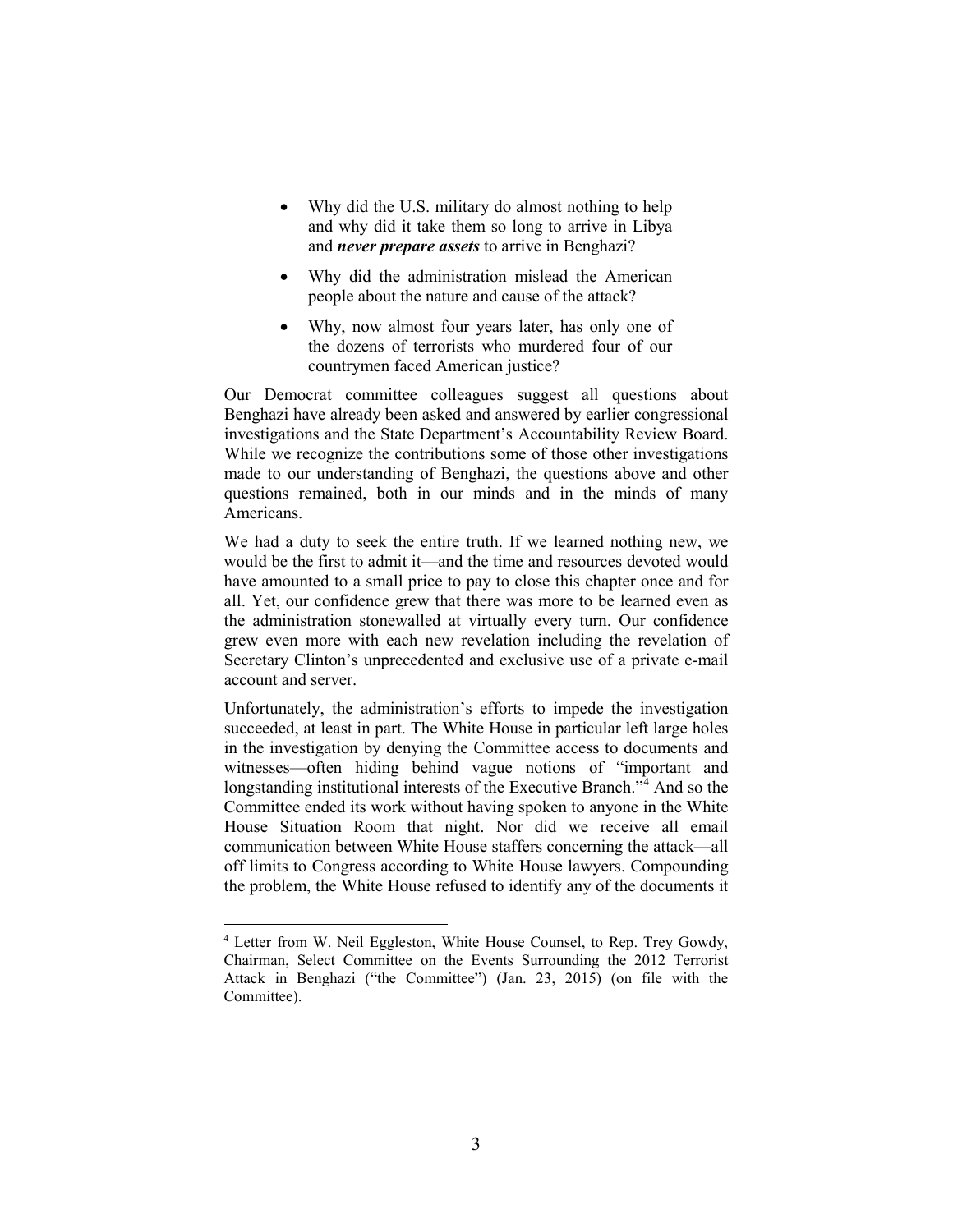- Why did the U.S. military do almost nothing to help and why did it take them so long to arrive in Libya and ***never prepare assets*** to arrive in Benghazi?
- Why did the administration mislead the American people about the nature and cause of the attack?
- Why, now almost four years later, has only one of the dozens of terrorists who murdered four of our countrymen faced American justice?

Our Democrat committee colleagues suggest all questions about Benghazi have already been asked and answered by earlier congressional investigations and the State Department's Accountability Review Board. While we recognize the contributions some of those other investigations made to our understanding of Benghazi, the questions above and other questions remained, both in our minds and in the minds of many Americans.

We had a duty to seek the entire truth. If we learned nothing new, we would be the first to admit it—and the time and resources devoted would have amounted to a small price to pay to close this chapter once and for all. Yet, our confidence grew that there was more to be learned even as the administration stonewalled at virtually every turn. Our confidence grew even more with each new revelation including the revelation of Secretary Clinton's unprecedented and exclusive use of a private e-mail account and server.

Unfortunately, the administration's efforts to impede the investigation succeeded, at least in part. The White House in particular left large holes in the investigation by denying the Committee access to documents and witnesses—often hiding behind vague notions of "important and longstanding institutional interests of the Executive Branch."[4] And so the Committee ended its work without having spoken to anyone in the White House Situation Room that night. Nor did we receive all email communication between White House staffers concerning the attack—all off limits to Congress according to White House lawyers. Compounding the problem, the White House refused to identify any of the documents it

---

[4] Letter from W. Neil Eggleston, White House Counsel, to Rep. Trey Gowdy, Chairman, Select Committee on the Events Surrounding the 2012 Terrorist Attack in Benghazi ("the Committee") (Jan. 23, 2015) (on file with the Committee).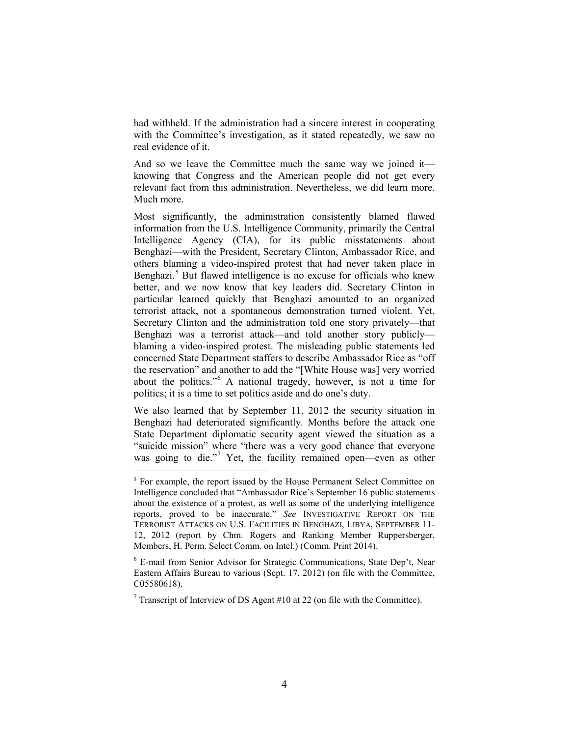had withheld. If the administration had a sincere interest in cooperating with the Committee's investigation, as it stated repeatedly, we saw no real evidence of it.

And so we leave the Committee much the same way we joined it—knowing that Congress and the American people did not get every relevant fact from this administration. Nevertheless, we did learn more. Much more.

Most significantly, the administration consistently blamed flawed information from the U.S. Intelligence Community, primarily the Central Intelligence Agency (CIA), for its public misstatements about Benghazi—with the President, Secretary Clinton, Ambassador Rice, and others blaming a video-inspired protest that had never taken place in Benghazi.[5] But flawed intelligence is no excuse for officials who knew better, and we now know that key leaders did. Secretary Clinton in particular learned quickly that Benghazi amounted to an organized terrorist attack, not a spontaneous demonstration turned violent. Yet, Secretary Clinton and the administration told one story privately—that Benghazi was a terrorist attack—and told another story publicly—blaming a video-inspired protest. The misleading public statements led concerned State Department staffers to describe Ambassador Rice as "off the reservation" and another to add the "[White House was] very worried about the politics."[6] A national tragedy, however, is not a time for politics; it is a time to set politics aside and do one's duty.

We also learned that by September 11, 2012 the security situation in Benghazi had deteriorated significantly. Months before the attack one State Department diplomatic security agent viewed the situation as a "suicide mission" where "there was a very good chance that everyone was going to die."[7] Yet, the facility remained open—even as other

---

[5] For example, the report issued by the House Permanent Select Committee on Intelligence concluded that "Ambassador Rice's September 16 public statements about the existence of a protest, as well as some of the underlying intelligence reports, proved to be inaccurate." *See* INVESTIGATIVE REPORT ON THE TERRORIST ATTACKS ON U.S. FACILITIES IN BENGHAZI, LIBYA, SEPTEMBER 11-12, 2012 (report by Chm. Rogers and Ranking Member Ruppersberger, Members, H. Perm. Select Comm. on Intel.) (Comm. Print 2014).

[6] E-mail from Senior Advisor for Strategic Communications, State Dep't, Near Eastern Affairs Bureau to various (Sept. 17, 2012) (on file with the Committee, C05580618).

[7] Transcript of Interview of DS Agent #10 at 22 (on file with the Committee).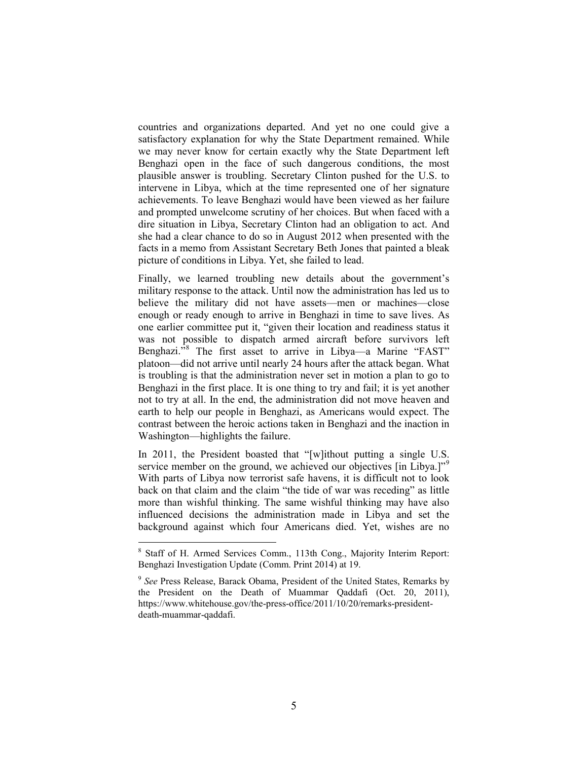countries and organizations departed. And yet no one could give a satisfactory explanation for why the State Department remained. While we may never know for certain exactly why the State Department left Benghazi open in the face of such dangerous conditions, the most plausible answer is troubling. Secretary Clinton pushed for the U.S. to intervene in Libya, which at the time represented one of her signature achievements. To leave Benghazi would have been viewed as her failure and prompted unwelcome scrutiny of her choices. But when faced with a dire situation in Libya, Secretary Clinton had an obligation to act. And she had a clear chance to do so in August 2012 when presented with the facts in a memo from Assistant Secretary Beth Jones that painted a bleak picture of conditions in Libya. Yet, she failed to lead.

Finally, we learned troubling new details about the government's military response to the attack. Until now the administration has led us to believe the military did not have assets—men or machines—close enough or ready enough to arrive in Benghazi in time to save lives. As one earlier committee put it, "given their location and readiness status it was not possible to dispatch armed aircraft before survivors left Benghazi."[8] The first asset to arrive in Libya—a Marine "FAST" platoon—did not arrive until nearly 24 hours after the attack began. What is troubling is that the administration never set in motion a plan to go to Benghazi in the first place. It is one thing to try and fail; it is yet another not to try at all. In the end, the administration did not move heaven and earth to help our people in Benghazi, as Americans would expect. The contrast between the heroic actions taken in Benghazi and the inaction in Washington—highlights the failure.

In 2011, the President boasted that "[w]ithout putting a single U.S. service member on the ground, we achieved our objectives [in Libya.]"[9] With parts of Libya now terrorist safe havens, it is difficult not to look back on that claim and the claim "the tide of war was receding" as little more than wishful thinking. The same wishful thinking may have also influenced decisions the administration made in Libya and set the background against which four Americans died. Yet, wishes are no

---

[8] Staff of H. Armed Services Comm., 113th Cong., Majority Interim Report: Benghazi Investigation Update (Comm. Print 2014) at 19.

[9] *See* Press Release, Barack Obama, President of the United States, Remarks by the President on the Death of Muammar Qaddafi (Oct. 20, 2011), https://www.whitehouse.gov/the-press-office/2011/10/20/remarks-president-death-muammar-qaddafi.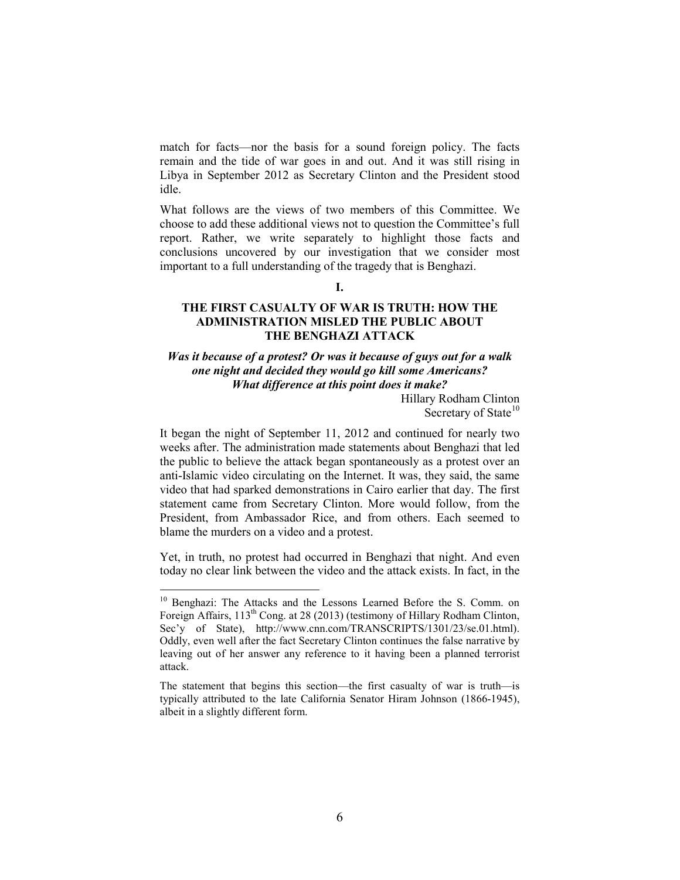match for facts—nor the basis for a sound foreign policy. The facts remain and the tide of war goes in and out. And it was still rising in Libya in September 2012 as Secretary Clinton and the President stood idle.

What follows are the views of two members of this Committee. We choose to add these additional views not to question the Committee's full report. Rather, we write separately to highlight those facts and conclusions uncovered by our investigation that we consider most important to a full understanding of the tragedy that is Benghazi.

## I.

## THE FIRST CASUALTY OF WAR IS TRUTH: HOW THE ADMINISTRATION MISLED THE PUBLIC ABOUT THE BENGHAZI ATTACK

***Was it because of a protest? Or was it because of guys out for a walk one night and decided they would go kill some Americans? What difference at this point does it make?***

Hillary Rodham Clinton
Secretary of State[10]

It began the night of September 11, 2012 and continued for nearly two weeks after. The administration made statements about Benghazi that led the public to believe the attack began spontaneously as a protest over an anti-Islamic video circulating on the Internet. It was, they said, the same video that had sparked demonstrations in Cairo earlier that day. The first statement came from Secretary Clinton. More would follow, from the President, from Ambassador Rice, and from others. Each seemed to blame the murders on a video and a protest.

Yet, in truth, no protest had occurred in Benghazi that night. And even today no clear link between the video and the attack exists. In fact, in the

---

[10] Benghazi: The Attacks and the Lessons Learned Before the S. Comm. on Foreign Affairs, 113th Cong. at 28 (2013) (testimony of Hillary Rodham Clinton, Sec'y of State), http://www.cnn.com/TRANSCRIPTS/1301/23/se.01.html). Oddly, even well after the fact Secretary Clinton continues the false narrative by leaving out of her answer any reference to it having been a planned terrorist attack.

The statement that begins this section—the first casualty of war is truth—is typically attributed to the late California Senator Hiram Johnson (1866-1945), albeit in a slightly different form.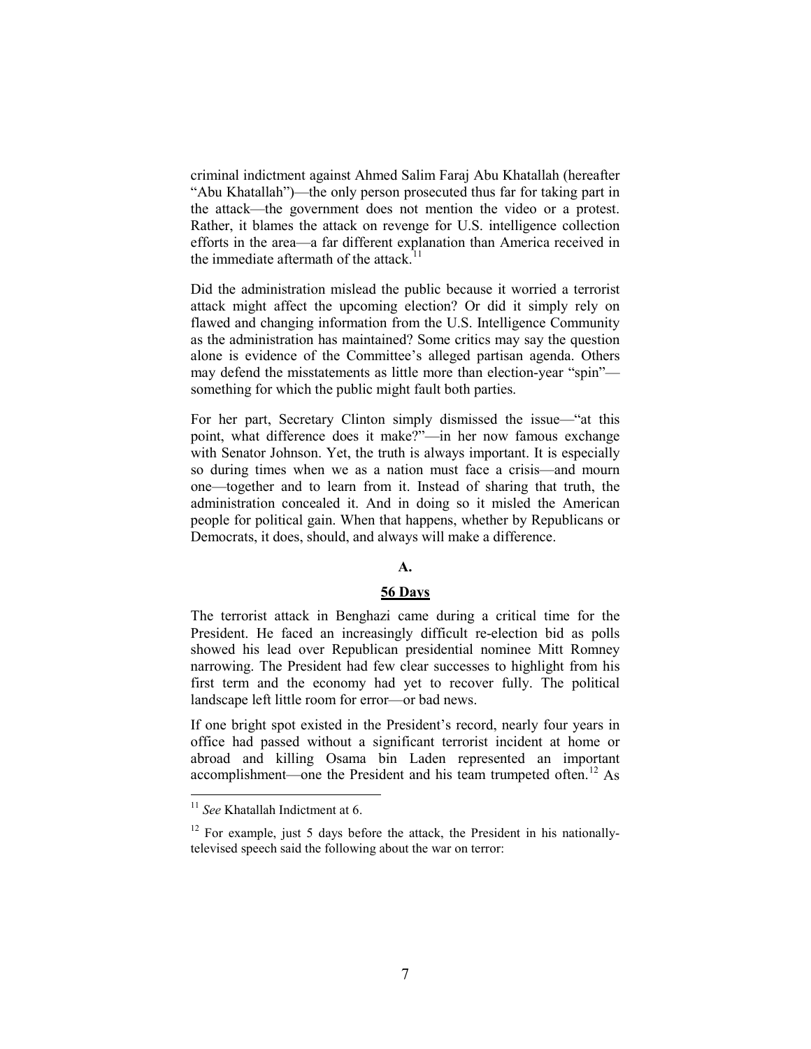criminal indictment against Ahmed Salim Faraj Abu Khatallah (hereafter "Abu Khatallah")—the only person prosecuted thus far for taking part in the attack—the government does not mention the video or a protest. Rather, it blames the attack on revenge for U.S. intelligence collection efforts in the area—a far different explanation than America received in the immediate aftermath of the attack.[11]

Did the administration mislead the public because it worried a terrorist attack might affect the upcoming election? Or did it simply rely on flawed and changing information from the U.S. Intelligence Community as the administration has maintained? Some critics may say the question alone is evidence of the Committee's alleged partisan agenda. Others may defend the misstatements as little more than election-year "spin"—something for which the public might fault both parties.

For her part, Secretary Clinton simply dismissed the issue—"at this point, what difference does it make?"—in her now famous exchange with Senator Johnson. Yet, the truth is always important. It is especially so during times when we as a nation must face a crisis—and mourn one—together and to learn from it. Instead of sharing that truth, the administration concealed it. And in doing so it misled the American people for political gain. When that happens, whether by Republicans or Democrats, it does, should, and always will make a difference.

### A.

### <u>56 Days</u>

The terrorist attack in Benghazi came during a critical time for the President. He faced an increasingly difficult re-election bid as polls showed his lead over Republican presidential nominee Mitt Romney narrowing. The President had few clear successes to highlight from his first term and the economy had yet to recover fully. The political landscape left little room for error—or bad news.

If one bright spot existed in the President's record, nearly four years in office had passed without a significant terrorist incident at home or abroad and killing Osama bin Laden represented an important accomplishment—one the President and his team trumpeted often.[12] As

---

[11] *See* Khatallah Indictment at 6.

[12] For example, just 5 days before the attack, the President in his nationally-televised speech said the following about the war on terror: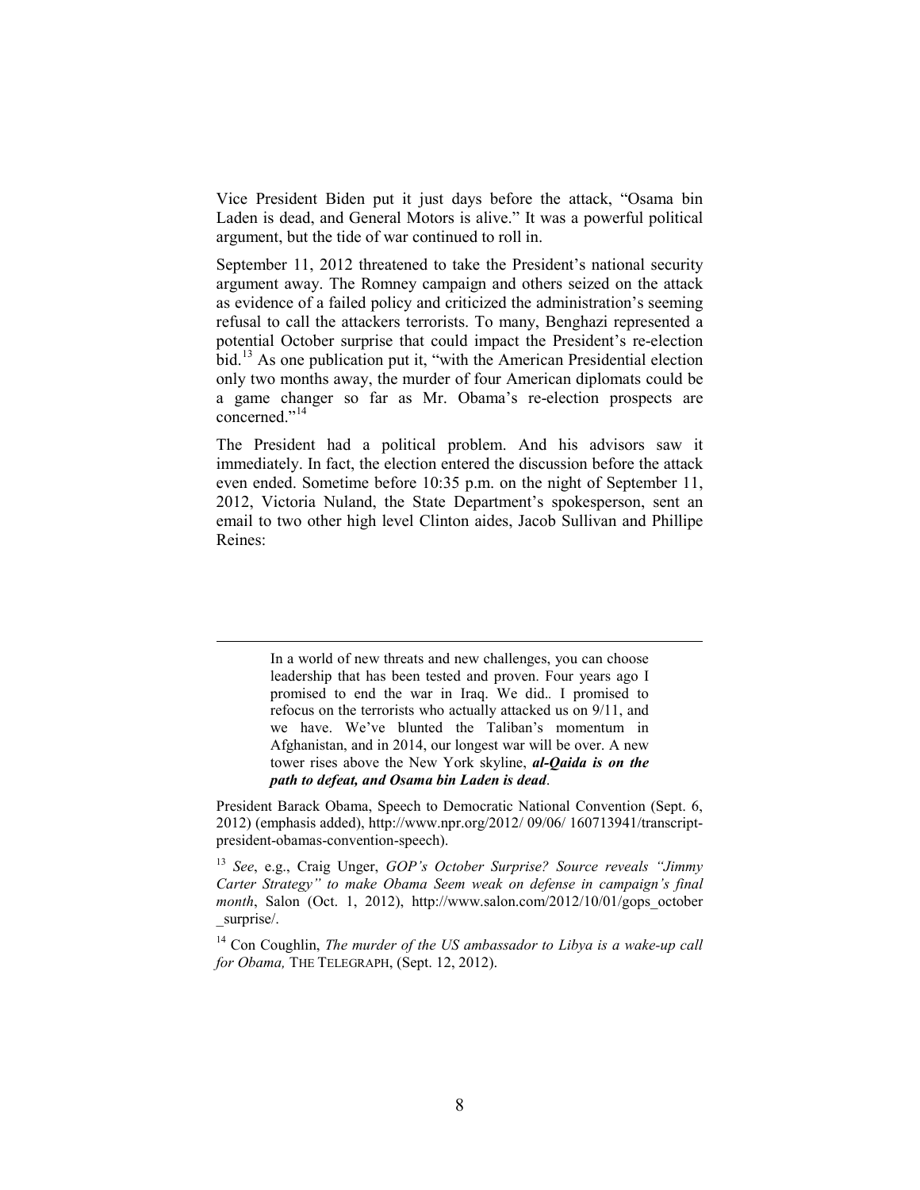Vice President Biden put it just days before the attack, "Osama bin Laden is dead, and General Motors is alive." It was a powerful political argument, but the tide of war continued to roll in.

September 11, 2012 threatened to take the President's national security argument away. The Romney campaign and others seized on the attack as evidence of a failed policy and criticized the administration's seeming refusal to call the attackers terrorists. To many, Benghazi represented a potential October surprise that could impact the President's re-election bid.[13] As one publication put it, "with the American Presidential election only two months away, the murder of four American diplomats could be a game changer so far as Mr. Obama's re-election prospects are concerned."[14]

The President had a political problem. And his advisors saw it immediately. In fact, the election entered the discussion before the attack even ended. Sometime before 10:35 p.m. on the night of September 11, 2012, Victoria Nuland, the State Department's spokesperson, sent an email to two other high level Clinton aides, Jacob Sullivan and Phillipe Reines:

---

> In a world of new threats and new challenges, you can choose leadership that has been tested and proven. Four years ago I promised to end the war in Iraq. We did.. I promised to refocus on the terrorists who actually attacked us on 9/11, and we have. We've blunted the Taliban's momentum in Afghanistan, and in 2014, our longest war will be over. A new tower rises above the New York skyline, ***al-Qaida is on the path to defeat, and Osama bin Laden is dead***.

President Barack Obama, Speech to Democratic National Convention (Sept. 6, 2012) (emphasis added), http://www.npr.org/2012/ 09/06/ 160713941/transcript-president-obamas-convention-speech).

[13] *See*, e.g., Craig Unger, *GOP's October Surprise? Source reveals "Jimmy Carter Strategy" to make Obama Seem weak on defense in campaign's final month*, Salon (Oct. 1, 2012), http://www.salon.com/2012/10/01/gops_october_surprise/.

[14] Con Coughlin, *The murder of the US ambassador to Libya is a wake-up call for Obama,* THE TELEGRAPH, (Sept. 12, 2012).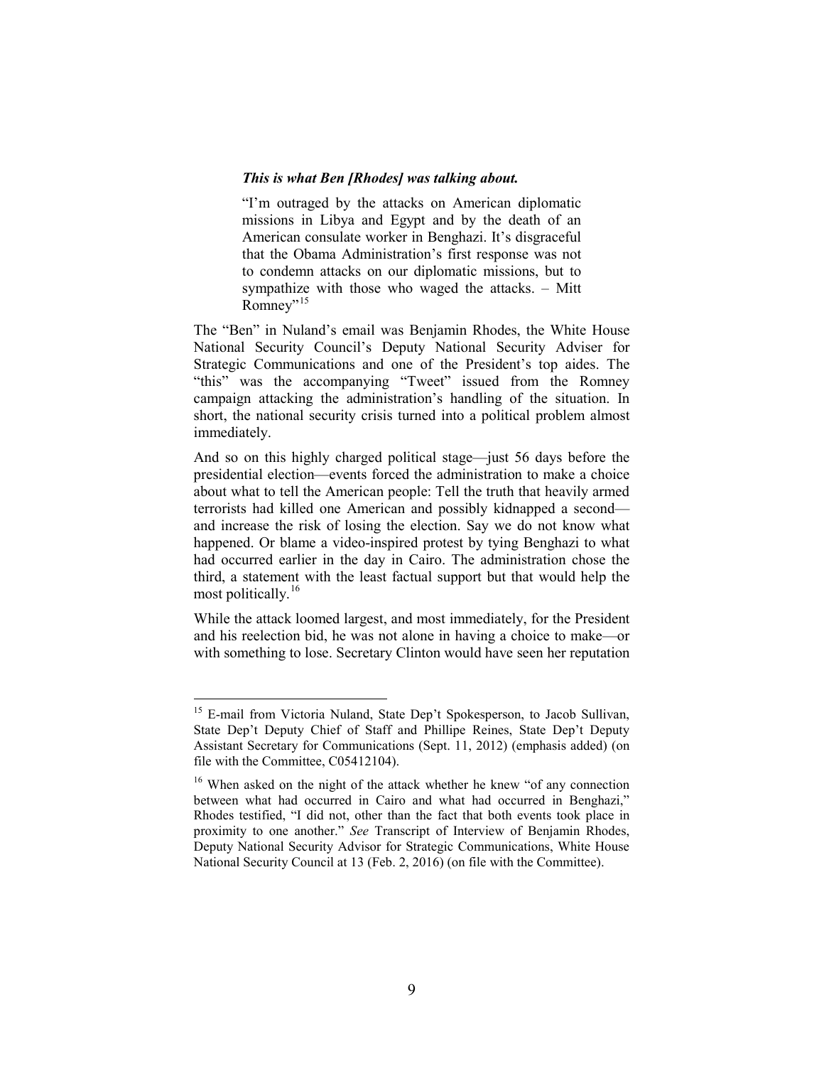*This is what Ben [Rhodes] was talking about.*

> "I'm outraged by the attacks on American diplomatic missions in Libya and Egypt and by the death of an American consulate worker in Benghazi. It's disgraceful that the Obama Administration's first response was not to condemn attacks on our diplomatic missions, but to sympathize with those who waged the attacks. – Mitt Romney"[15]

The "Ben" in Nuland's email was Benjamin Rhodes, the White House National Security Council's Deputy National Security Adviser for Strategic Communications and one of the President's top aides. The "this" was the accompanying "Tweet" issued from the Romney campaign attacking the administration's handling of the situation. In short, the national security crisis turned into a political problem almost immediately.

And so on this highly charged political stage—just 56 days before the presidential election—events forced the administration to make a choice about what to tell the American people: Tell the truth that heavily armed terrorists had killed one American and possibly kidnapped a second—and increase the risk of losing the election. Say we do not know what happened. Or blame a video-inspired protest by tying Benghazi to what had occurred earlier in the day in Cairo. The administration chose the third, a statement with the least factual support but that would help the most politically.[16]

While the attack loomed largest, and most immediately, for the President and his reelection bid, he was not alone in having a choice to make—or with something to lose. Secretary Clinton would have seen her reputation

---

[15] E-mail from Victoria Nuland, State Dep't Spokesperson, to Jacob Sullivan, State Dep't Deputy Chief of Staff and Phillipe Reines, State Dep't Deputy Assistant Secretary for Communications (Sept. 11, 2012) (emphasis added) (on file with the Committee, C05412104).

[16] When asked on the night of the attack whether he knew "of any connection between what had occurred in Cairo and what had occurred in Benghazi," Rhodes testified, "I did not, other than the fact that both events took place in proximity to one another." *See* Transcript of Interview of Benjamin Rhodes, Deputy National Security Advisor for Strategic Communications, White House National Security Council at 13 (Feb. 2, 2016) (on file with the Committee).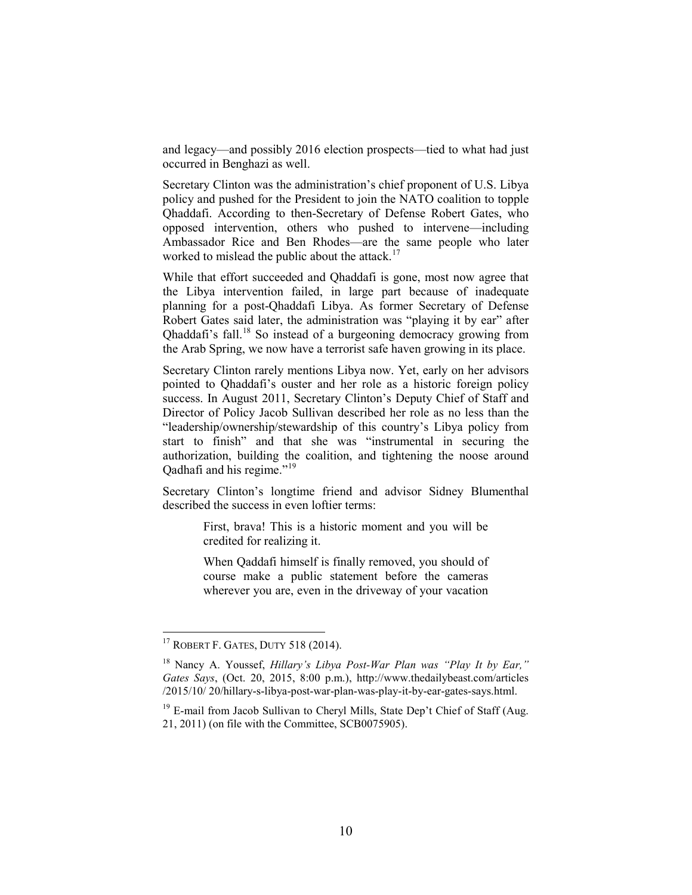and legacy—and possibly 2016 election prospects—tied to what had just occurred in Benghazi as well.

Secretary Clinton was the administration's chief proponent of U.S. Libya policy and pushed for the President to join the NATO coalition to topple Qhaddafi. According to then-Secretary of Defense Robert Gates, who opposed intervention, others who pushed to intervene—including Ambassador Rice and Ben Rhodes—are the same people who later worked to mislead the public about the attack.[17]

While that effort succeeded and Qhaddafi is gone, most now agree that the Libya intervention failed, in large part because of inadequate planning for a post-Qhaddafi Libya. As former Secretary of Defense Robert Gates said later, the administration was "playing it by ear" after Qhaddafi's fall.[18] So instead of a burgeoning democracy growing from the Arab Spring, we now have a terrorist safe haven growing in its place.

Secretary Clinton rarely mentions Libya now. Yet, early on her advisors pointed to Qhaddafi's ouster and her role as a historic foreign policy success. In August 2011, Secretary Clinton's Deputy Chief of Staff and Director of Policy Jacob Sullivan described her role as no less than the "leadership/ownership/stewardship of this country's Libya policy from start to finish" and that she was "instrumental in securing the authorization, building the coalition, and tightening the noose around Qadhafi and his regime."[19]

Secretary Clinton's longtime friend and advisor Sidney Blumenthal described the success in even loftier terms:

> First, brava! This is a historic moment and you will be credited for realizing it.
>
> When Qaddafi himself is finally removed, you should of course make a public statement before the cameras wherever you are, even in the driveway of your vacation

---

[17] ROBERT F. GATES, DUTY 518 (2014).

[18] Nancy A. Youssef, *Hillary's Libya Post-War Plan was "Play It by Ear," Gates Says*, (Oct. 20, 2015, 8:00 p.m.), http://www.thedailybeast.com/articles/2015/10/ 20/hillary-s-libya-post-war-plan-was-play-it-by-ear-gates-says.html.

[19] E-mail from Jacob Sullivan to Cheryl Mills, State Dep't Chief of Staff (Aug. 21, 2011) (on file with the Committee, SCB0075905).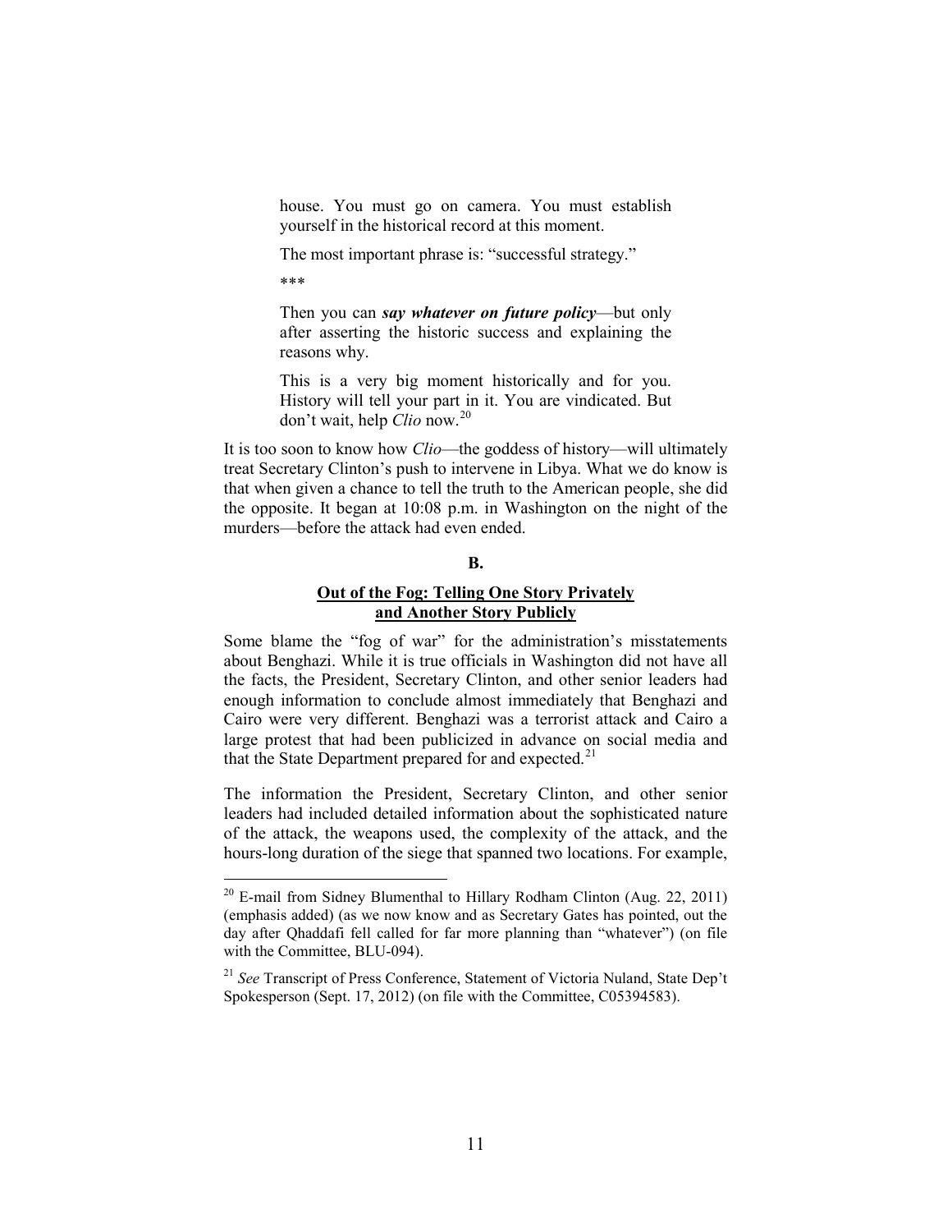> house. You must go on camera. You must establish yourself in the historical record at this moment.
>
> The most important phrase is: "successful strategy."
>
> \*\*\*
>
> Then you can ***say whatever on future policy***—but only after asserting the historic success and explaining the reasons why.
>
> This is a very big moment historically and for you. History will tell your part in it. You are vindicated. But don't wait, help *Clio* now.[20]

It is too soon to know how *Clio*—the goddess of history—will ultimately treat Secretary Clinton's push to intervene in Libya. What we do know is that when given a chance to tell the truth to the American people, she did the opposite. It began at 10:08 p.m. in Washington on the night of the murders—before the attack had even ended.

## B.

## Out of the Fog: Telling One Story Privately and Another Story Publicly

Some blame the "fog of war" for the administration's misstatements about Benghazi. While it is true officials in Washington did not have all the facts, the President, Secretary Clinton, and other senior leaders had enough information to conclude almost immediately that Benghazi and Cairo were very different. Benghazi was a terrorist attack and Cairo a large protest that had been publicized in advance on social media and that the State Department prepared for and expected.[21]

The information the President, Secretary Clinton, and other senior leaders had included detailed information about the sophisticated nature of the attack, the weapons used, the complexity of the attack, and the hours-long duration of the siege that spanned two locations. For example,

---

[20] E-mail from Sidney Blumenthal to Hillary Rodham Clinton (Aug. 22, 2011) (emphasis added) (as we now know and as Secretary Gates has pointed, out the day after Qhaddafi fell called for far more planning than "whatever") (on file with the Committee, BLU-094).

[21] *See* Transcript of Press Conference, Statement of Victoria Nuland, State Dep't Spokesperson (Sept. 17, 2012) (on file with the Committee, C05394583).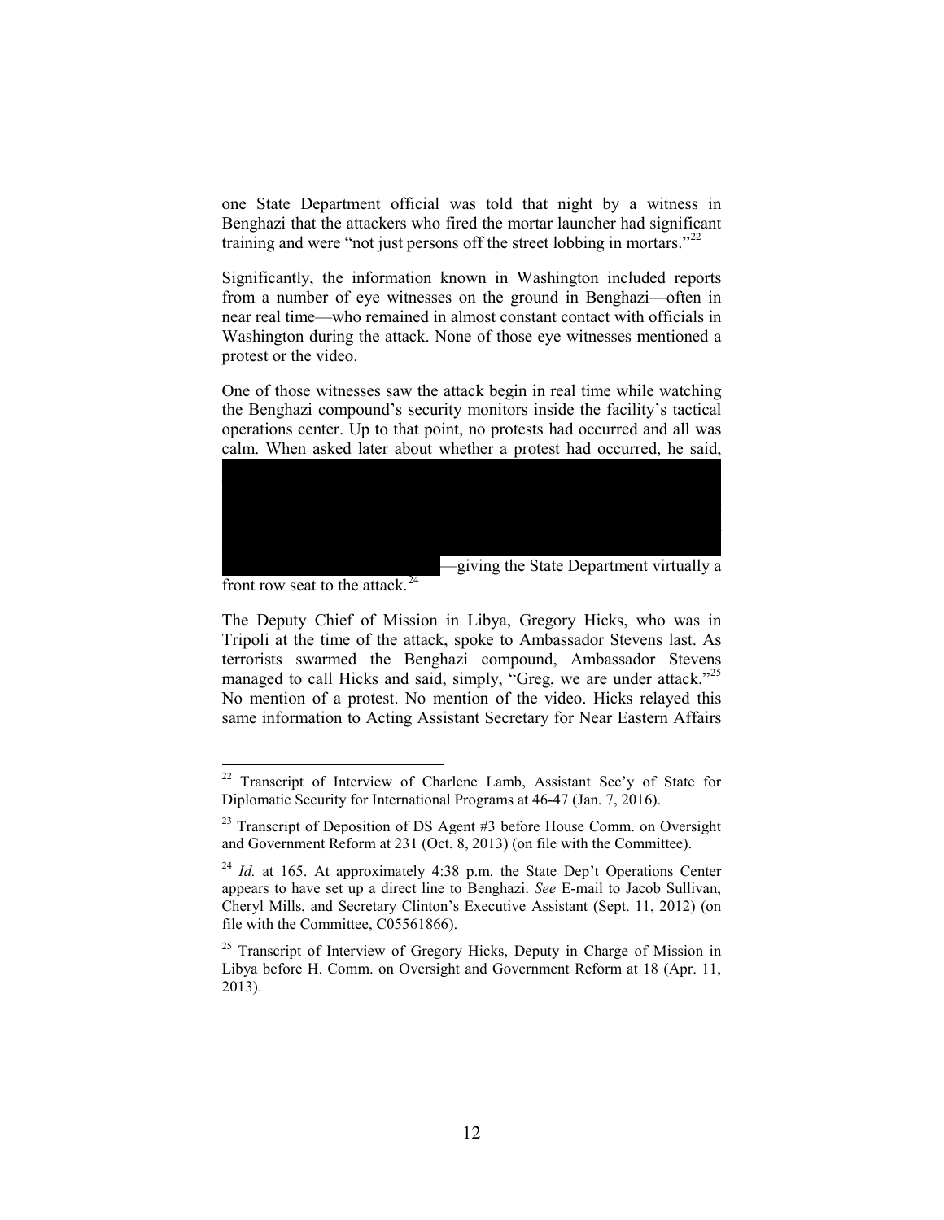one State Department official was told that night by a witness in Benghazi that the attackers who fired the mortar launcher had significant training and were "not just persons off the street lobbing in mortars."[22]

Significantly, the information known in Washington included reports from a number of eye witnesses on the ground in Benghazi—often in near real time—who remained in almost constant contact with officials in Washington during the attack. None of those eye witnesses mentioned a protest or the video.

One of those witnesses saw the attack begin in real time while watching the Benghazi compound's security monitors inside the facility's tactical operations center. Up to that point, no protests had occurred and all was calm. When asked later about whether a protest had occurred, he said,

—giving the State Department virtually a front row seat to the attack.[24]

The Deputy Chief of Mission in Libya, Gregory Hicks, who was in Tripoli at the time of the attack, spoke to Ambassador Stevens last. As terrorists swarmed the Benghazi compound, Ambassador Stevens managed to call Hicks and said, simply, "Greg, we are under attack."[25] No mention of a protest. No mention of the video. Hicks relayed this same information to Acting Assistant Secretary for Near Eastern Affairs

---

[22] Transcript of Interview of Charlene Lamb, Assistant Sec'y of State for Diplomatic Security for International Programs at 46-47 (Jan. 7, 2016).

[23] Transcript of Deposition of DS Agent #3 before House Comm. on Oversight and Government Reform at 231 (Oct. 8, 2013) (on file with the Committee).

[24] *Id.* at 165. At approximately 4:38 p.m. the State Dep't Operations Center appears to have set up a direct line to Benghazi. *See* E-mail to Jacob Sullivan, Cheryl Mills, and Secretary Clinton's Executive Assistant (Sept. 11, 2012) (on file with the Committee, C05561866).

[25] Transcript of Interview of Gregory Hicks, Deputy in Charge of Mission in Libya before H. Comm. on Oversight and Government Reform at 18 (Apr. 11, 2013).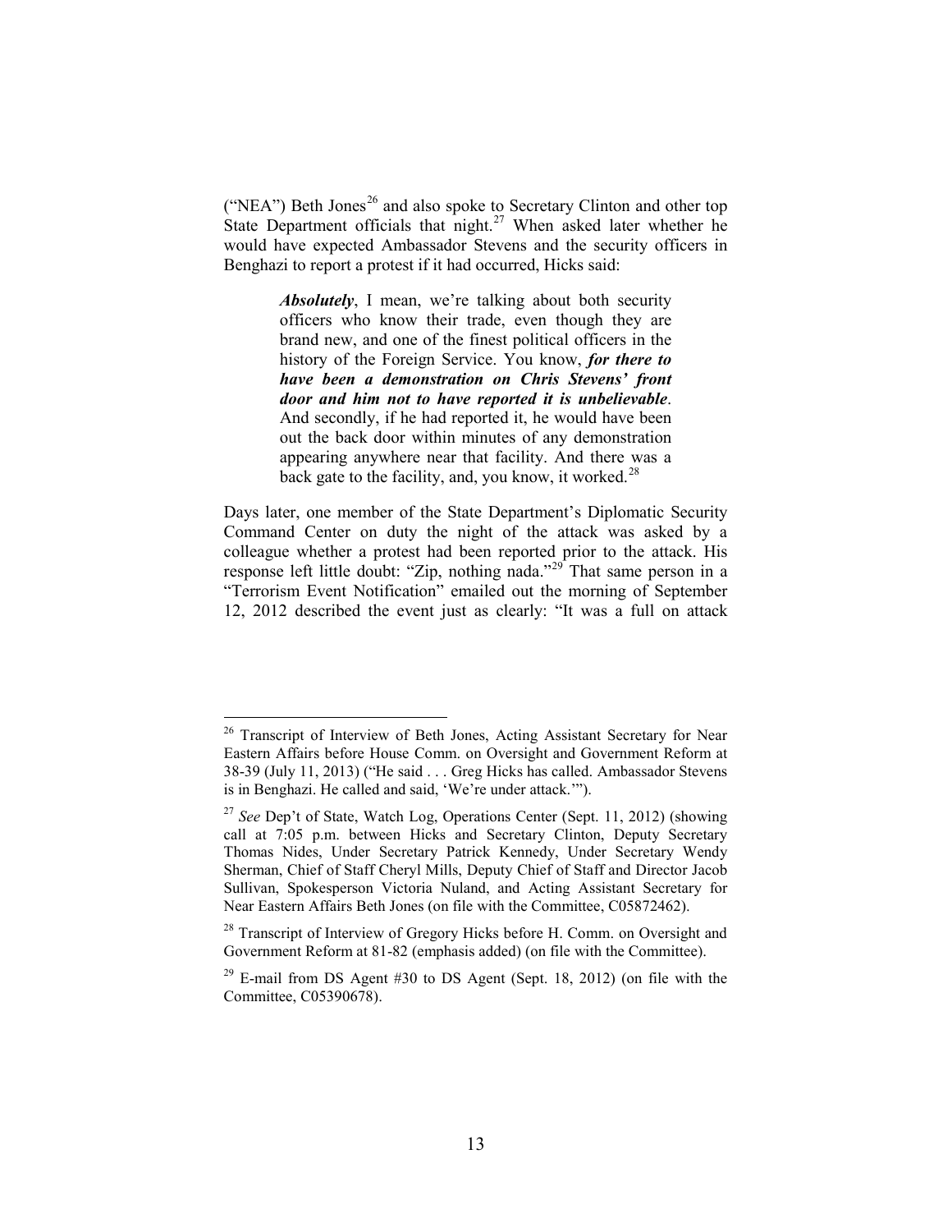("NEA") Beth Jones[26] and also spoke to Secretary Clinton and other top State Department officials that night.[27] When asked later whether he would have expected Ambassador Stevens and the security officers in Benghazi to report a protest if it had occurred, Hicks said:

> ***Absolutely***, I mean, we're talking about both security officers who know their trade, even though they are brand new, and one of the finest political officers in the history of the Foreign Service. You know, ***for there to have been a demonstration on Chris Stevens' front door and him not to have reported it is unbelievable***. And secondly, if he had reported it, he would have been out the back door within minutes of any demonstration appearing anywhere near that facility. And there was a back gate to the facility, and, you know, it worked.[28]

Days later, one member of the State Department's Diplomatic Security Command Center on duty the night of the attack was asked by a colleague whether a protest had been reported prior to the attack. His response left little doubt: "Zip, nothing nada."[29] That same person in a "Terrorism Event Notification" emailed out the morning of September 12, 2012 described the event just as clearly: "It was a full on attack

---

[26] Transcript of Interview of Beth Jones, Acting Assistant Secretary for Near Eastern Affairs before House Comm. on Oversight and Government Reform at 38-39 (July 11, 2013) ("He said . . . Greg Hicks has called. Ambassador Stevens is in Benghazi. He called and said, 'We're under attack.'").

[27] *See* Dep't of State, Watch Log, Operations Center (Sept. 11, 2012) (showing call at 7:05 p.m. between Hicks and Secretary Clinton, Deputy Secretary Thomas Nides, Under Secretary Patrick Kennedy, Under Secretary Wendy Sherman, Chief of Staff Cheryl Mills, Deputy Chief of Staff and Director Jacob Sullivan, Spokesperson Victoria Nuland, and Acting Assistant Secretary for Near Eastern Affairs Beth Jones (on file with the Committee, C05872462).

[28] Transcript of Interview of Gregory Hicks before H. Comm. on Oversight and Government Reform at 81-82 (emphasis added) (on file with the Committee).

[29] E-mail from DS Agent #30 to DS Agent (Sept. 18, 2012) (on file with the Committee, C05390678).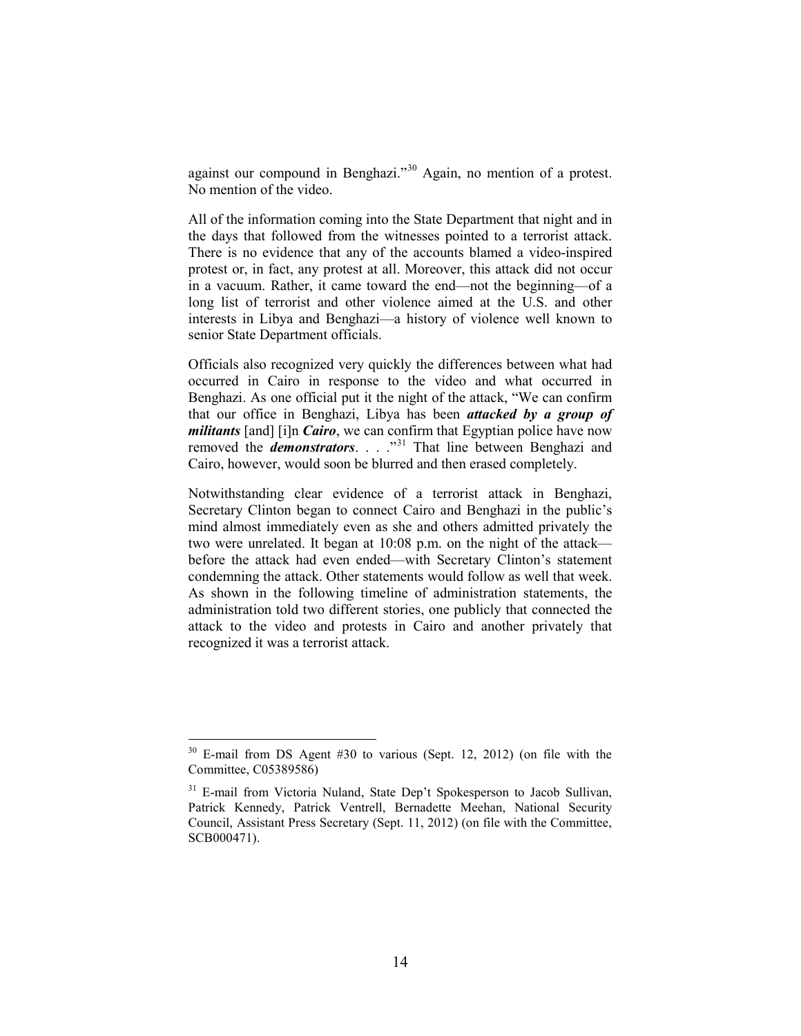against our compound in Benghazi."[30] Again, no mention of a protest. No mention of the video.

All of the information coming into the State Department that night and in the days that followed from the witnesses pointed to a terrorist attack. There is no evidence that any of the accounts blamed a video-inspired protest or, in fact, any protest at all. Moreover, this attack did not occur in a vacuum. Rather, it came toward the end—not the beginning—of a long list of terrorist and other violence aimed at the U.S. and other interests in Libya and Benghazi—a history of violence well known to senior State Department officials.

Officials also recognized very quickly the differences between what had occurred in Cairo in response to the video and what occurred in Benghazi. As one official put it the night of the attack, "We can confirm that our office in Benghazi, Libya has been ***attacked by a group of militants*** [and] [i]n ***Cairo***, we can confirm that Egyptian police have now removed the ***demonstrators***. . . ."[31] That line between Benghazi and Cairo, however, would soon be blurred and then erased completely.

Notwithstanding clear evidence of a terrorist attack in Benghazi, Secretary Clinton began to connect Cairo and Benghazi in the public's mind almost immediately even as she and others admitted privately the two were unrelated. It began at 10:08 p.m. on the night of the attack—before the attack had even ended—with Secretary Clinton's statement condemning the attack. Other statements would follow as well that week. As shown in the following timeline of administration statements, the administration told two different stories, one publicly that connected the attack to the video and protests in Cairo and another privately that recognized it was a terrorist attack.

---

[30] E-mail from DS Agent #30 to various (Sept. 12, 2012) (on file with the Committee, C05389586)

[31] E-mail from Victoria Nuland, State Dep't Spokesperson to Jacob Sullivan, Patrick Kennedy, Patrick Ventrell, Bernadette Meehan, National Security Council, Assistant Press Secretary (Sept. 11, 2012) (on file with the Committee, SCB000471).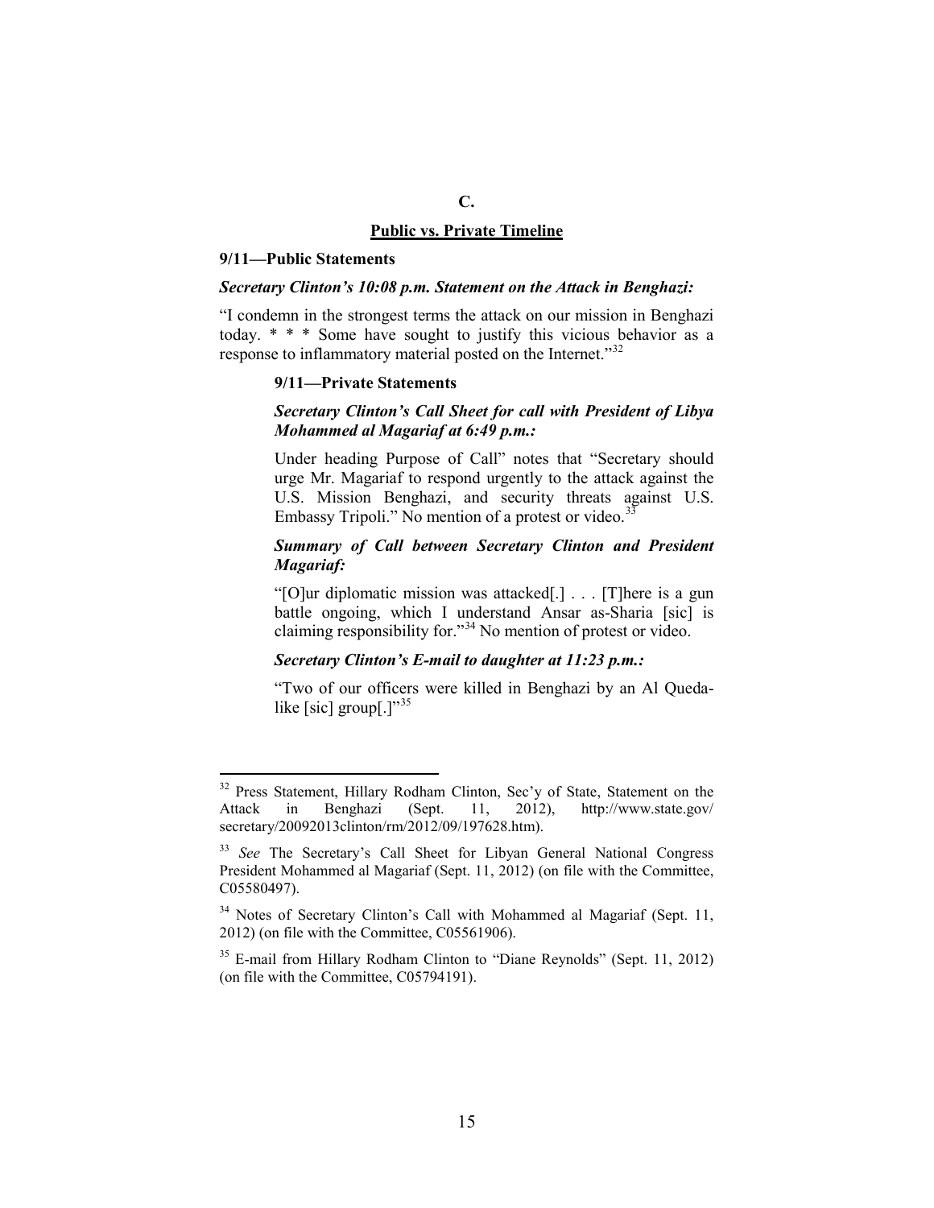## C.

## Public vs. Private Timeline

**9/11—Public Statements**

***Secretary Clinton's 10:08 p.m. Statement on the Attack in Benghazi:***

"I condemn in the strongest terms the attack on our mission in Benghazi today. * * * Some have sought to justify this vicious behavior as a response to inflammatory material posted on the Internet."[32]

> **9/11—Private Statements**
>
> ***Secretary Clinton's Call Sheet for call with President of Libya Mohammed al Magariaf at 6:49 p.m.:***
>
> Under heading Purpose of Call" notes that "Secretary should urge Mr. Magariaf to respond urgently to the attack against the U.S. Mission Benghazi, and security threats against U.S. Embassy Tripoli." No mention of a protest or video.[33]
>
> ***Summary of Call between Secretary Clinton and President Magariaf:***
>
> "[O]ur diplomatic mission was attacked[.] . . . [T]here is a gun battle ongoing, which I understand Ansar as-Sharia [sic] is claiming responsibility for."[34] No mention of protest or video.
>
> ***Secretary Clinton's E-mail to daughter at 11:23 p.m.:***
>
> "Two of our officers were killed in Benghazi by an Al Queda-like [sic] group[.]"[35]

---

[32] Press Statement, Hillary Rodham Clinton, Sec'y of State, Statement on the Attack in Benghazi (Sept. 11, 2012), http://www.state.gov/secretary/20092013clinton/rm/2012/09/197628.htm).

[33] *See* The Secretary's Call Sheet for Libyan General National Congress President Mohammed al Magariaf (Sept. 11, 2012) (on file with the Committee, C05580497).

[34] Notes of Secretary Clinton's Call with Mohammed al Magariaf (Sept. 11, 2012) (on file with the Committee, C05561906).

[35] E-mail from Hillary Rodham Clinton to "Diane Reynolds" (Sept. 11, 2012) (on file with the Committee, C05794191).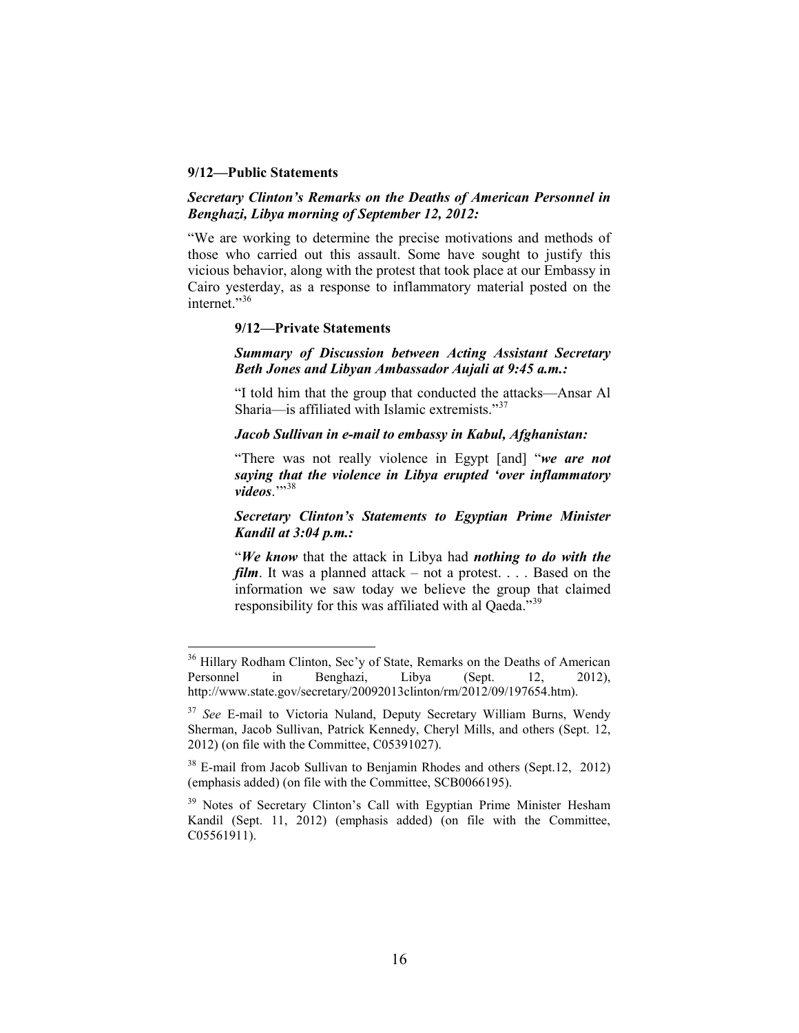**9/12—Public Statements**

***Secretary Clinton's Remarks on the Deaths of American Personnel in Benghazi, Libya morning of September 12, 2012:***

"We are working to determine the precise motivations and methods of those who carried out this assault. Some have sought to justify this vicious behavior, along with the protest that took place at our Embassy in Cairo yesterday, as a response to inflammatory material posted on the internet."[36]

**9/12—Private Statements**

***Summary of Discussion between Acting Assistant Secretary Beth Jones and Libyan Ambassador Aujali at 9:45 a.m.:***

"I told him that the group that conducted the attacks—Ansar Al Sharia—is affiliated with Islamic extremists."[37]

***Jacob Sullivan in e-mail to embassy in Kabul, Afghanistan:***

"There was not really violence in Egypt [and] "***we are not saying that the violence in Libya erupted 'over inflammatory videos**.'*"[38]

***Secretary Clinton's Statements to Egyptian Prime Minister Kandil at 3:04 p.m.:***

"***We know*** that the attack in Libya had ***nothing to do with the film***. It was a planned attack – not a protest. . . . Based on the information we saw today we believe the group that claimed responsibility for this was affiliated with al Qaeda."[39]

---

[36] Hillary Rodham Clinton, Sec'y of State, Remarks on the Deaths of American Personnel in Benghazi, Libya (Sept. 12, 2012), http://www.state.gov/secretary/20092013clinton/rm/2012/09/197654.htm).

[37] *See* E-mail to Victoria Nuland, Deputy Secretary William Burns, Wendy Sherman, Jacob Sullivan, Patrick Kennedy, Cheryl Mills, and others (Sept. 12, 2012) (on file with the Committee, C05391027).

[38] E-mail from Jacob Sullivan to Benjamin Rhodes and others (Sept.12, 2012) (emphasis added) (on file with the Committee, SCB0066195).

[39] Notes of Secretary Clinton's Call with Egyptian Prime Minister Hesham Kandil (Sept. 11, 2012) (emphasis added) (on file with the Committee, C05561911).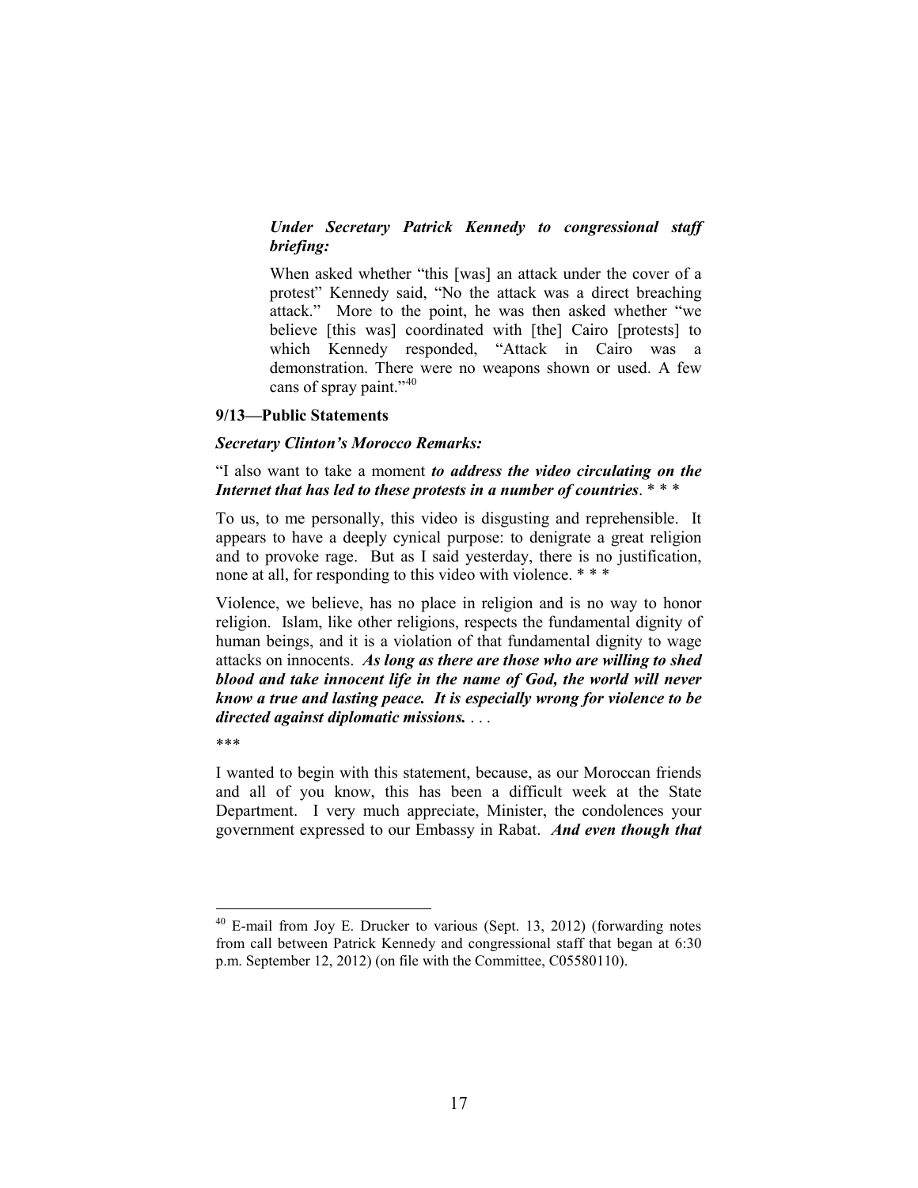***Under Secretary Patrick Kennedy to congressional staff briefing:***

When asked whether "this [was] an attack under the cover of a protest" Kennedy said, "No the attack was a direct breaching attack." More to the point, he was then asked whether "we believe [this was] coordinated with [the] Cairo [protests] to which Kennedy responded, "Attack in Cairo was a demonstration. There were no weapons shown or used. A few cans of spray paint."[40]

**9/13—Public Statements**

***Secretary Clinton's Morocco Remarks:***

"I also want to take a moment ***to address the video circulating on the Internet that has led to these protests in a number of countries***. * * *

To us, to me personally, this video is disgusting and reprehensible. It appears to have a deeply cynical purpose: to denigrate a great religion and to provoke rage. But as I said yesterday, there is no justification, none at all, for responding to this video with violence. * * *

Violence, we believe, has no place in religion and is no way to honor religion. Islam, like other religions, respects the fundamental dignity of human beings, and it is a violation of that fundamental dignity to wage attacks on innocents. ***As long as there are those who are willing to shed blood and take innocent life in the name of God, the world will never know a true and lasting peace. It is especially wrong for violence to be directed against diplomatic missions.*** . . .

***

I wanted to begin with this statement, because, as our Moroccan friends and all of you know, this has been a difficult week at the State Department. I very much appreciate, Minister, the condolences your government expressed to our Embassy in Rabat. ***And even though that***

---

[40] E-mail from Joy E. Drucker to various (Sept. 13, 2012) (forwarding notes from call between Patrick Kennedy and congressional staff that began at 6:30 p.m. September 12, 2012) (on file with the Committee, C05580110).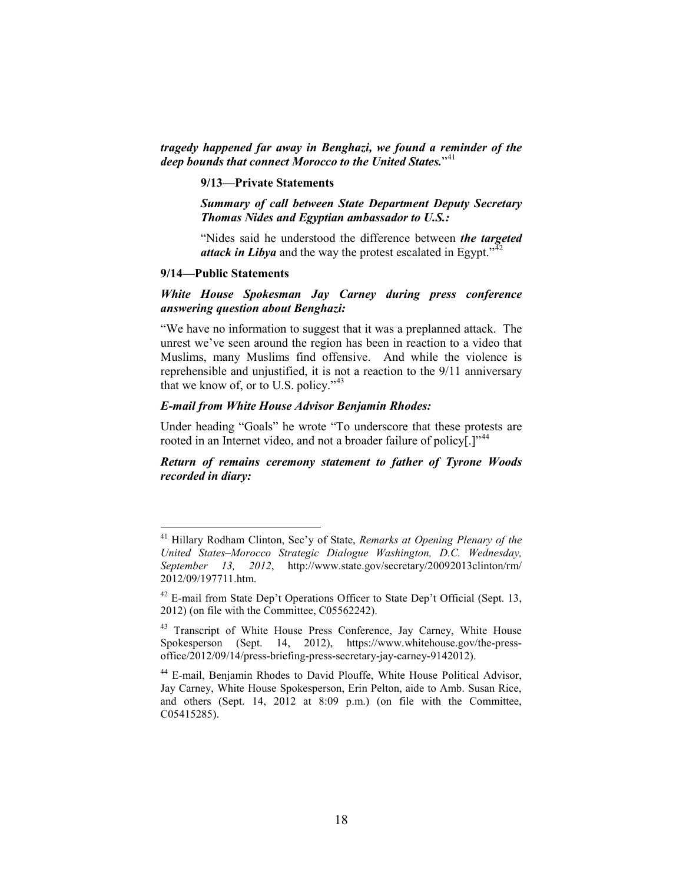***tragedy happened far away in Benghazi, we found a reminder of the deep bounds that connect Morocco to the United States.***"[41]

**9/13—Private Statements**

***Summary of call between State Department Deputy Secretary Thomas Nides and Egyptian ambassador to U.S.:***

"Nides said he understood the difference between ***the targeted attack in Libya*** and the way the protest escalated in Egypt."[42]

**9/14—Public Statements**

***White House Spokesman Jay Carney during press conference answering question about Benghazi:***

"We have no information to suggest that it was a preplanned attack. The unrest we've seen around the region has been in reaction to a video that Muslims, many Muslims find offensive. And while the violence is reprehensible and unjustified, it is not a reaction to the 9/11 anniversary that we know of, or to U.S. policy."[43]

***E-mail from White House Advisor Benjamin Rhodes:***

Under heading "Goals" he wrote "To underscore that these protests are rooted in an Internet video, and not a broader failure of policy[.]"[44]

***Return of remains ceremony statement to father of Tyrone Woods recorded in diary:***

---

[41] Hillary Rodham Clinton, Sec'y of State, *Remarks at Opening Plenary of the United States–Morocco Strategic Dialogue Washington, D.C. Wednesday, September 13, 2012*, http://www.state.gov/secretary/20092013clinton/rm/2012/09/197711.htm.

[42] E-mail from State Dep't Operations Officer to State Dep't Official (Sept. 13, 2012) (on file with the Committee, C05562242).

[43] Transcript of White House Press Conference, Jay Carney, White House Spokesperson (Sept. 14, 2012), https://www.whitehouse.gov/the-press-office/2012/09/14/press-briefing-press-secretary-jay-carney-9142012).

[44] E-mail, Benjamin Rhodes to David Plouffe, White House Political Advisor, Jay Carney, White House Spokesperson, Erin Pelton, aide to Amb. Susan Rice, and others (Sept. 14, 2012 at 8:09 p.m.) (on file with the Committee, C05415285).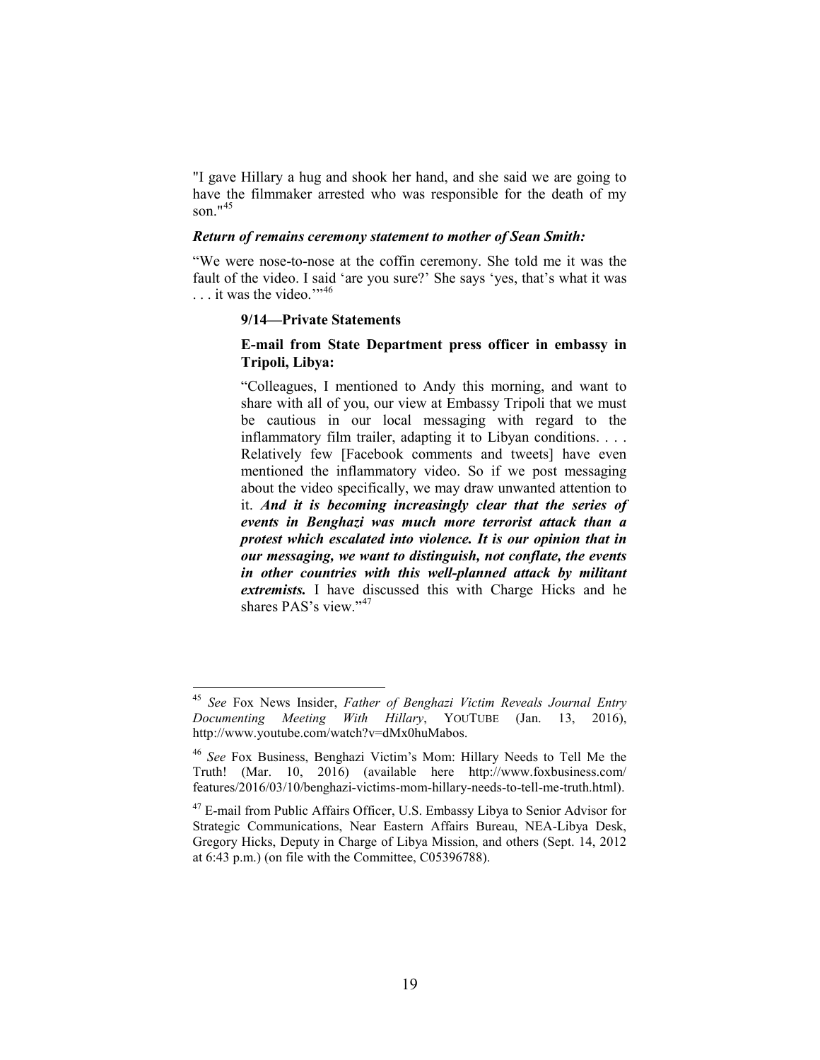"I gave Hillary a hug and shook her hand, and she said we are going to have the filmmaker arrested who was responsible for the death of my son."[45]

***Return of remains ceremony statement to mother of Sean Smith:***

"We were nose-to-nose at the coffin ceremony. She told me it was the fault of the video. I said 'are you sure?' She says 'yes, that's what it was . . . it was the video.'"[46]

> **9/14—Private Statements**
>
> **E-mail from State Department press officer in embassy in Tripoli, Libya:**
>
> "Colleagues, I mentioned to Andy this morning, and want to share with all of you, our view at Embassy Tripoli that we must be cautious in our local messaging with regard to the inflammatory film trailer, adapting it to Libyan conditions. . . . Relatively few [Facebook comments and tweets] have even mentioned the inflammatory video. So if we post messaging about the video specifically, we may draw unwanted attention to it. ***And it is becoming increasingly clear that the series of events in Benghazi was much more terrorist attack than a protest which escalated into violence. It is our opinion that in our messaging, we want to distinguish, not conflate, the events in other countries with this well-planned attack by militant extremists.*** I have discussed this with Charge Hicks and he shares PAS's view."[47]

---

[45] *See* Fox News Insider, *Father of Benghazi Victim Reveals Journal Entry Documenting Meeting With Hillary*, YOUTUBE (Jan. 13, 2016), http://www.youtube.com/watch?v=dMx0huMabos.

[46] *See* Fox Business, Benghazi Victim's Mom: Hillary Needs to Tell Me the Truth! (Mar. 10, 2016) (available here http://www.foxbusiness.com/features/2016/03/10/benghazi-victims-mom-hillary-needs-to-tell-me-truth.html).

[47] E-mail from Public Affairs Officer, U.S. Embassy Libya to Senior Advisor for Strategic Communications, Near Eastern Affairs Bureau, NEA-Libya Desk, Gregory Hicks, Deputy in Charge of Libya Mission, and others (Sept. 14, 2012 at 6:43 p.m.) (on file with the Committee, C05396788).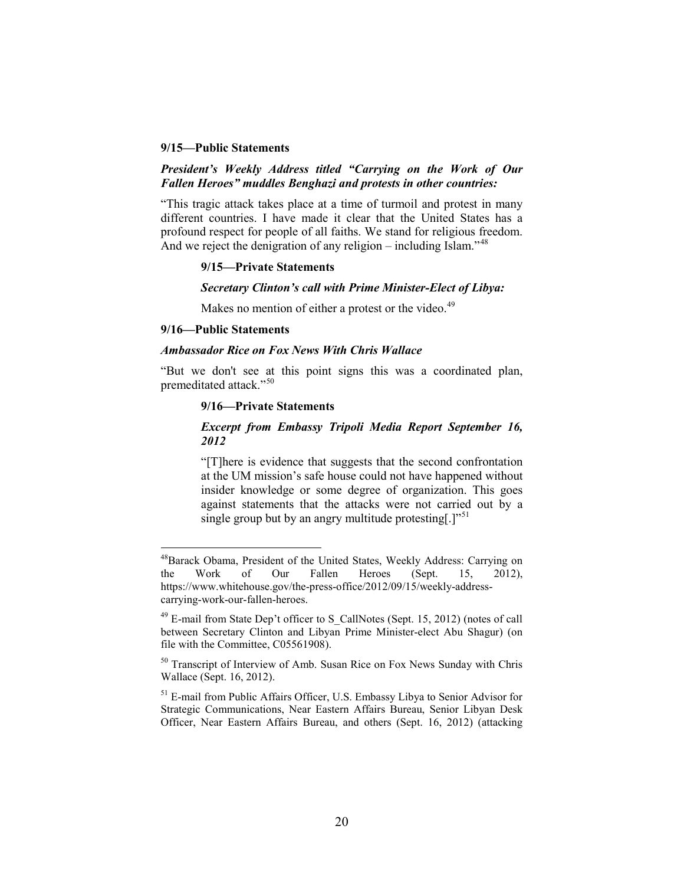**9/15—Public Statements**

***President's Weekly Address titled "Carrying on the Work of Our Fallen Heroes" muddles Benghazi and protests in other countries:***

"This tragic attack takes place at a time of turmoil and protest in many different countries. I have made it clear that the United States has a profound respect for people of all faiths. We stand for religious freedom. And we reject the denigration of any religion – including Islam."[48]

> **9/15—Private Statements**
>
> ***Secretary Clinton's call with Prime Minister-Elect of Libya:***
>
> Makes no mention of either a protest or the video.[49]

**9/16—Public Statements**

***Ambassador Rice on Fox News With Chris Wallace***

"But we don't see at this point signs this was a coordinated plan, premeditated attack."[50]

> **9/16—Private Statements**
>
> ***Excerpt from Embassy Tripoli Media Report September 16, 2012***
>
> "[T]here is evidence that suggests that the second confrontation at the UM mission's safe house could not have happened without insider knowledge or some degree of organization. This goes against statements that the attacks were not carried out by a single group but by an angry multitude protesting[.]"[51]

---

[48] Barack Obama, President of the United States, Weekly Address: Carrying on the Work of Our Fallen Heroes (Sept. 15, 2012), https://www.whitehouse.gov/the-press-office/2012/09/15/weekly-address-carrying-work-our-fallen-heroes.

[49] E-mail from State Dep't officer to S_CallNotes (Sept. 15, 2012) (notes of call between Secretary Clinton and Libyan Prime Minister-elect Abu Shagur) (on file with the Committee, C05561908).

[50] Transcript of Interview of Amb. Susan Rice on Fox News Sunday with Chris Wallace (Sept. 16, 2012).

[51] E-mail from Public Affairs Officer, U.S. Embassy Libya to Senior Advisor for Strategic Communications, Near Eastern Affairs Bureau, Senior Libyan Desk Officer, Near Eastern Affairs Bureau, and others (Sept. 16, 2012) (attacking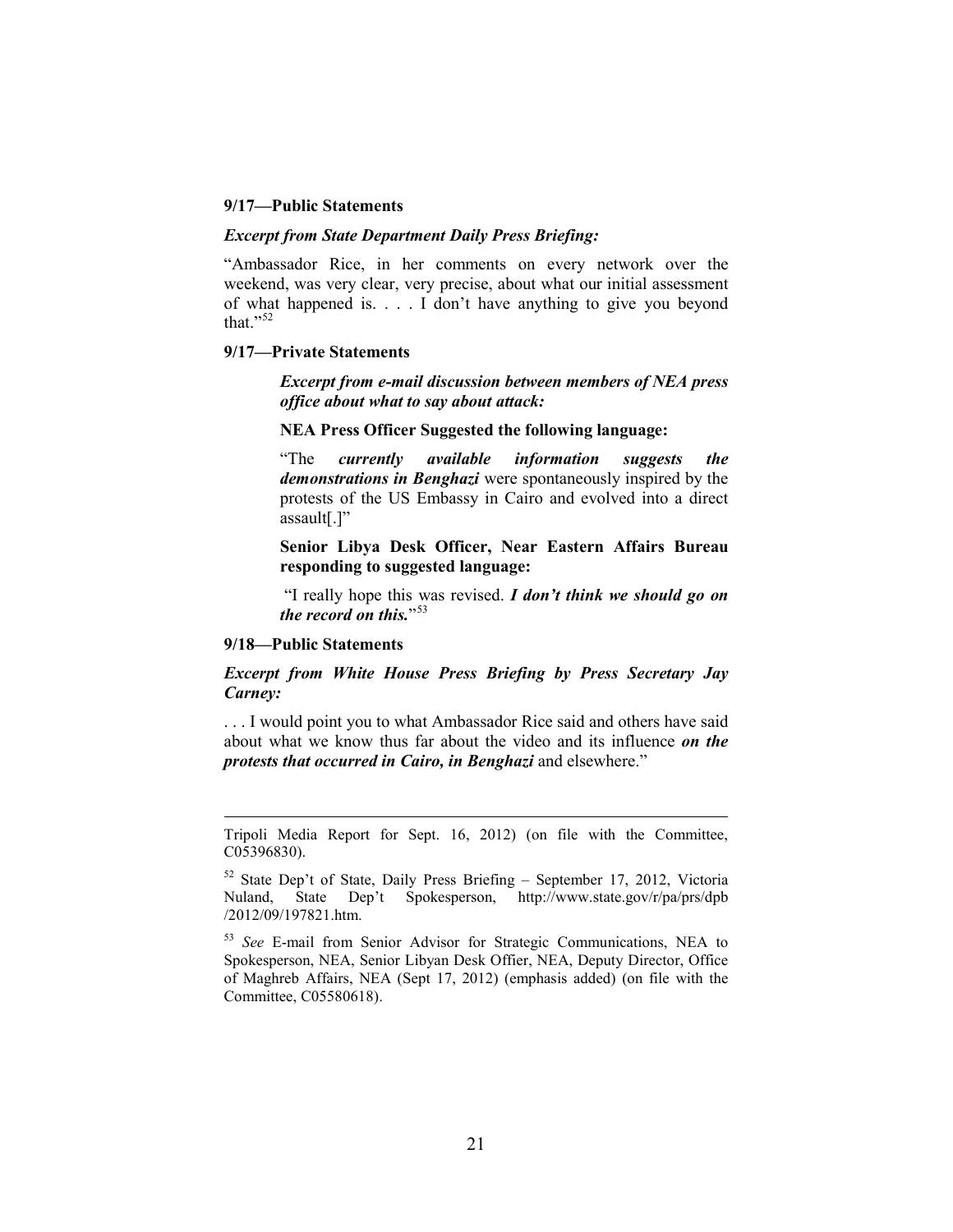**9/17—Public Statements**

***Excerpt from State Department Daily Press Briefing:***

"Ambassador Rice, in her comments on every network over the weekend, was very clear, very precise, about what our initial assessment of what happened is. . . . I don't have anything to give you beyond that."[52]

**9/17—Private Statements**

> ***Excerpt from e-mail discussion between members of NEA press office about what to say about attack:***
>
> **NEA Press Officer Suggested the following language:**
>
> "The ***currently available information suggests the demonstrations in Benghazi*** were spontaneously inspired by the protests of the US Embassy in Cairo and evolved into a direct assault[.]"
>
> **Senior Libya Desk Officer, Near Eastern Affairs Bureau responding to suggested language:**
>
> "I really hope this was revised. ***I don't think we should go on the record on this.***"[53]

**9/18—Public Statements**

***Excerpt from White House Press Briefing by Press Secretary Jay Carney:***

. . . I would point you to what Ambassador Rice said and others have said about what we know thus far about the video and its influence ***on the protests that occurred in Cairo, in Benghazi*** and elsewhere."

---

Tripoli Media Report for Sept. 16, 2012) (on file with the Committee, C05396830).

[52] State Dep't of State, Daily Press Briefing – September 17, 2012, Victoria Nuland, State Dep't Spokesperson, http://www.state.gov/r/pa/prs/dpb/2012/09/197821.htm.

[53] *See* E-mail from Senior Advisor for Strategic Communications, NEA to Spokesperson, NEA, Senior Libyan Desk Offier, NEA, Deputy Director, Office of Maghreb Affairs, NEA (Sept 17, 2012) (emphasis added) (on file with the Committee, C05580618).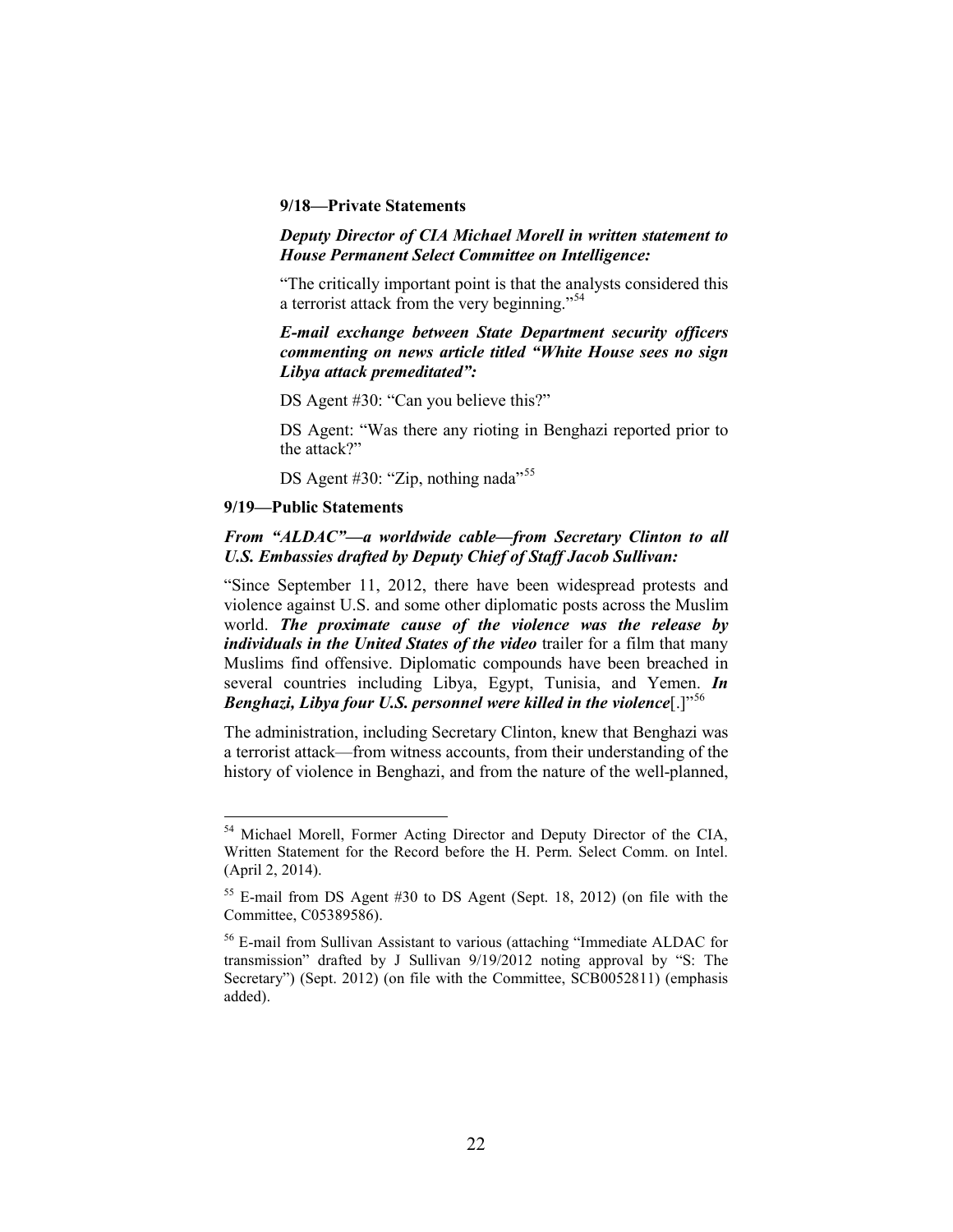**9/18—Private Statements**

***Deputy Director of CIA Michael Morell in written statement to House Permanent Select Committee on Intelligence:***

"The critically important point is that the analysts considered this a terrorist attack from the very beginning."[54]

***E-mail exchange between State Department security officers commenting on news article titled "White House sees no sign Libya attack premeditated":***

DS Agent #30: "Can you believe this?"

DS Agent: "Was there any rioting in Benghazi reported prior to the attack?"

DS Agent #30: "Zip, nothing nada"[55]

**9/19—Public Statements**

***From "ALDAC"—a worldwide cable—from Secretary Clinton to all U.S. Embassies drafted by Deputy Chief of Staff Jacob Sullivan:***

"Since September 11, 2012, there have been widespread protests and violence against U.S. and some other diplomatic posts across the Muslim world. ***The proximate cause of the violence was the release by individuals in the United States of the video*** trailer for a film that many Muslims find offensive. Diplomatic compounds have been breached in several countries including Libya, Egypt, Tunisia, and Yemen. ***In Benghazi, Libya four U.S. personnel were killed in the violence***[.]"[56]

The administration, including Secretary Clinton, knew that Benghazi was a terrorist attack—from witness accounts, from their understanding of the history of violence in Benghazi, and from the nature of the well-planned,

---

[54] Michael Morell, Former Acting Director and Deputy Director of the CIA, Written Statement for the Record before the H. Perm. Select Comm. on Intel. (April 2, 2014).

[55] E-mail from DS Agent #30 to DS Agent (Sept. 18, 2012) (on file with the Committee, C05389586).

[56] E-mail from Sullivan Assistant to various (attaching "Immediate ALDAC for transmission" drafted by J Sullivan 9/19/2012 noting approval by "S: The Secretary") (Sept. 2012) (on file with the Committee, SCB0052811) (emphasis added).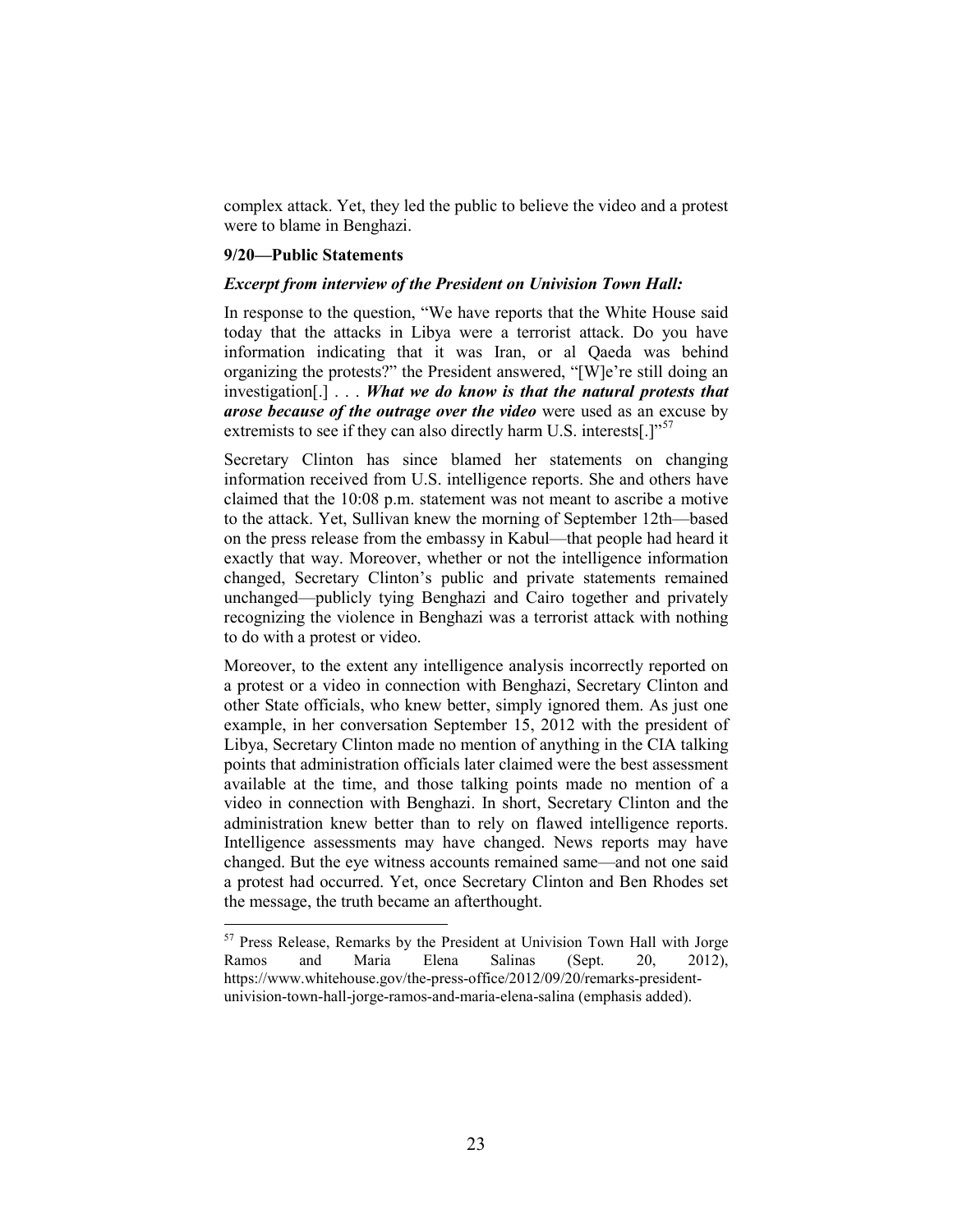complex attack. Yet, they led the public to believe the video and a protest were to blame in Benghazi.

**9/20—Public Statements**

***Excerpt from interview of the President on Univision Town Hall:***

In response to the question, "We have reports that the White House said today that the attacks in Libya were a terrorist attack. Do you have information indicating that it was Iran, or al Qaeda was behind organizing the protests?" the President answered, "[W]e're still doing an investigation[.] . . . ***What we do know is that the natural protests that arose because of the outrage over the video*** were used as an excuse by extremists to see if they can also directly harm U.S. interests[.]"[57]

Secretary Clinton has since blamed her statements on changing information received from U.S. intelligence reports. She and others have claimed that the 10:08 p.m. statement was not meant to ascribe a motive to the attack. Yet, Sullivan knew the morning of September 12th—based on the press release from the embassy in Kabul—that people had heard it exactly that way. Moreover, whether or not the intelligence information changed, Secretary Clinton's public and private statements remained unchanged—publicly tying Benghazi and Cairo together and privately recognizing the violence in Benghazi was a terrorist attack with nothing to do with a protest or video.

Moreover, to the extent any intelligence analysis incorrectly reported on a protest or a video in connection with Benghazi, Secretary Clinton and other State officials, who knew better, simply ignored them. As just one example, in her conversation September 15, 2012 with the president of Libya, Secretary Clinton made no mention of anything in the CIA talking points that administration officials later claimed were the best assessment available at the time, and those talking points made no mention of a video in connection with Benghazi. In short, Secretary Clinton and the administration knew better than to rely on flawed intelligence reports. Intelligence assessments may have changed. News reports may have changed. But the eye witness accounts remained same—and not one said a protest had occurred. Yet, once Secretary Clinton and Ben Rhodes set the message, the truth became an afterthought.

[57] Press Release, Remarks by the President at Univision Town Hall with Jorge Ramos and Maria Elena Salinas (Sept. 20, 2012), https://www.whitehouse.gov/the-press-office/2012/09/20/remarks-president-univision-town-hall-jorge-ramos-and-maria-elena-salina (emphasis added).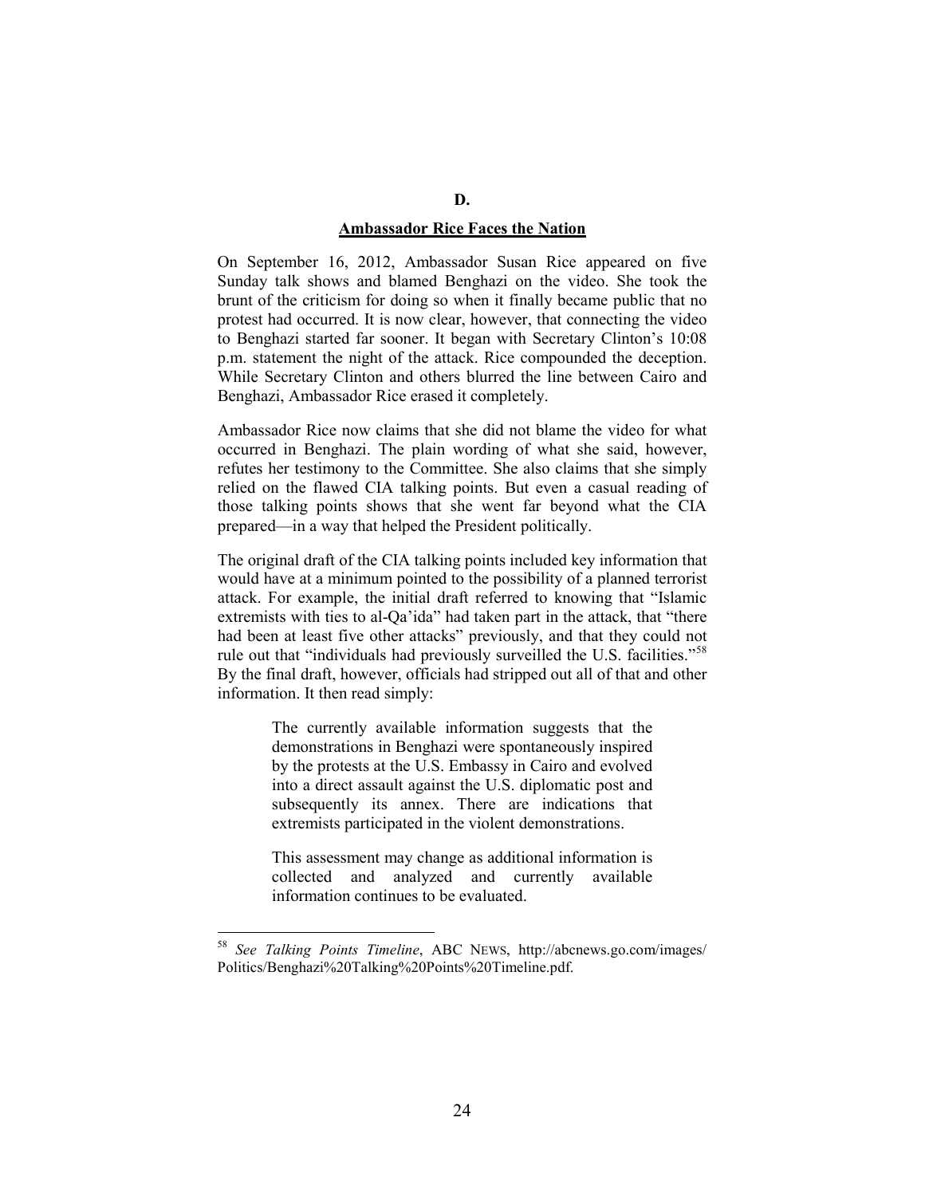## D.

## Ambassador Rice Faces the Nation

On September 16, 2012, Ambassador Susan Rice appeared on five Sunday talk shows and blamed Benghazi on the video. She took the brunt of the criticism for doing so when it finally became public that no protest had occurred. It is now clear, however, that connecting the video to Benghazi started far sooner. It began with Secretary Clinton's 10:08 p.m. statement the night of the attack. Rice compounded the deception. While Secretary Clinton and others blurred the line between Cairo and Benghazi, Ambassador Rice erased it completely.

Ambassador Rice now claims that she did not blame the video for what occurred in Benghazi. The plain wording of what she said, however, refutes her testimony to the Committee. She also claims that she simply relied on the flawed CIA talking points. But even a casual reading of those talking points shows that she went far beyond what the CIA prepared—in a way that helped the President politically.

The original draft of the CIA talking points included key information that would have at a minimum pointed to the possibility of a planned terrorist attack. For example, the initial draft referred to knowing that "Islamic extremists with ties to al-Qa'ida" had taken part in the attack, that "there had been at least five other attacks" previously, and that they could not rule out that "individuals had previously surveilled the U.S. facilities."[58] By the final draft, however, officials had stripped out all of that and other information. It then read simply:

> The currently available information suggests that the demonstrations in Benghazi were spontaneously inspired by the protests at the U.S. Embassy in Cairo and evolved into a direct assault against the U.S. diplomatic post and subsequently its annex. There are indications that extremists participated in the violent demonstrations.
>
> This assessment may change as additional information is collected and analyzed and currently available information continues to be evaluated.

---

[58] *See Talking Points Timeline*, ABC NEWS, http://abcnews.go.com/images/Politics/Benghazi%20Talking%20Points%20Timeline.pdf.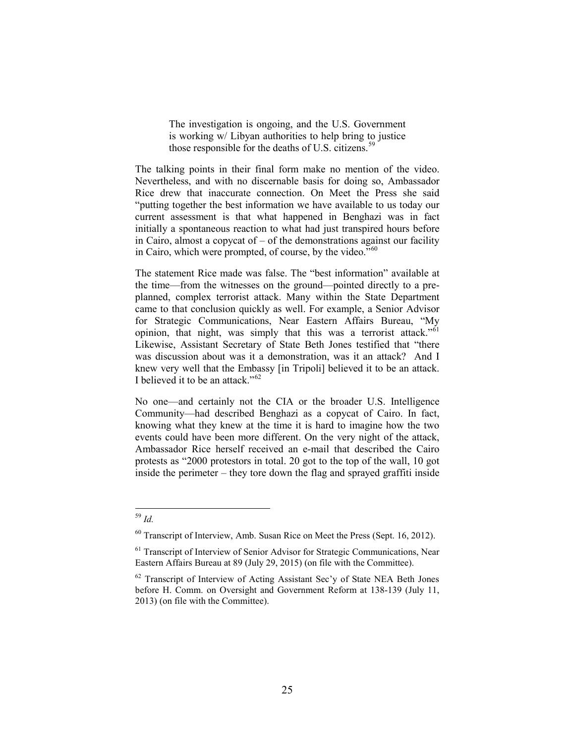> The investigation is ongoing, and the U.S. Government is working w/ Libyan authorities to help bring to justice those responsible for the deaths of U.S. citizens.[59]

The talking points in their final form make no mention of the video. Nevertheless, and with no discernable basis for doing so, Ambassador Rice drew that inaccurate connection. On Meet the Press she said "putting together the best information we have available to us today our current assessment is that what happened in Benghazi was in fact initially a spontaneous reaction to what had just transpired hours before in Cairo, almost a copycat of – of the demonstrations against our facility in Cairo, which were prompted, of course, by the video."[60]

The statement Rice made was false. The "best information" available at the time—from the witnesses on the ground—pointed directly to a pre-planned, complex terrorist attack. Many within the State Department came to that conclusion quickly as well. For example, a Senior Advisor for Strategic Communications, Near Eastern Affairs Bureau, "My opinion, that night, was simply that this was a terrorist attack."[61] Likewise, Assistant Secretary of State Beth Jones testified that "there was discussion about was it a demonstration, was it an attack? And I knew very well that the Embassy [in Tripoli] believed it to be an attack. I believed it to be an attack."[62]

No one—and certainly not the CIA or the broader U.S. Intelligence Community—had described Benghazi as a copycat of Cairo. In fact, knowing what they knew at the time it is hard to imagine how the two events could have been more different. On the very night of the attack, Ambassador Rice herself received an e-mail that described the Cairo protests as "2000 protestors in total. 20 got to the top of the wall, 10 got inside the perimeter – they tore down the flag and sprayed graffiti inside

---

[59] *Id.*

[60] Transcript of Interview, Amb. Susan Rice on Meet the Press (Sept. 16, 2012).

[61] Transcript of Interview of Senior Advisor for Strategic Communications, Near Eastern Affairs Bureau at 89 (July 29, 2015) (on file with the Committee).

[62] Transcript of Interview of Acting Assistant Sec'y of State NEA Beth Jones before H. Comm. on Oversight and Government Reform at 138-139 (July 11, 2013) (on file with the Committee).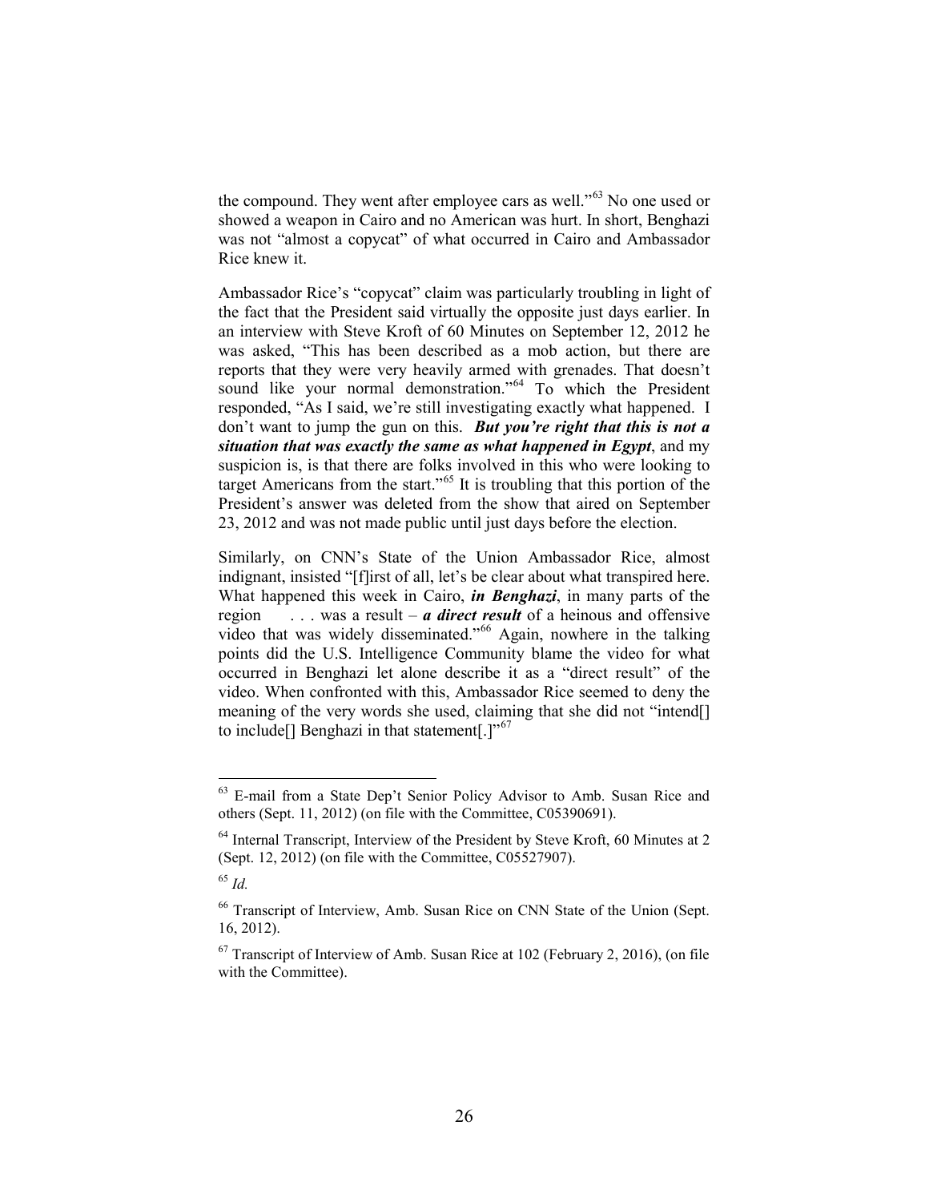the compound. They went after employee cars as well."[63] No one used or showed a weapon in Cairo and no American was hurt. In short, Benghazi was not "almost a copycat" of what occurred in Cairo and Ambassador Rice knew it.

Ambassador Rice's "copycat" claim was particularly troubling in light of the fact that the President said virtually the opposite just days earlier. In an interview with Steve Kroft of 60 Minutes on September 12, 2012 he was asked, "This has been described as a mob action, but there are reports that they were very heavily armed with grenades. That doesn't sound like your normal demonstration."[64] To which the President responded, "As I said, we're still investigating exactly what happened. I don't want to jump the gun on this. ***But you're right that this is not a situation that was exactly the same as what happened in Egypt***, and my suspicion is, is that there are folks involved in this who were looking to target Americans from the start."[65] It is troubling that this portion of the President's answer was deleted from the show that aired on September 23, 2012 and was not made public until just days before the election.

Similarly, on CNN's State of the Union Ambassador Rice, almost indignant, insisted "[f]irst of all, let's be clear about what transpired here. What happened this week in Cairo, ***in Benghazi***, in many parts of the region . . . was a result – ***a direct result*** of a heinous and offensive video that was widely disseminated."[66] Again, nowhere in the talking points did the U.S. Intelligence Community blame the video for what occurred in Benghazi let alone describe it as a "direct result" of the video. When confronted with this, Ambassador Rice seemed to deny the meaning of the very words she used, claiming that she did not "intend[] to include[] Benghazi in that statement[.]"[67]

---

[63] E-mail from a State Dep't Senior Policy Advisor to Amb. Susan Rice and others (Sept. 11, 2012) (on file with the Committee, C05390691).

[64] Internal Transcript, Interview of the President by Steve Kroft, 60 Minutes at 2 (Sept. 12, 2012) (on file with the Committee, C05527907).

[65] *Id.*

[66] Transcript of Interview, Amb. Susan Rice on CNN State of the Union (Sept. 16, 2012).

[67] Transcript of Interview of Amb. Susan Rice at 102 (February 2, 2016), (on file with the Committee).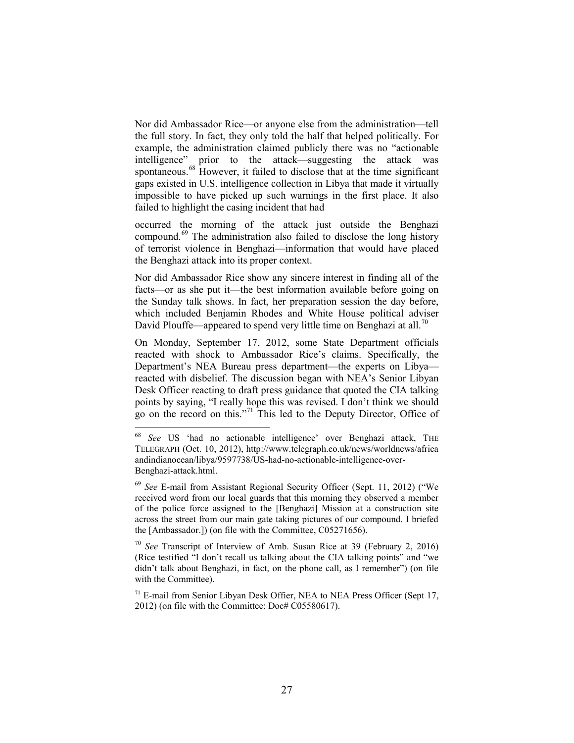Nor did Ambassador Rice—or anyone else from the administration—tell the full story. In fact, they only told the half that helped politically. For example, the administration claimed publicly there was no "actionable intelligence" prior to the attack—suggesting the attack was spontaneous.[68] However, it failed to disclose that at the time significant gaps existed in U.S. intelligence collection in Libya that made it virtually impossible to have picked up such warnings in the first place. It also failed to highlight the casing incident that had occurred the morning of the attack just outside the Benghazi compound.[69] The administration also failed to disclose the long history of terrorist violence in Benghazi—information that would have placed the Benghazi attack into its proper context.

Nor did Ambassador Rice show any sincere interest in finding all of the facts—or as she put it—the best information available before going on the Sunday talk shows. In fact, her preparation session the day before, which included Benjamin Rhodes and White House political adviser David Plouffe—appeared to spend very little time on Benghazi at all.[70]

On Monday, September 17, 2012, some State Department officials reacted with shock to Ambassador Rice's claims. Specifically, the Department's NEA Bureau press department—the experts on Libya—reacted with disbelief. The discussion began with NEA's Senior Libyan Desk Officer reacting to draft press guidance that quoted the CIA talking points by saying, "I really hope this was revised. I don't think we should go on the record on this."[71] This led to the Deputy Director, Office of

---

[68] *See* US 'had no actionable intelligence' over Benghazi attack, THE TELEGRAPH (Oct. 10, 2012), http://www.telegraph.co.uk/news/worldnews/africaandindianocean/libya/9597738/US-had-no-actionable-intelligence-over-Benghazi-attack.html.

[69] *See* E-mail from Assistant Regional Security Officer (Sept. 11, 2012) ("We received word from our local guards that this morning they observed a member of the police force assigned to the [Benghazi] Mission at a construction site across the street from our main gate taking pictures of our compound. I briefed the [Ambassador.]) (on file with the Committee, C05271656).

[70] *See* Transcript of Interview of Amb. Susan Rice at 39 (February 2, 2016) (Rice testified "I don't recall us talking about the CIA talking points" and "we didn't talk about Benghazi, in fact, on the phone call, as I remember") (on file with the Committee).

[71] E-mail from Senior Libyan Desk Offier, NEA to NEA Press Officer (Sept 17, 2012) (on file with the Committee: Doc# C05580617).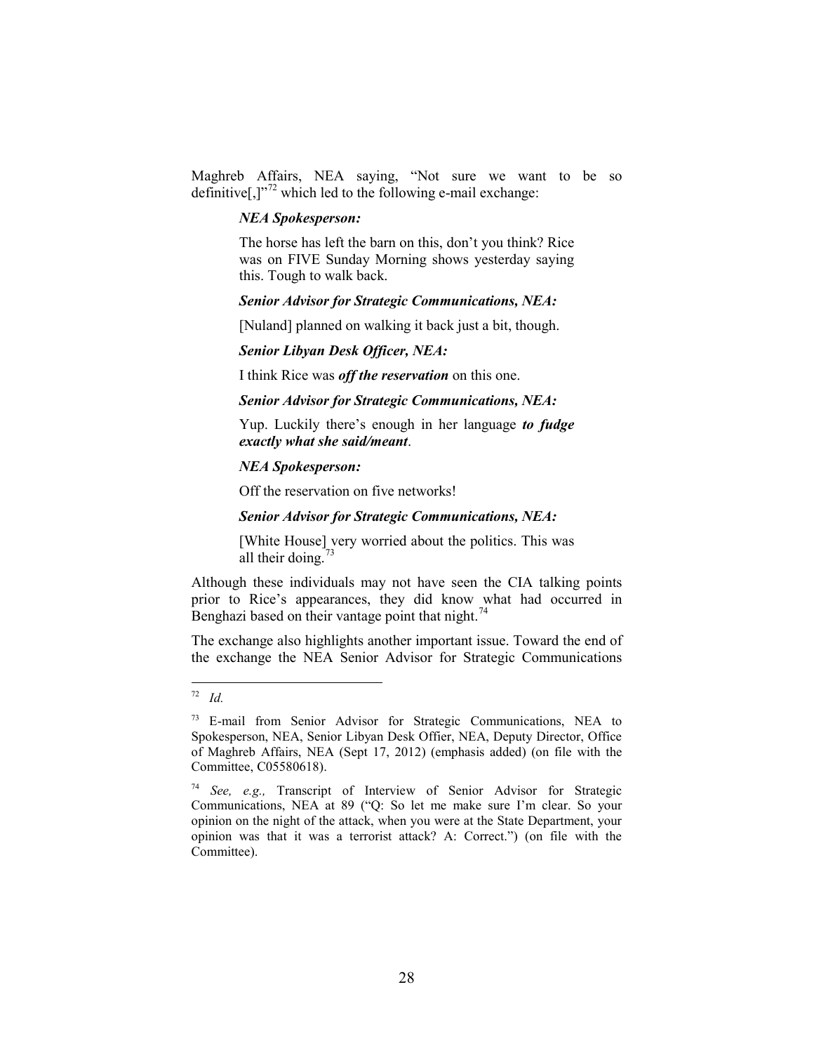Maghreb Affairs, NEA saying, "Not sure we want to be so definitive[,]"[72] which led to the following e-mail exchange:

> ***NEA Spokesperson:***
>
> The horse has left the barn on this, don't you think? Rice was on FIVE Sunday Morning shows yesterday saying this. Tough to walk back.
>
> ***Senior Advisor for Strategic Communications, NEA:***
>
> [Nuland] planned on walking it back just a bit, though.
>
> ***Senior Libyan Desk Officer, NEA:***
>
> I think Rice was ***off the reservation*** on this one.
>
> ***Senior Advisor for Strategic Communications, NEA:***
>
> Yup. Luckily there's enough in her language ***to fudge exactly what she said/meant***.
>
> ***NEA Spokesperson:***
>
> Off the reservation on five networks!
>
> ***Senior Advisor for Strategic Communications, NEA:***
>
> [White House] very worried about the politics. This was all their doing.[73]

Although these individuals may not have seen the CIA talking points prior to Rice's appearances, they did know what had occurred in Benghazi based on their vantage point that night.[74]

The exchange also highlights another important issue. Toward the end of the exchange the NEA Senior Advisor for Strategic Communications

---

[72] *Id.*

[73] E-mail from Senior Advisor for Strategic Communications, NEA to Spokesperson, NEA, Senior Libyan Desk Offier, NEA, Deputy Director, Office of Maghreb Affairs, NEA (Sept 17, 2012) (emphasis added) (on file with the Committee, C05580618).

[74] *See, e.g.,* Transcript of Interview of Senior Advisor for Strategic Communications, NEA at 89 ("Q: So let me make sure I'm clear. So your opinion on the night of the attack, when you were at the State Department, your opinion was that it was a terrorist attack? A: Correct.") (on file with the Committee).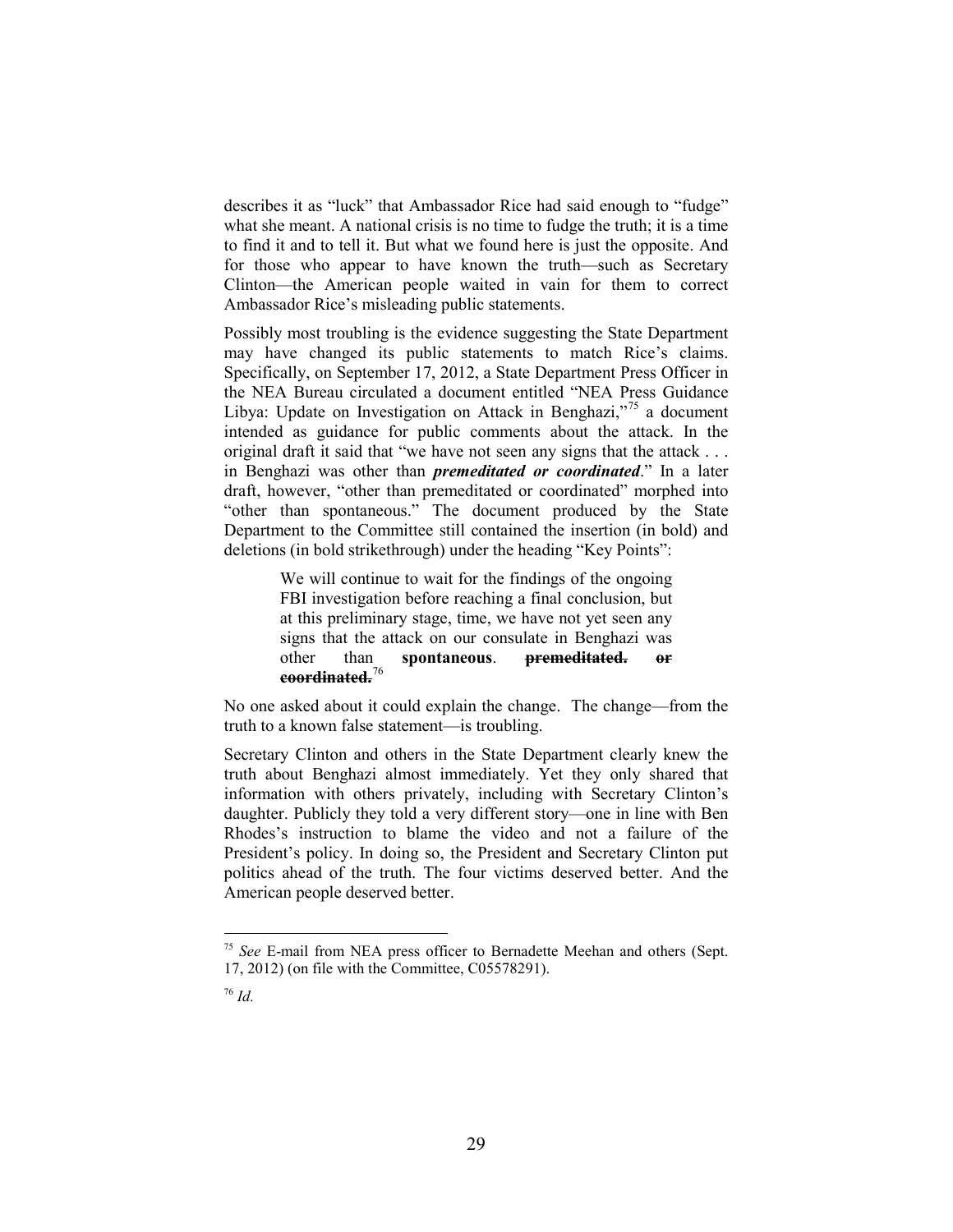describes it as "luck" that Ambassador Rice had said enough to "fudge" what she meant. A national crisis is no time to fudge the truth; it is a time to find it and to tell it. But what we found here is just the opposite. And for those who appear to have known the truth—such as Secretary Clinton—the American people waited in vain for them to correct Ambassador Rice's misleading public statements.

Possibly most troubling is the evidence suggesting the State Department may have changed its public statements to match Rice's claims. Specifically, on September 17, 2012, a State Department Press Officer in the NEA Bureau circulated a document entitled "NEA Press Guidance Libya: Update on Investigation on Attack in Benghazi,"[75] a document intended as guidance for public comments about the attack. In the original draft it said that "we have not seen any signs that the attack . . . in Benghazi was other than ***premeditated or coordinated***." In a later draft, however, "other than premeditated or coordinated" morphed into "other than spontaneous." The document produced by the State Department to the Committee still contained the insertion (in bold) and deletions (in bold strikethrough) under the heading "Key Points":

> We will continue to wait for the findings of the ongoing FBI investigation before reaching a final conclusion, but at this preliminary stage, time, we have not yet seen any signs that the attack on our consulate in Benghazi was other than **spontaneous**. **~~premeditated. or coordinated.~~**[76]

No one asked about it could explain the change. The change—from the truth to a known false statement—is troubling.

Secretary Clinton and others in the State Department clearly knew the truth about Benghazi almost immediately. Yet they only shared that information with others privately, including with Secretary Clinton's daughter. Publicly they told a very different story—one in line with Ben Rhodes's instruction to blame the video and not a failure of the President's policy. In doing so, the President and Secretary Clinton put politics ahead of the truth. The four victims deserved better. And the American people deserved better.

---

[75] *See* E-mail from NEA press officer to Bernadette Meehan and others (Sept. 17, 2012) (on file with the Committee, C05578291).

[76] *Id.*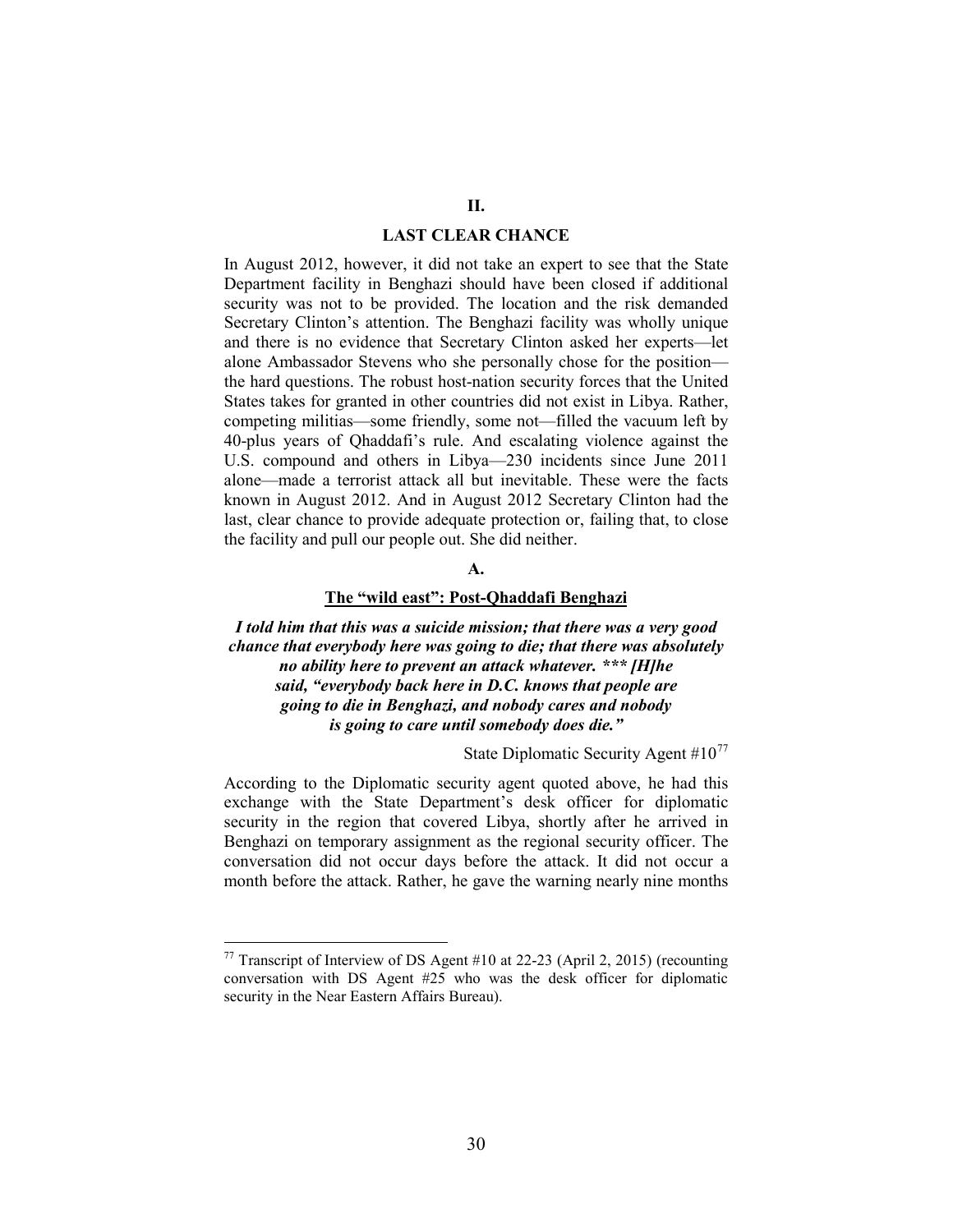## II.

## LAST CLEAR CHANCE

In August 2012, however, it did not take an expert to see that the State Department facility in Benghazi should have been closed if additional security was not to be provided. The location and the risk demanded Secretary Clinton's attention. The Benghazi facility was wholly unique and there is no evidence that Secretary Clinton asked her experts—let alone Ambassador Stevens who she personally chose for the position—the hard questions. The robust host-nation security forces that the United States takes for granted in other countries did not exist in Libya. Rather, competing militias—some friendly, some not—filled the vacuum left by 40-plus years of Qhaddafi's rule. And escalating violence against the U.S. compound and others in Libya—230 incidents since June 2011 alone—made a terrorist attack all but inevitable. These were the facts known in August 2012. And in August 2012 Secretary Clinton had the last, clear chance to provide adequate protection or, failing that, to close the facility and pull our people out. She did neither.

### A.

### The "wild east": Post-Qhaddafi Benghazi

***I told him that this was a suicide mission; that there was a very good chance that everybody here was going to die; that there was absolutely no ability here to prevent an attack whatever. \*\*\* [H]he said, "everybody back here in D.C. knows that people are going to die in Benghazi, and nobody cares and nobody is going to care until somebody does die."***

State Diplomatic Security Agent #10[77]

According to the Diplomatic security agent quoted above, he had this exchange with the State Department's desk officer for diplomatic security in the region that covered Libya, shortly after he arrived in Benghazi on temporary assignment as the regional security officer. The conversation did not occur days before the attack. It did not occur a month before the attack. Rather, he gave the warning nearly nine months

[77] Transcript of Interview of DS Agent #10 at 22-23 (April 2, 2015) (recounting conversation with DS Agent #25 who was the desk officer for diplomatic security in the Near Eastern Affairs Bureau).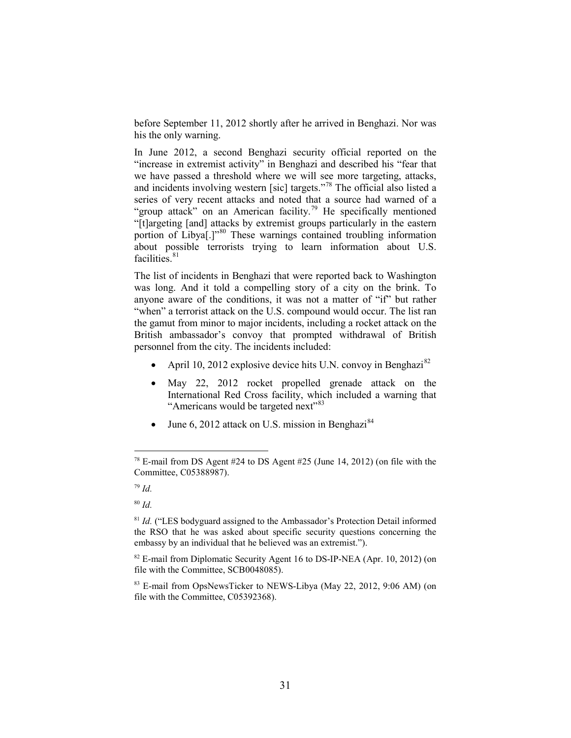before September 11, 2012 shortly after he arrived in Benghazi. Nor was his the only warning.

In June 2012, a second Benghazi security official reported on the "increase in extremist activity" in Benghazi and described his "fear that we have passed a threshold where we will see more targeting, attacks, and incidents involving western [sic] targets."[78] The official also listed a series of very recent attacks and noted that a source had warned of a "group attack" on an American facility.[79] He specifically mentioned "[t]argeting [and] attacks by extremist groups particularly in the eastern portion of Libya[.]"[80] These warnings contained troubling information about possible terrorists trying to learn information about U.S. facilities.[81]

The list of incidents in Benghazi that were reported back to Washington was long. And it told a compelling story of a city on the brink. To anyone aware of the conditions, it was not a matter of "if" but rather "when" a terrorist attack on the U.S. compound would occur. The list ran the gamut from minor to major incidents, including a rocket attack on the British ambassador's convoy that prompted withdrawal of British personnel from the city. The incidents included:

- April 10, 2012 explosive device hits U.N. convoy in Benghazi[82]
- May 22, 2012 rocket propelled grenade attack on the International Red Cross facility, which included a warning that "Americans would be targeted next"[83]
- June 6, 2012 attack on U.S. mission in Benghazi[84]

---

[78] E-mail from DS Agent #24 to DS Agent #25 (June 14, 2012) (on file with the Committee, C05388987).

[79] *Id.*

[80] *Id.*

[81] *Id.* ("LES bodyguard assigned to the Ambassador's Protection Detail informed the RSO that he was asked about specific security questions concerning the embassy by an individual that he believed was an extremist.").

[82] E-mail from Diplomatic Security Agent 16 to DS-IP-NEA (Apr. 10, 2012) (on file with the Committee, SCB0048085).

[83] E-mail from OpsNewsTicker to NEWS-Libya (May 22, 2012, 9:06 AM) (on file with the Committee, C05392368).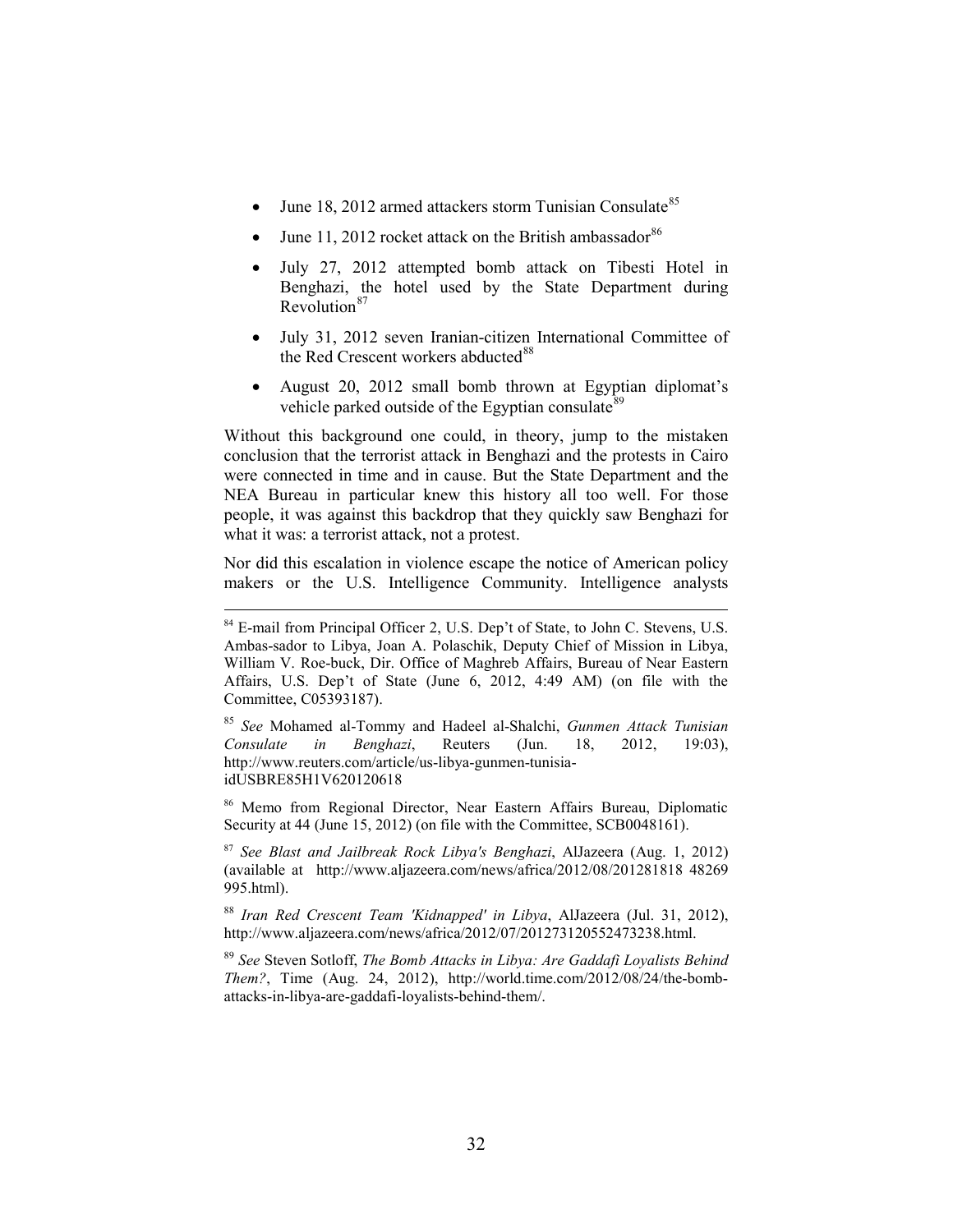- June 18, 2012 armed attackers storm Tunisian Consulate[85]
- June 11, 2012 rocket attack on the British ambassador[86]
- July 27, 2012 attempted bomb attack on Tibesti Hotel in Benghazi, the hotel used by the State Department during Revolution[87]
- July 31, 2012 seven Iranian-citizen International Committee of the Red Crescent workers abducted[88]
- August 20, 2012 small bomb thrown at Egyptian diplomat's vehicle parked outside of the Egyptian consulate[89]

Without this background one could, in theory, jump to the mistaken conclusion that the terrorist attack in Benghazi and the protests in Cairo were connected in time and in cause. But the State Department and the NEA Bureau in particular knew this history all too well. For those people, it was against this backdrop that they quickly saw Benghazi for what it was: a terrorist attack, not a protest.

Nor did this escalation in violence escape the notice of American policy makers or the U.S. Intelligence Community. Intelligence analysts

---

[84] E-mail from Principal Officer 2, U.S. Dep't of State, to John C. Stevens, U.S. Ambas-sador to Libya, Joan A. Polaschik, Deputy Chief of Mission in Libya, William V. Roe-buck, Dir. Office of Maghreb Affairs, Bureau of Near Eastern Affairs, U.S. Dep't of State (June 6, 2012, 4:49 AM) (on file with the Committee, C05393187).

[85] *See* Mohamed al-Tommy and Hadeel al-Shalchi, *Gunmen Attack Tunisian Consulate in Benghazi*, Reuters (Jun. 18, 2012, 19:03), http://www.reuters.com/article/us-libya-gunmen-tunisia-idUSBRE85H1V620120618

[86] Memo from Regional Director, Near Eastern Affairs Bureau, Diplomatic Security at 44 (June 15, 2012) (on file with the Committee, SCB0048161).

[87] *See Blast and Jailbreak Rock Libya's Benghazi*, AlJazeera (Aug. 1, 2012) (available at http://www.aljazeera.com/news/africa/2012/08/201281818 48269 995.html).

[88] *Iran Red Crescent Team 'Kidnapped' in Libya*, AlJazeera (Jul. 31, 2012), http://www.aljazeera.com/news/africa/2012/07/201273120552473238.html.

[89] *See* Steven Sotloff, *The Bomb Attacks in Libya: Are Gaddafi Loyalists Behind Them?*, Time (Aug. 24, 2012), http://world.time.com/2012/08/24/the-bomb-attacks-in-libya-are-gaddafi-loyalists-behind-them/.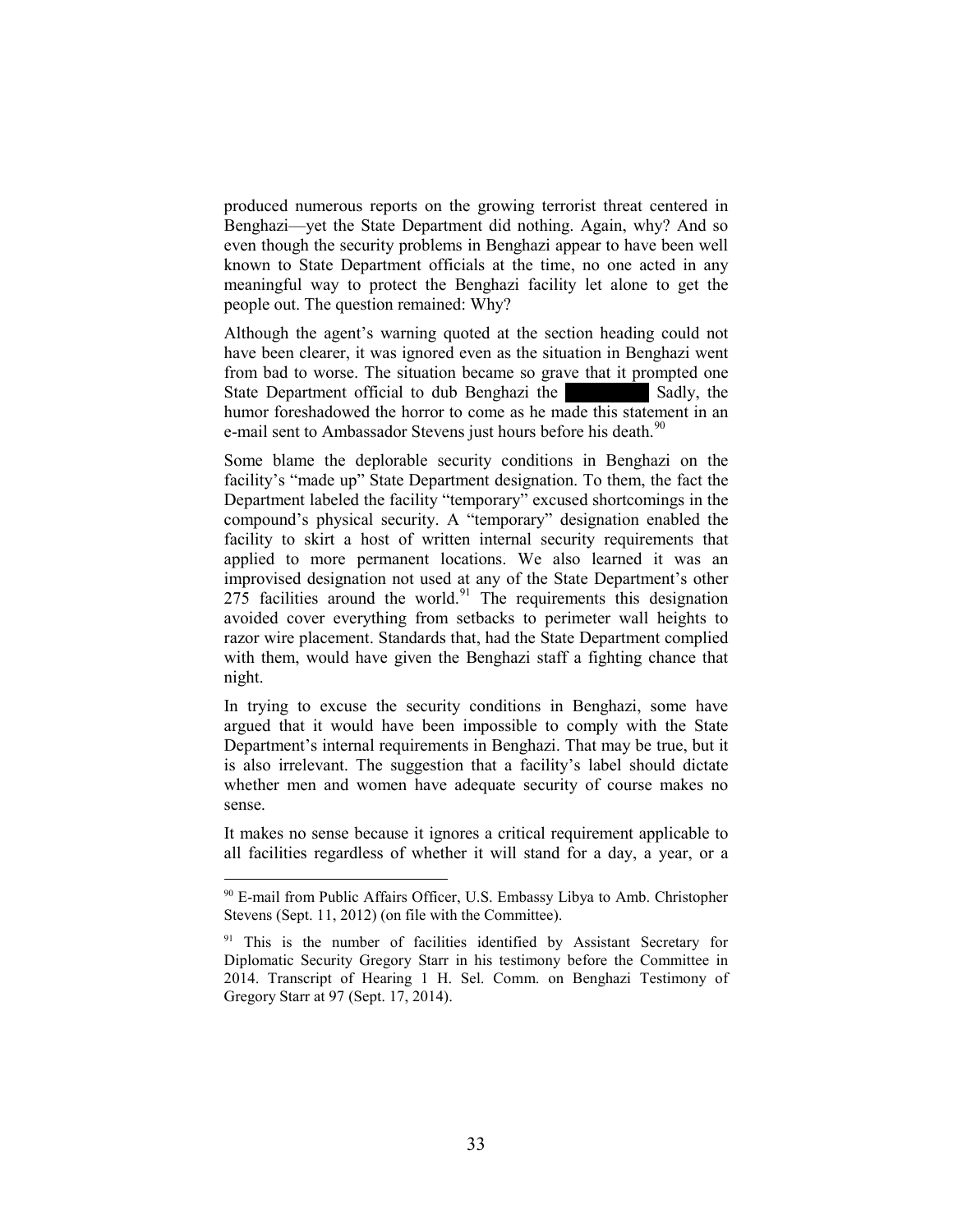produced numerous reports on the growing terrorist threat centered in Benghazi—yet the State Department did nothing. Again, why? And so even though the security problems in Benghazi appear to have been well known to State Department officials at the time, no one acted in any meaningful way to protect the Benghazi facility let alone to get the people out. The question remained: Why?

Although the agent's warning quoted at the section heading could not have been clearer, it was ignored even as the situation in Benghazi went from bad to worse. The situation became so grave that it prompted one State Department official to dub Benghazi the [REDACTED] Sadly, the humor foreshadowed the horror to come as he made this statement in an e-mail sent to Ambassador Stevens just hours before his death.[90]

Some blame the deplorable security conditions in Benghazi on the facility's "made up" State Department designation. To them, the fact the Department labeled the facility "temporary" excused shortcomings in the compound's physical security. A "temporary" designation enabled the facility to skirt a host of written internal security requirements that applied to more permanent locations. We also learned it was an improvised designation not used at any of the State Department's other 275 facilities around the world.[91] The requirements this designation avoided cover everything from setbacks to perimeter wall heights to razor wire placement. Standards that, had the State Department complied with them, would have given the Benghazi staff a fighting chance that night.

In trying to excuse the security conditions in Benghazi, some have argued that it would have been impossible to comply with the State Department's internal requirements in Benghazi. That may be true, but it is also irrelevant. The suggestion that a facility's label should dictate whether men and women have adequate security of course makes no sense.

It makes no sense because it ignores a critical requirement applicable to all facilities regardless of whether it will stand for a day, a year, or a

---

[90] E-mail from Public Affairs Officer, U.S. Embassy Libya to Amb. Christopher Stevens (Sept. 11, 2012) (on file with the Committee).

[91] This is the number of facilities identified by Assistant Secretary for Diplomatic Security Gregory Starr in his testimony before the Committee in 2014. Transcript of Hearing 1 H. Sel. Comm. on Benghazi Testimony of Gregory Starr at 97 (Sept. 17, 2014).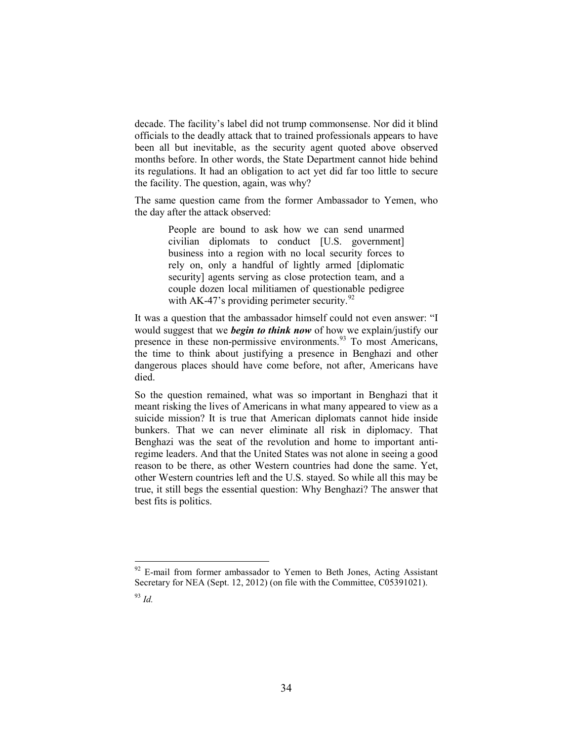decade. The facility's label did not trump commonsense. Nor did it blind officials to the deadly attack that to trained professionals appears to have been all but inevitable, as the security agent quoted above observed months before. In other words, the State Department cannot hide behind its regulations. It had an obligation to act yet did far too little to secure the facility. The question, again, was why?

The same question came from the former Ambassador to Yemen, who the day after the attack observed:

> People are bound to ask how we can send unarmed civilian diplomats to conduct [U.S. government] business into a region with no local security forces to rely on, only a handful of lightly armed [diplomatic security] agents serving as close protection team, and a couple dozen local militiamen of questionable pedigree with AK-47's providing perimeter security.[92]

It was a question that the ambassador himself could not even answer: "I would suggest that we ***begin to think now*** of how we explain/justify our presence in these non-permissive environments.[93] To most Americans, the time to think about justifying a presence in Benghazi and other dangerous places should have come before, not after, Americans have died.

So the question remained, what was so important in Benghazi that it meant risking the lives of Americans in what many appeared to view as a suicide mission? It is true that American diplomats cannot hide inside bunkers. That we can never eliminate all risk in diplomacy. That Benghazi was the seat of the revolution and home to important anti-regime leaders. And that the United States was not alone in seeing a good reason to be there, as other Western countries had done the same. Yet, other Western countries left and the U.S. stayed. So while all this may be true, it still begs the essential question: Why Benghazi? The answer that best fits is politics.

---

[92] E-mail from former ambassador to Yemen to Beth Jones, Acting Assistant Secretary for NEA (Sept. 12, 2012) (on file with the Committee, C05391021).

[93] *Id.*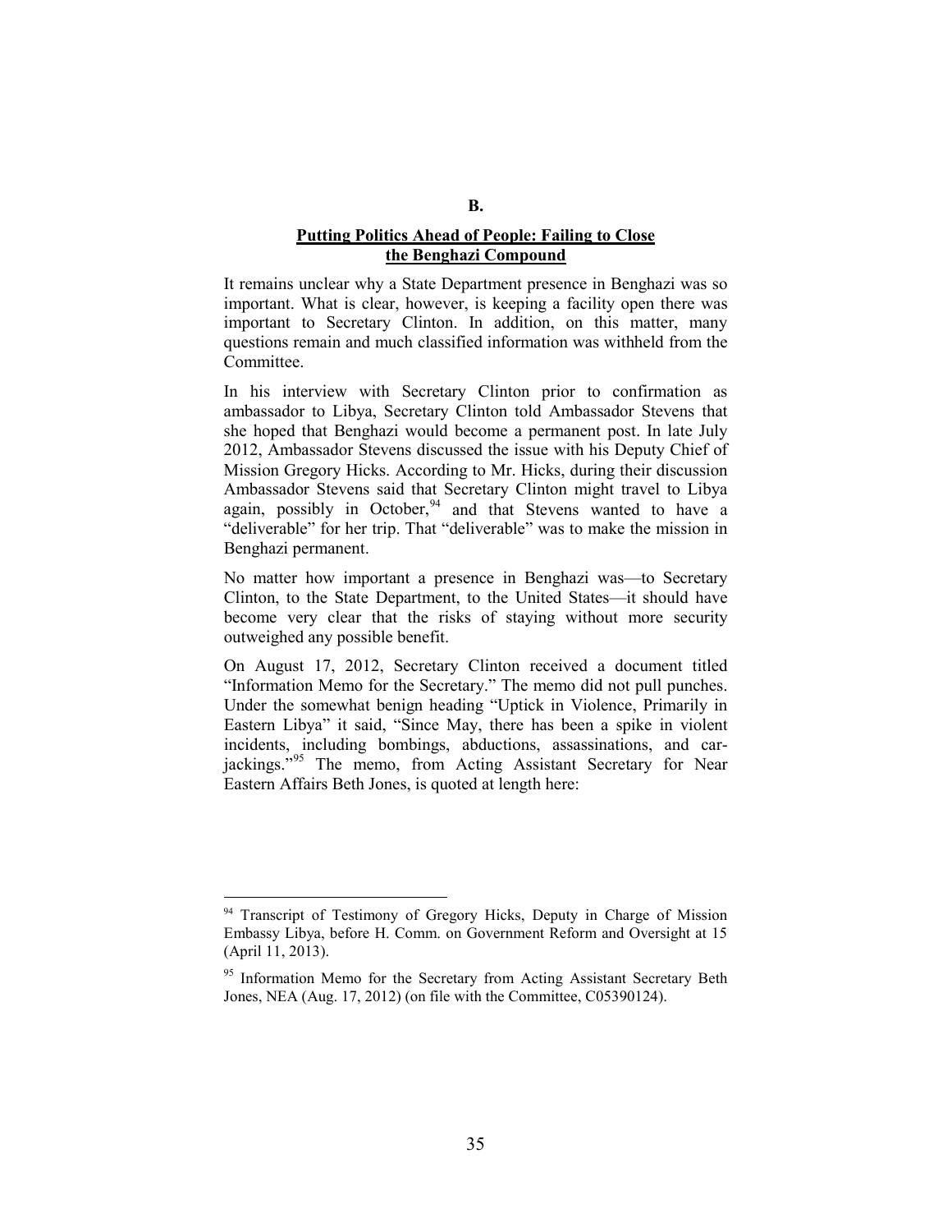## B.

### Putting Politics Ahead of People: Failing to Close the Benghazi Compound

It remains unclear why a State Department presence in Benghazi was so important. What is clear, however, is keeping a facility open there was important to Secretary Clinton. In addition, on this matter, many questions remain and much classified information was withheld from the Committee.

In his interview with Secretary Clinton prior to confirmation as ambassador to Libya, Secretary Clinton told Ambassador Stevens that she hoped that Benghazi would become a permanent post. In late July 2012, Ambassador Stevens discussed the issue with his Deputy Chief of Mission Gregory Hicks. According to Mr. Hicks, during their discussion Ambassador Stevens said that Secretary Clinton might travel to Libya again, possibly in October,[94] and that Stevens wanted to have a "deliverable" for her trip. That "deliverable" was to make the mission in Benghazi permanent.

No matter how important a presence in Benghazi was—to Secretary Clinton, to the State Department, to the United States—it should have become very clear that the risks of staying without more security outweighed any possible benefit.

On August 17, 2012, Secretary Clinton received a document titled "Information Memo for the Secretary." The memo did not pull punches. Under the somewhat benign heading "Uptick in Violence, Primarily in Eastern Libya" it said, "Since May, there has been a spike in violent incidents, including bombings, abductions, assassinations, and car-jackings."[95] The memo, from Acting Assistant Secretary for Near Eastern Affairs Beth Jones, is quoted at length here:

---

[94] Transcript of Testimony of Gregory Hicks, Deputy in Charge of Mission Embassy Libya, before H. Comm. on Government Reform and Oversight at 15 (April 11, 2013).

[95] Information Memo for the Secretary from Acting Assistant Secretary Beth Jones, NEA (Aug. 17, 2012) (on file with the Committee, C05390124).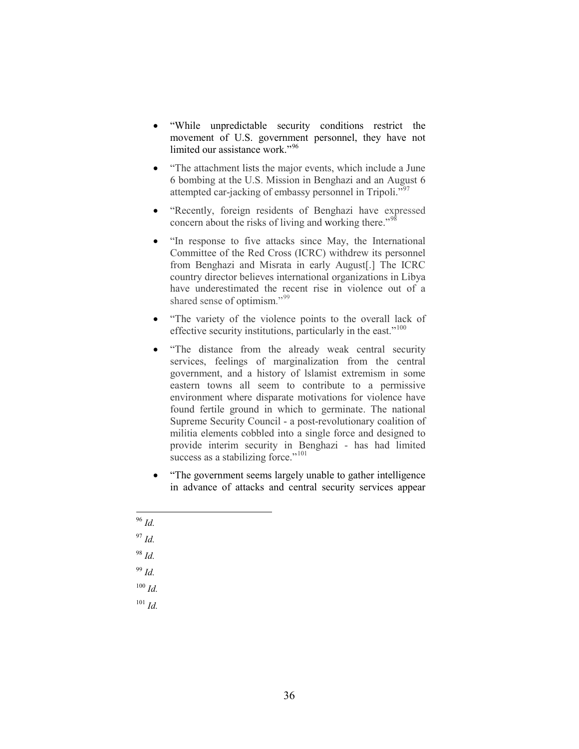- "While unpredictable security conditions restrict the movement of U.S. government personnel, they have not limited our assistance work."[96]

- "The attachment lists the major events, which include a June 6 bombing at the U.S. Mission in Benghazi and an August 6 attempted car-jacking of embassy personnel in Tripoli."[97]

- "Recently, foreign residents of Benghazi have expressed concern about the risks of living and working there."[98]

- "In response to five attacks since May, the International Committee of the Red Cross (ICRC) withdrew its personnel from Benghazi and Misrata in early August[.] The ICRC country director believes international organizations in Libya have underestimated the recent rise in violence out of a shared sense of optimism."[99]

- "The variety of the violence points to the overall lack of effective security institutions, particularly in the east."[100]

- "The distance from the already weak central security services, feelings of marginalization from the central government, and a history of lslamist extremism in some eastern towns all seem to contribute to a permissive environment where disparate motivations for violence have found fertile ground in which to germinate. The national Supreme Security Council - a post-revolutionary coalition of militia elements cobbled into a single force and designed to provide interim security in Benghazi - has had limited success as a stabilizing force."[101]

- "The government seems largely unable to gather intelligence in advance of attacks and central security services appear

---

[96] *Id.*

[97] *Id.*

[98] *Id.*

[99] *Id.*

[100] *Id.*

[101] *Id.*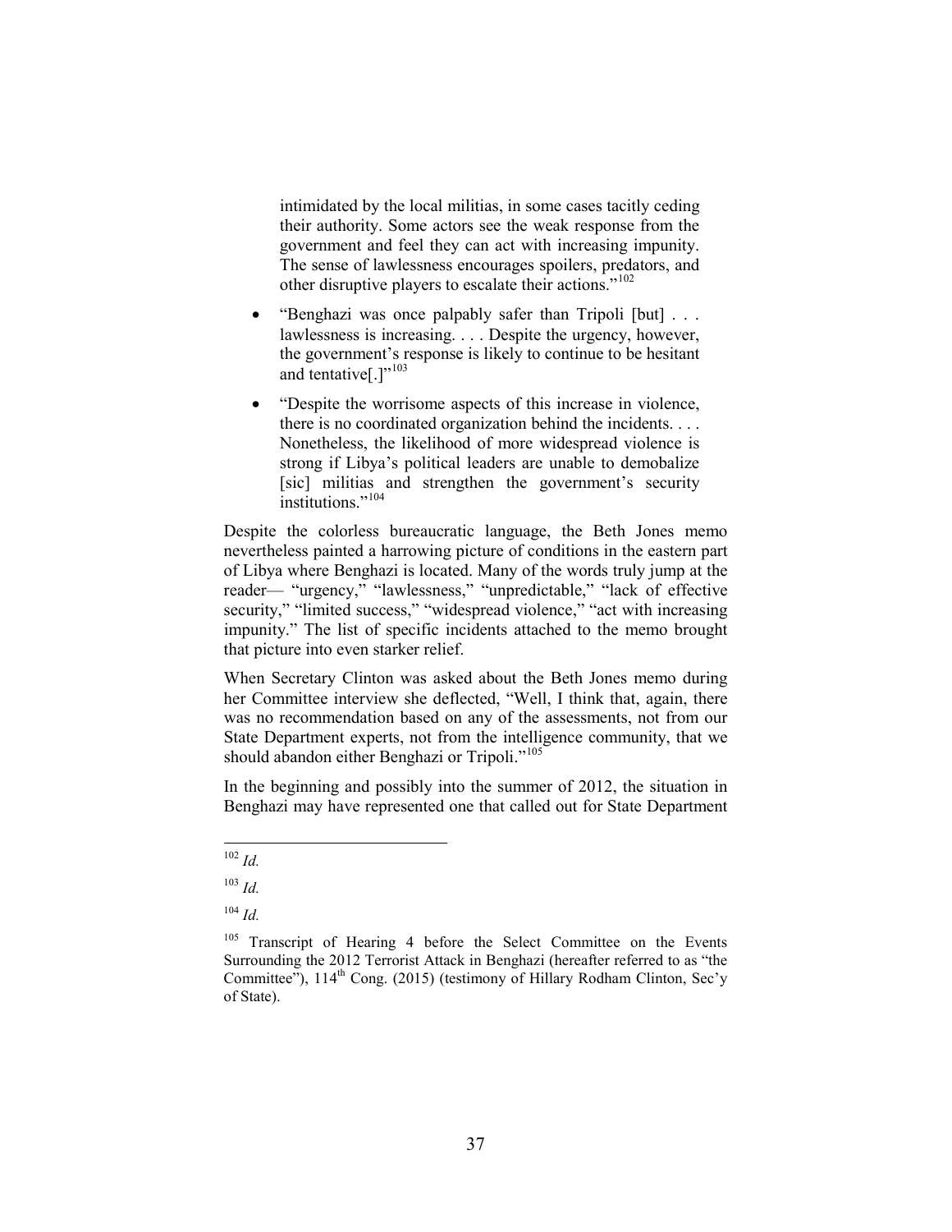> intimidated by the local militias, in some cases tacitly ceding their authority. Some actors see the weak response from the government and feel they can act with increasing impunity. The sense of lawlessness encourages spoilers, predators, and other disruptive players to escalate their actions."[102]

- "Benghazi was once palpably safer than Tripoli [but] . . . lawlessness is increasing. . . . Despite the urgency, however, the government's response is likely to continue to be hesitant and tentative[.]"[103]
- "Despite the worrisome aspects of this increase in violence, there is no coordinated organization behind the incidents. . . . Nonetheless, the likelihood of more widespread violence is strong if Libya's political leaders are unable to demobalize [sic] militias and strengthen the government's security institutions."[104]

Despite the colorless bureaucratic language, the Beth Jones memo nevertheless painted a harrowing picture of conditions in the eastern part of Libya where Benghazi is located. Many of the words truly jump at the reader— "urgency," "lawlessness," "unpredictable," "lack of effective security," "limited success," "widespread violence," "act with increasing impunity." The list of specific incidents attached to the memo brought that picture into even starker relief.

When Secretary Clinton was asked about the Beth Jones memo during her Committee interview she deflected, "Well, I think that, again, there was no recommendation based on any of the assessments, not from our State Department experts, not from the intelligence community, that we should abandon either Benghazi or Tripoli."[105]

In the beginning and possibly into the summer of 2012, the situation in Benghazi may have represented one that called out for State Department

---

[102] *Id.*

[103] *Id.*

[104] *Id.*

[105] Transcript of Hearing 4 before the Select Committee on the Events Surrounding the 2012 Terrorist Attack in Benghazi (hereafter referred to as "the Committee"), 114th Cong. (2015) (testimony of Hillary Rodham Clinton, Sec'y of State).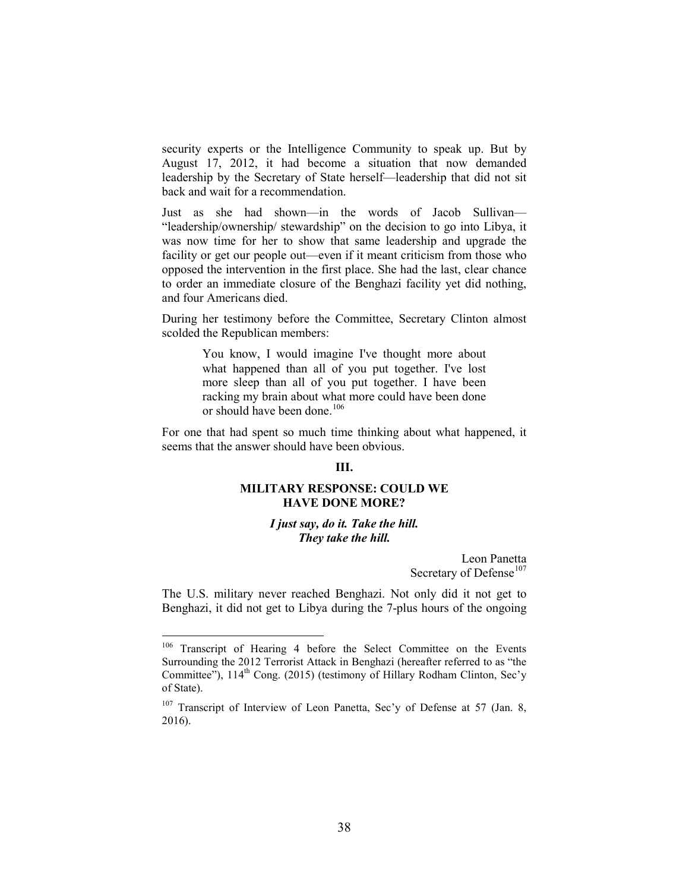security experts or the Intelligence Community to speak up. But by August 17, 2012, it had become a situation that now demanded leadership by the Secretary of State herself—leadership that did not sit back and wait for a recommendation.

Just as she had shown—in the words of Jacob Sullivan—"leadership/ownership/ stewardship" on the decision to go into Libya, it was now time for her to show that same leadership and upgrade the facility or get our people out—even if it meant criticism from those who opposed the intervention in the first place. She had the last, clear chance to order an immediate closure of the Benghazi facility yet did nothing, and four Americans died.

During her testimony before the Committee, Secretary Clinton almost scolded the Republican members:

> You know, I would imagine I've thought more about what happened than all of you put together. I've lost more sleep than all of you put together. I have been racking my brain about what more could have been done or should have been done.[106]

For one that had spent so much time thinking about what happened, it seems that the answer should have been obvious.

## III.

## MILITARY RESPONSE: COULD WE HAVE DONE MORE?

***I just say, do it. Take the hill. They take the hill.***

Leon Panetta
Secretary of Defense[107]

The U.S. military never reached Benghazi. Not only did it not get to Benghazi, it did not get to Libya during the 7-plus hours of the ongoing

---

[106] Transcript of Hearing 4 before the Select Committee on the Events Surrounding the 2012 Terrorist Attack in Benghazi (hereafter referred to as "the Committee"), 114th Cong. (2015) (testimony of Hillary Rodham Clinton, Sec'y of State).

[107] Transcript of Interview of Leon Panetta, Sec'y of Defense at 57 (Jan. 8, 2016).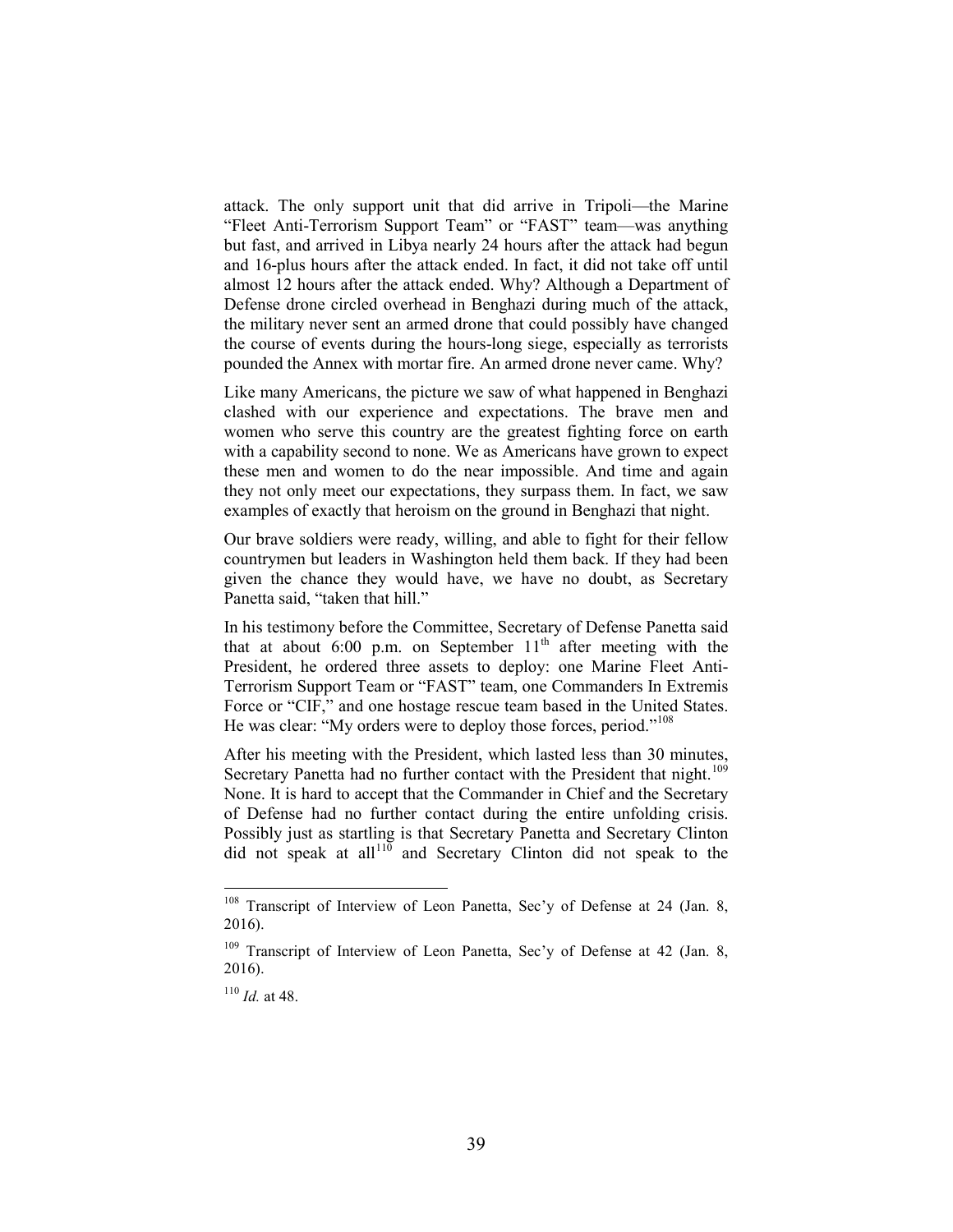attack. The only support unit that did arrive in Tripoli—the Marine "Fleet Anti-Terrorism Support Team" or "FAST" team—was anything but fast, and arrived in Libya nearly 24 hours after the attack had begun and 16-plus hours after the attack ended. In fact, it did not take off until almost 12 hours after the attack ended. Why? Although a Department of Defense drone circled overhead in Benghazi during much of the attack, the military never sent an armed drone that could possibly have changed the course of events during the hours-long siege, especially as terrorists pounded the Annex with mortar fire. An armed drone never came. Why?

Like many Americans, the picture we saw of what happened in Benghazi clashed with our experience and expectations. The brave men and women who serve this country are the greatest fighting force on earth with a capability second to none. We as Americans have grown to expect these men and women to do the near impossible. And time and again they not only meet our expectations, they surpass them. In fact, we saw examples of exactly that heroism on the ground in Benghazi that night.

Our brave soldiers were ready, willing, and able to fight for their fellow countrymen but leaders in Washington held them back. If they had been given the chance they would have, we have no doubt, as Secretary Panetta said, "taken that hill."

In his testimony before the Committee, Secretary of Defense Panetta said that at about 6:00 p.m. on September 11th after meeting with the President, he ordered three assets to deploy: one Marine Fleet Anti-Terrorism Support Team or "FAST" team, one Commanders In Extremis Force or "CIF," and one hostage rescue team based in the United States. He was clear: "My orders were to deploy those forces, period."[108]

After his meeting with the President, which lasted less than 30 minutes, Secretary Panetta had no further contact with the President that night.[109] None. It is hard to accept that the Commander in Chief and the Secretary of Defense had no further contact during the entire unfolding crisis. Possibly just as startling is that Secretary Panetta and Secretary Clinton did not speak at all[110] and Secretary Clinton did not speak to the

---

[108] Transcript of Interview of Leon Panetta, Sec'y of Defense at 24 (Jan. 8, 2016).

[109] Transcript of Interview of Leon Panetta, Sec'y of Defense at 42 (Jan. 8, 2016).

[110] *Id.* at 48.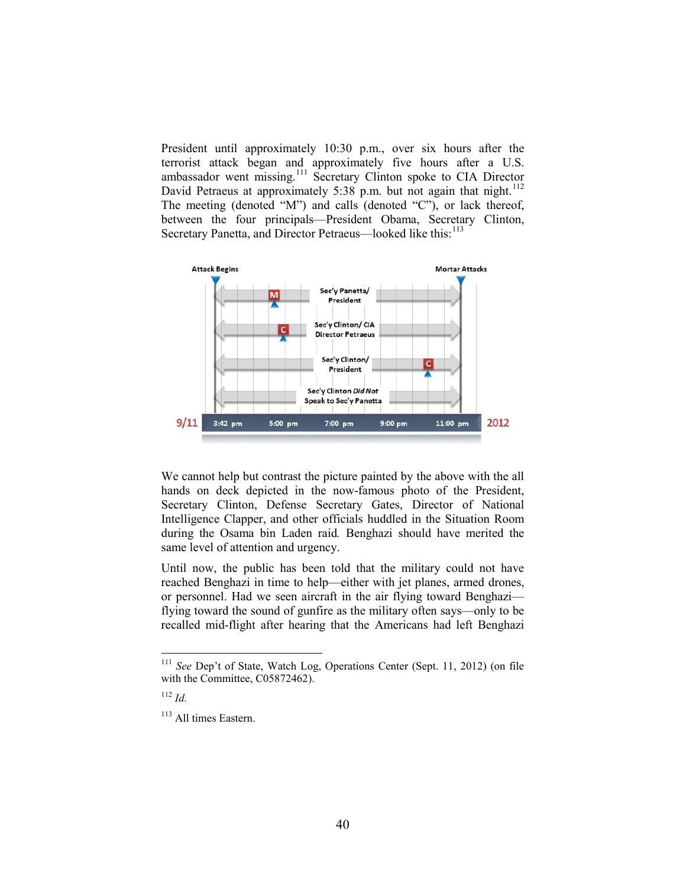President until approximately 10:30 p.m., over six hours after the terrorist attack began and approximately five hours after a U.S. ambassador went missing.[111] Secretary Clinton spoke to CIA Director David Petraeus at approximately 5:38 p.m. but not again that night.[112] The meeting (denoted "M") and calls (denoted "C"), or lack thereof, between the four principals—President Obama, Secretary Clinton, Secretary Panetta, and Director Petraeus—looked like this:[113]

Attack Begins | Mortar Attacks

Sec'y Panetta/ President (M)

Sec'y Clinton/ CIA Director Petraeus (C)

Sec'y Clinton/ President (C)

Sec'y Clinton *Did Not* Speak to Sec'y Panetta

9/11 | 3:42 pm | 5:00 pm | 7:00 pm | 9:00 pm | 11:00 pm | 2012

We cannot help but contrast the picture painted by the above with the all hands on deck depicted in the now-famous photo of the President, Secretary Clinton, Defense Secretary Gates, Director of National Intelligence Clapper, and other officials huddled in the Situation Room during the Osama bin Laden raid*.* Benghazi should have merited the same level of attention and urgency.

Until now, the public has been told that the military could not have reached Benghazi in time to help—either with jet planes, armed drones, or personnel. Had we seen aircraft in the air flying toward Benghazi—flying toward the sound of gunfire as the military often says—only to be recalled mid-flight after hearing that the Americans had left Benghazi

---

[111] *See* Dep't of State, Watch Log, Operations Center (Sept. 11, 2012) (on file with the Committee, C05872462).

[112] *Id.*

[113] All times Eastern.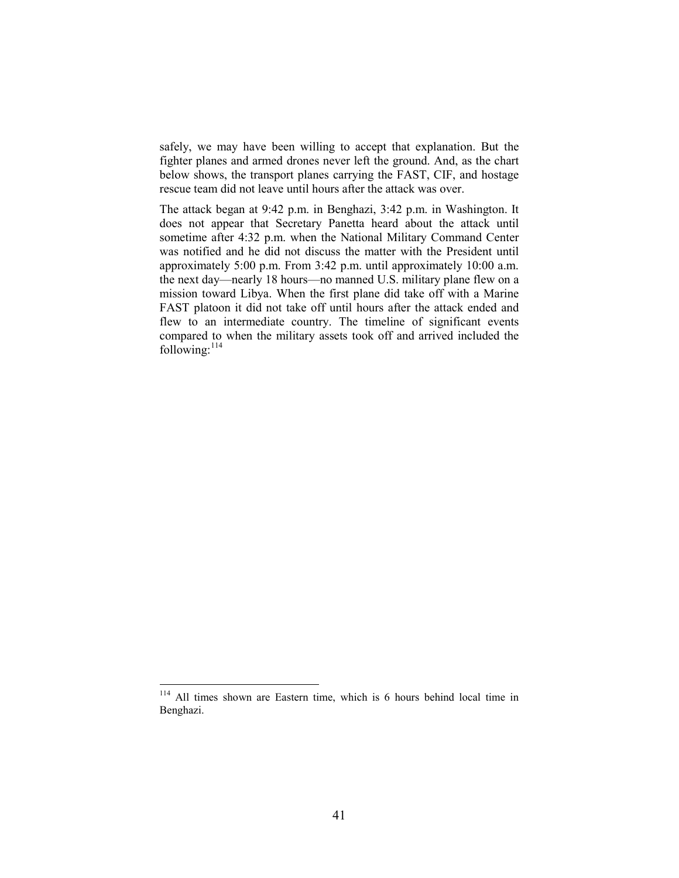safely, we may have been willing to accept that explanation. But the fighter planes and armed drones never left the ground. And, as the chart below shows, the transport planes carrying the FAST, CIF, and hostage rescue team did not leave until hours after the attack was over.

The attack began at 9:42 p.m. in Benghazi, 3:42 p.m. in Washington. It does not appear that Secretary Panetta heard about the attack until sometime after 4:32 p.m. when the National Military Command Center was notified and he did not discuss the matter with the President until approximately 5:00 p.m. From 3:42 p.m. until approximately 10:00 a.m. the next day—nearly 18 hours—no manned U.S. military plane flew on a mission toward Libya. When the first plane did take off with a Marine FAST platoon it did not take off until hours after the attack ended and flew to an intermediate country. The timeline of significant events compared to when the military assets took off and arrived included the following:[114]

---

[114] All times shown are Eastern time, which is 6 hours behind local time in Benghazi.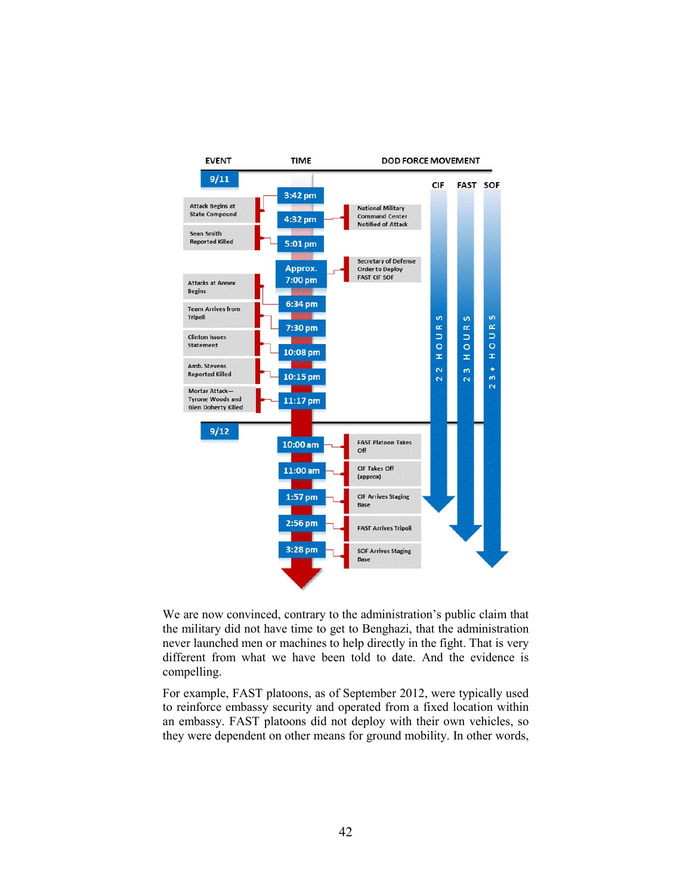| EVENT | TIME | DOD FORCE MOVEMENT |
| --- | --- | --- |
| **9/11** | | |
| Attack Begins at State Compound | 3:42 pm | |
| | 4:32 pm | National Military Command Center Notified of Attack |
| Sean Smith Reported Killed | 5:01 pm | |
| | Approx. 7:00 pm | Secretary of Defense Order to Deploy FAST CIF SOF |
| Attacks at Annex Begins | 6:34 pm | |
| Team Arrives from Tripoli | 7:30 pm | |
| Clinton Issues Statement | 10:08 pm | |
| Amb. Stevens Reported Killed | 10:15 pm | |
| Mortar Attack—Tyrone Woods and Glen Doherty Killed | 11:17 pm | |
| **9/12** | | |
| | 10:00 am | FAST Platoon Takes Off |
| | 11:00 am | CIF Takes Off (approx) |
| | 1:57 pm | CIF Arrives Staging Base |
| | 2:56 pm | FAST Arrives Tripoli |
| | 3:28 pm | SOF Arrives Staging Base |

CIF: 22 HOURS — FAST: 23 HOURS — SOF: 23+ HOURS

We are now convinced, contrary to the administration's public claim that the military did not have time to get to Benghazi, that the administration never launched men or machines to help directly in the fight. That is very different from what we have been told to date. And the evidence is compelling.

For example, FAST platoons, as of September 2012, were typically used to reinforce embassy security and operated from a fixed location within an embassy. FAST platoons did not deploy with their own vehicles, so they were dependent on other means for ground mobility. In other words,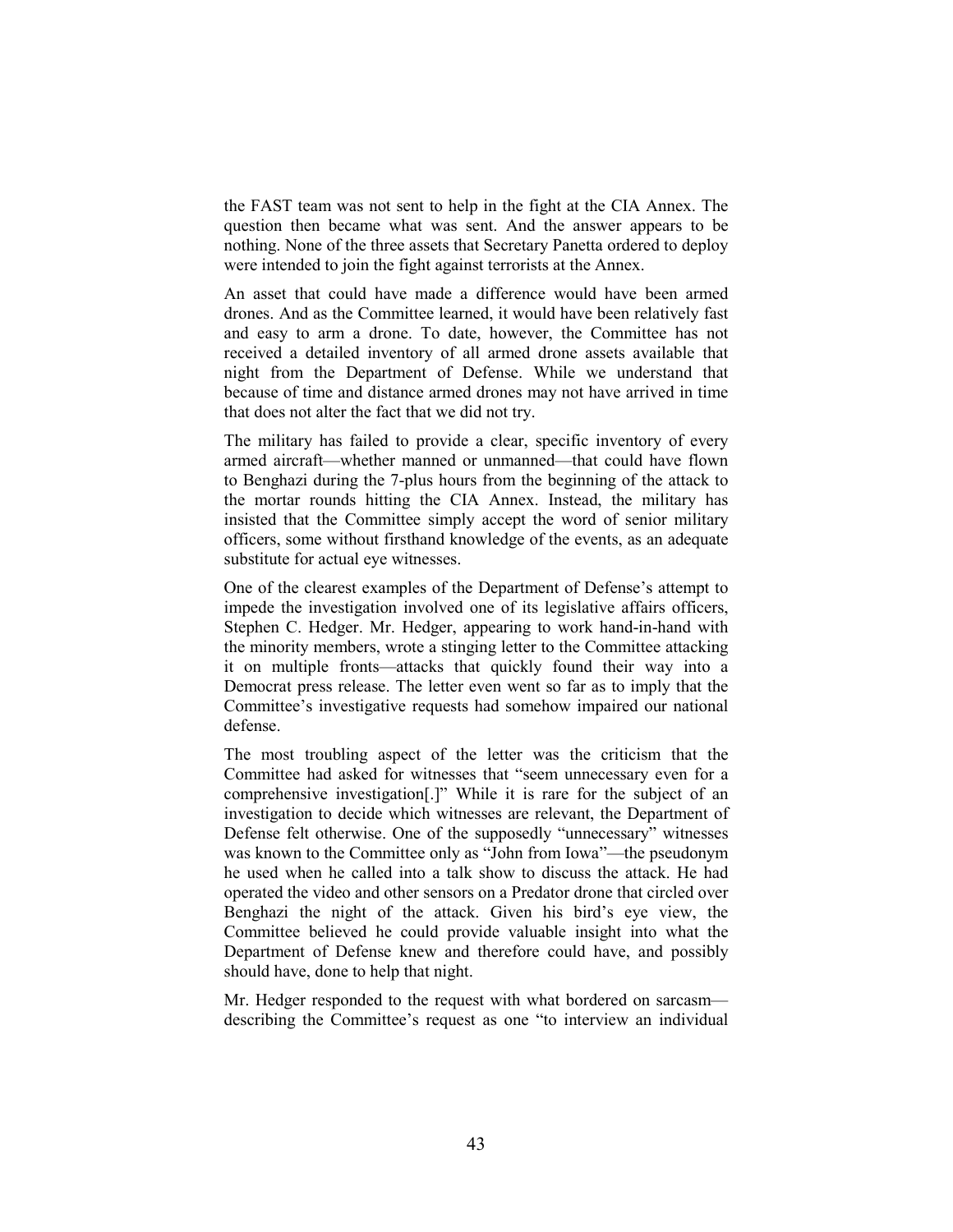the FAST team was not sent to help in the fight at the CIA Annex. The question then became what was sent. And the answer appears to be nothing. None of the three assets that Secretary Panetta ordered to deploy were intended to join the fight against terrorists at the Annex.

An asset that could have made a difference would have been armed drones. And as the Committee learned, it would have been relatively fast and easy to arm a drone. To date, however, the Committee has not received a detailed inventory of all armed drone assets available that night from the Department of Defense. While we understand that because of time and distance armed drones may not have arrived in time that does not alter the fact that we did not try.

The military has failed to provide a clear, specific inventory of every armed aircraft—whether manned or unmanned—that could have flown to Benghazi during the 7-plus hours from the beginning of the attack to the mortar rounds hitting the CIA Annex. Instead, the military has insisted that the Committee simply accept the word of senior military officers, some without firsthand knowledge of the events, as an adequate substitute for actual eye witnesses.

One of the clearest examples of the Department of Defense's attempt to impede the investigation involved one of its legislative affairs officers, Stephen C. Hedger. Mr. Hedger, appearing to work hand-in-hand with the minority members, wrote a stinging letter to the Committee attacking it on multiple fronts—attacks that quickly found their way into a Democrat press release. The letter even went so far as to imply that the Committee's investigative requests had somehow impaired our national defense.

The most troubling aspect of the letter was the criticism that the Committee had asked for witnesses that "seem unnecessary even for a comprehensive investigation[.]" While it is rare for the subject of an investigation to decide which witnesses are relevant, the Department of Defense felt otherwise. One of the supposedly "unnecessary" witnesses was known to the Committee only as "John from Iowa"—the pseudonym he used when he called into a talk show to discuss the attack. He had operated the video and other sensors on a Predator drone that circled over Benghazi the night of the attack. Given his bird's eye view, the Committee believed he could provide valuable insight into what the Department of Defense knew and therefore could have, and possibly should have, done to help that night.

Mr. Hedger responded to the request with what bordered on sarcasm—describing the Committee's request as one "to interview an individual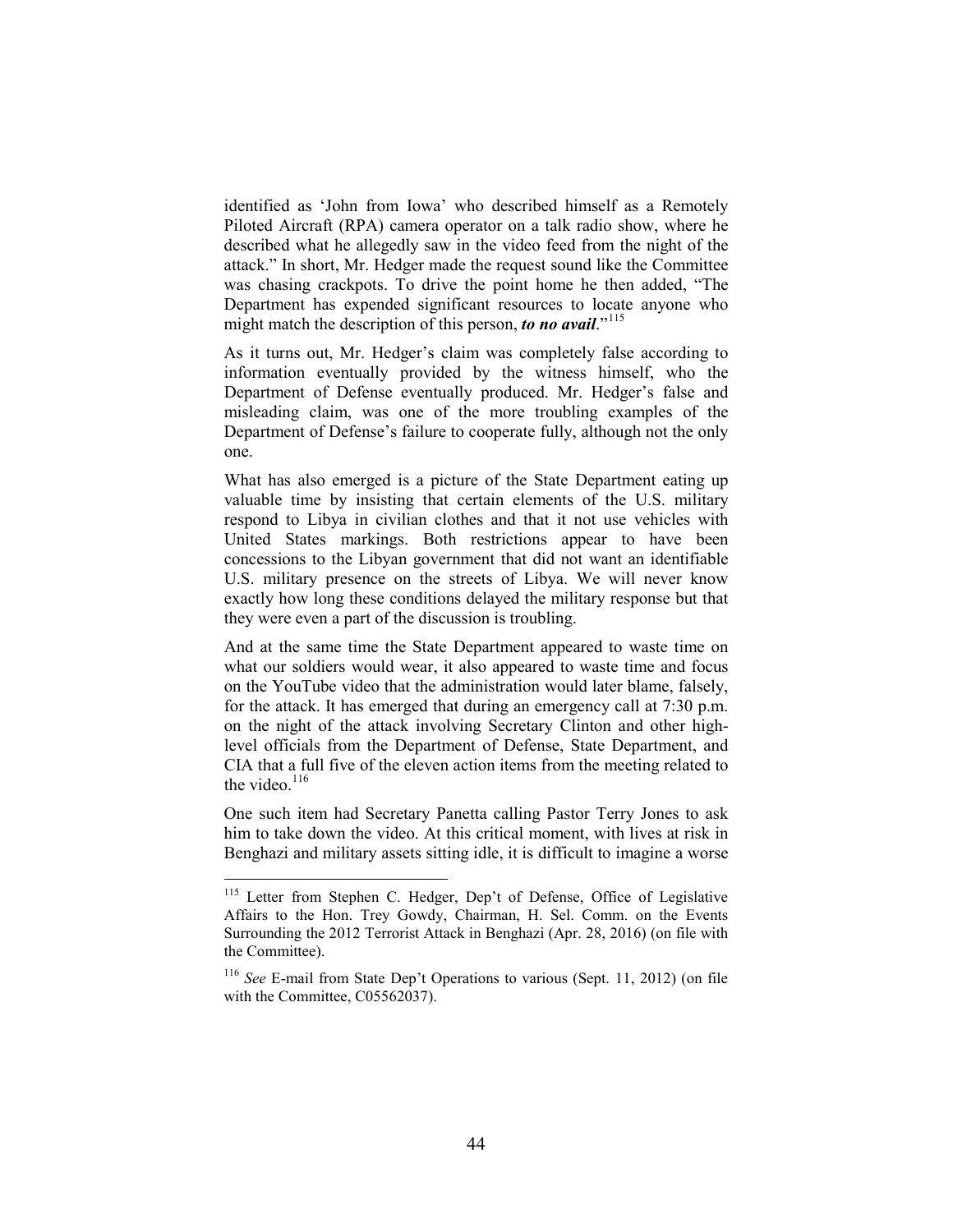identified as 'John from Iowa' who described himself as a Remotely Piloted Aircraft (RPA) camera operator on a talk radio show, where he described what he allegedly saw in the video feed from the night of the attack." In short, Mr. Hedger made the request sound like the Committee was chasing crackpots. To drive the point home he then added, "The Department has expended significant resources to locate anyone who might match the description of this person, ***to no avail***."[115]

As it turns out, Mr. Hedger's claim was completely false according to information eventually provided by the witness himself, who the Department of Defense eventually produced. Mr. Hedger's false and misleading claim, was one of the more troubling examples of the Department of Defense's failure to cooperate fully, although not the only one.

What has also emerged is a picture of the State Department eating up valuable time by insisting that certain elements of the U.S. military respond to Libya in civilian clothes and that it not use vehicles with United States markings. Both restrictions appear to have been concessions to the Libyan government that did not want an identifiable U.S. military presence on the streets of Libya. We will never know exactly how long these conditions delayed the military response but that they were even a part of the discussion is troubling.

And at the same time the State Department appeared to waste time on what our soldiers would wear, it also appeared to waste time and focus on the YouTube video that the administration would later blame, falsely, for the attack. It has emerged that during an emergency call at 7:30 p.m. on the night of the attack involving Secretary Clinton and other high-level officials from the Department of Defense, State Department, and CIA that a full five of the eleven action items from the meeting related to the video.[116]

One such item had Secretary Panetta calling Pastor Terry Jones to ask him to take down the video. At this critical moment, with lives at risk in Benghazi and military assets sitting idle, it is difficult to imagine a worse

---

[115] Letter from Stephen C. Hedger, Dep't of Defense, Office of Legislative Affairs to the Hon. Trey Gowdy, Chairman, H. Sel. Comm. on the Events Surrounding the 2012 Terrorist Attack in Benghazi (Apr. 28, 2016) (on file with the Committee).

[116] *See* E-mail from State Dep't Operations to various (Sept. 11, 2012) (on file with the Committee, C05562037).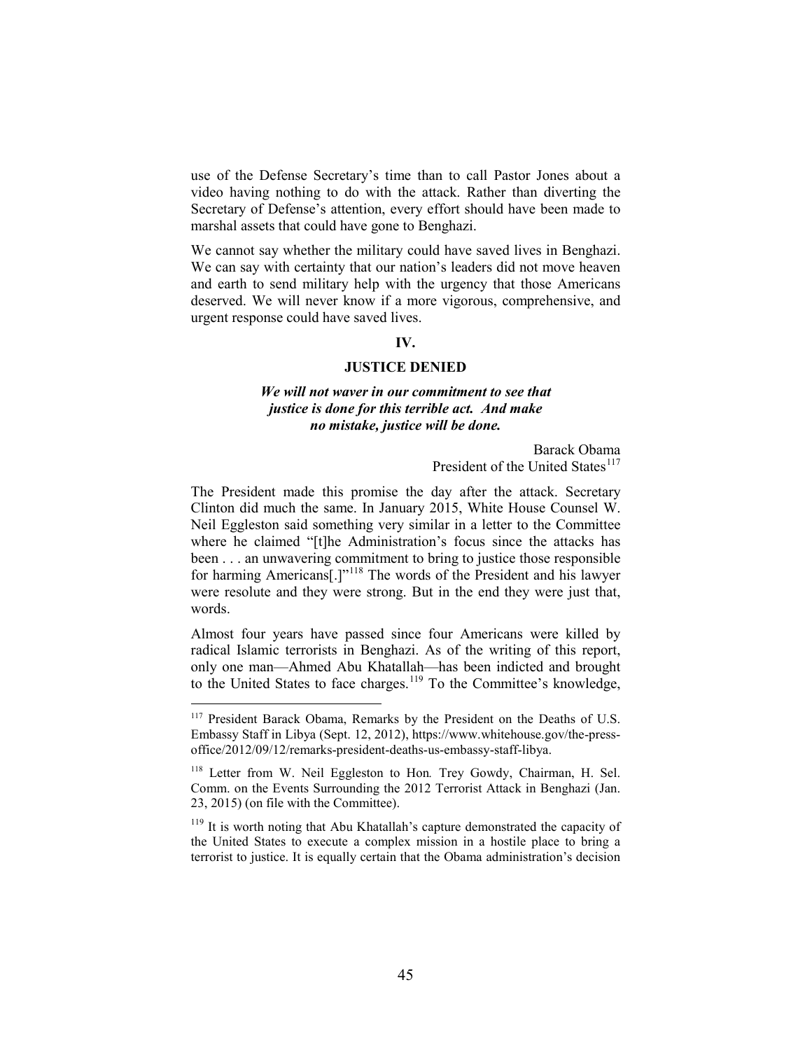use of the Defense Secretary's time than to call Pastor Jones about a video having nothing to do with the attack. Rather than diverting the Secretary of Defense's attention, every effort should have been made to marshal assets that could have gone to Benghazi.

We cannot say whether the military could have saved lives in Benghazi. We can say with certainty that our nation's leaders did not move heaven and earth to send military help with the urgency that those Americans deserved. We will never know if a more vigorous, comprehensive, and urgent response could have saved lives.

## IV.

## JUSTICE DENIED

***We will not waver in our commitment to see that justice is done for this terrible act. And make no mistake, justice will be done.***

Barack Obama
President of the United States[117]

The President made this promise the day after the attack. Secretary Clinton did much the same. In January 2015, White House Counsel W. Neil Eggleston said something very similar in a letter to the Committee where he claimed "[t]he Administration's focus since the attacks has been . . . an unwavering commitment to bring to justice those responsible for harming Americans[.]"[118] The words of the President and his lawyer were resolute and they were strong. But in the end they were just that, words.

Almost four years have passed since four Americans were killed by radical Islamic terrorists in Benghazi. As of the writing of this report, only one man—Ahmed Abu Khatallah—has been indicted and brought to the United States to face charges.[119] To the Committee's knowledge,

---

[117] President Barack Obama, Remarks by the President on the Deaths of U.S. Embassy Staff in Libya (Sept. 12, 2012), https://www.whitehouse.gov/the-press-office/2012/09/12/remarks-president-deaths-us-embassy-staff-libya.

[118] Letter from W. Neil Eggleston to Hon. Trey Gowdy, Chairman, H. Sel. Comm. on the Events Surrounding the 2012 Terrorist Attack in Benghazi (Jan. 23, 2015) (on file with the Committee).

[119] It is worth noting that Abu Khatallah's capture demonstrated the capacity of the United States to execute a complex mission in a hostile place to bring a terrorist to justice. It is equally certain that the Obama administration's decision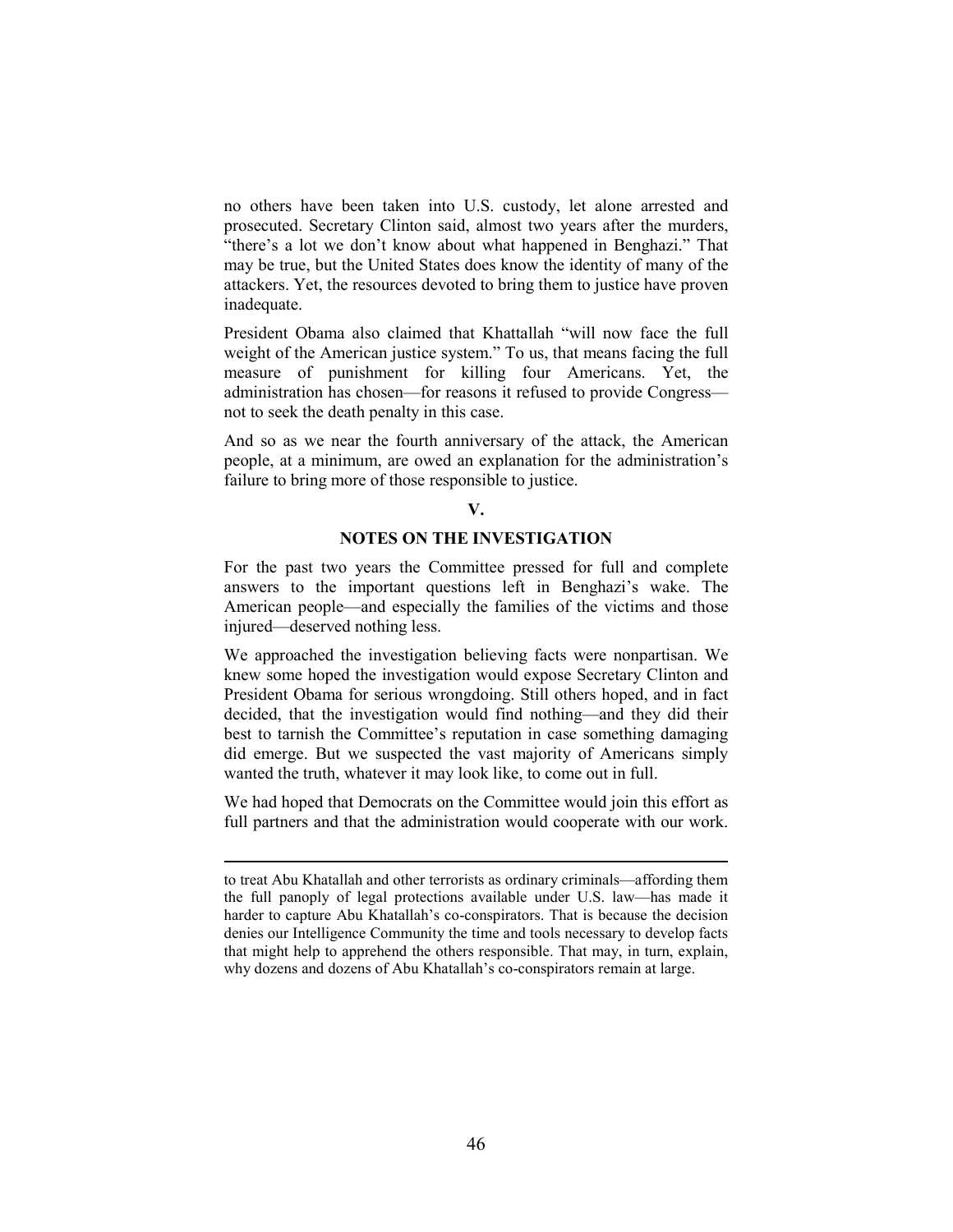no others have been taken into U.S. custody, let alone arrested and prosecuted. Secretary Clinton said, almost two years after the murders, "there's a lot we don't know about what happened in Benghazi." That may be true, but the United States does know the identity of many of the attackers. Yet, the resources devoted to bring them to justice have proven inadequate.

President Obama also claimed that Khattallah "will now face the full weight of the American justice system." To us, that means facing the full measure of punishment for killing four Americans. Yet, the administration has chosen—for reasons it refused to provide Congress—not to seek the death penalty in this case.

And so as we near the fourth anniversary of the attack, the American people, at a minimum, are owed an explanation for the administration's failure to bring more of those responsible to justice.

## V.

## NOTES ON THE INVESTIGATION

For the past two years the Committee pressed for full and complete answers to the important questions left in Benghazi's wake. The American people—and especially the families of the victims and those injured—deserved nothing less.

We approached the investigation believing facts were nonpartisan. We knew some hoped the investigation would expose Secretary Clinton and President Obama for serious wrongdoing. Still others hoped, and in fact decided, that the investigation would find nothing—and they did their best to tarnish the Committee's reputation in case something damaging did emerge. But we suspected the vast majority of Americans simply wanted the truth, whatever it may look like, to come out in full.

We had hoped that Democrats on the Committee would join this effort as full partners and that the administration would cooperate with our work.

---

to treat Abu Khatallah and other terrorists as ordinary criminals—affording them the full panoply of legal protections available under U.S. law—has made it harder to capture Abu Khatallah's co-conspirators. That is because the decision denies our Intelligence Community the time and tools necessary to develop facts that might help to apprehend the others responsible. That may, in turn, explain, why dozens and dozens of Abu Khatallah's co-conspirators remain at large.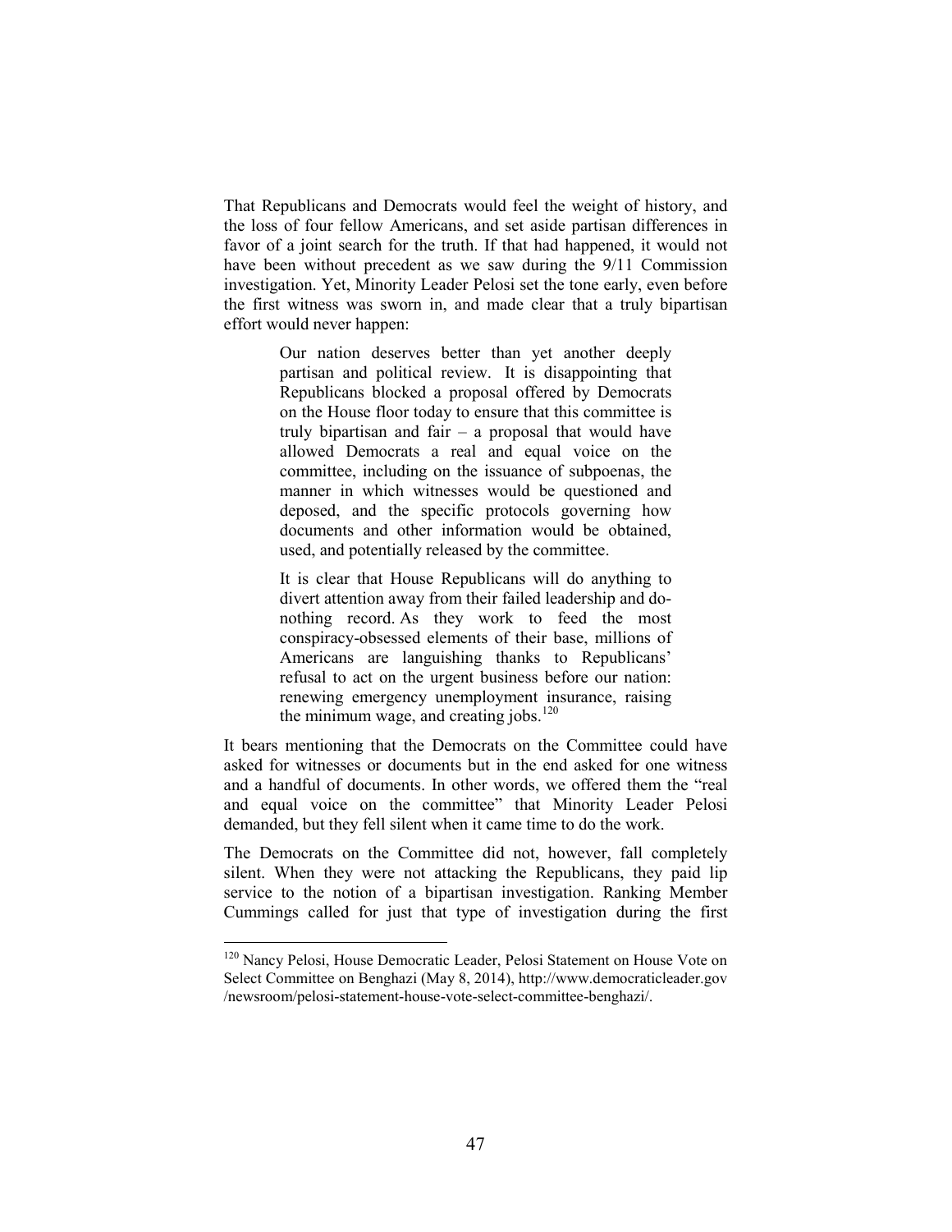That Republicans and Democrats would feel the weight of history, and the loss of four fellow Americans, and set aside partisan differences in favor of a joint search for the truth. If that had happened, it would not have been without precedent as we saw during the 9/11 Commission investigation. Yet, Minority Leader Pelosi set the tone early, even before the first witness was sworn in, and made clear that a truly bipartisan effort would never happen:

> Our nation deserves better than yet another deeply partisan and political review. It is disappointing that Republicans blocked a proposal offered by Democrats on the House floor today to ensure that this committee is truly bipartisan and fair – a proposal that would have allowed Democrats a real and equal voice on the committee, including on the issuance of subpoenas, the manner in which witnesses would be questioned and deposed, and the specific protocols governing how documents and other information would be obtained, used, and potentially released by the committee.
>
> It is clear that House Republicans will do anything to divert attention away from their failed leadership and do-nothing record. As they work to feed the most conspiracy-obsessed elements of their base, millions of Americans are languishing thanks to Republicans' refusal to act on the urgent business before our nation: renewing emergency unemployment insurance, raising the minimum wage, and creating jobs.[120]

It bears mentioning that the Democrats on the Committee could have asked for witnesses or documents but in the end asked for one witness and a handful of documents. In other words, we offered them the "real and equal voice on the committee" that Minority Leader Pelosi demanded, but they fell silent when it came time to do the work.

The Democrats on the Committee did not, however, fall completely silent. When they were not attacking the Republicans, they paid lip service to the notion of a bipartisan investigation. Ranking Member Cummings called for just that type of investigation during the first

---

[120] Nancy Pelosi, House Democratic Leader, Pelosi Statement on House Vote on Select Committee on Benghazi (May 8, 2014), http://www.democraticleader.gov/newsroom/pelosi-statement-house-vote-select-committee-benghazi/.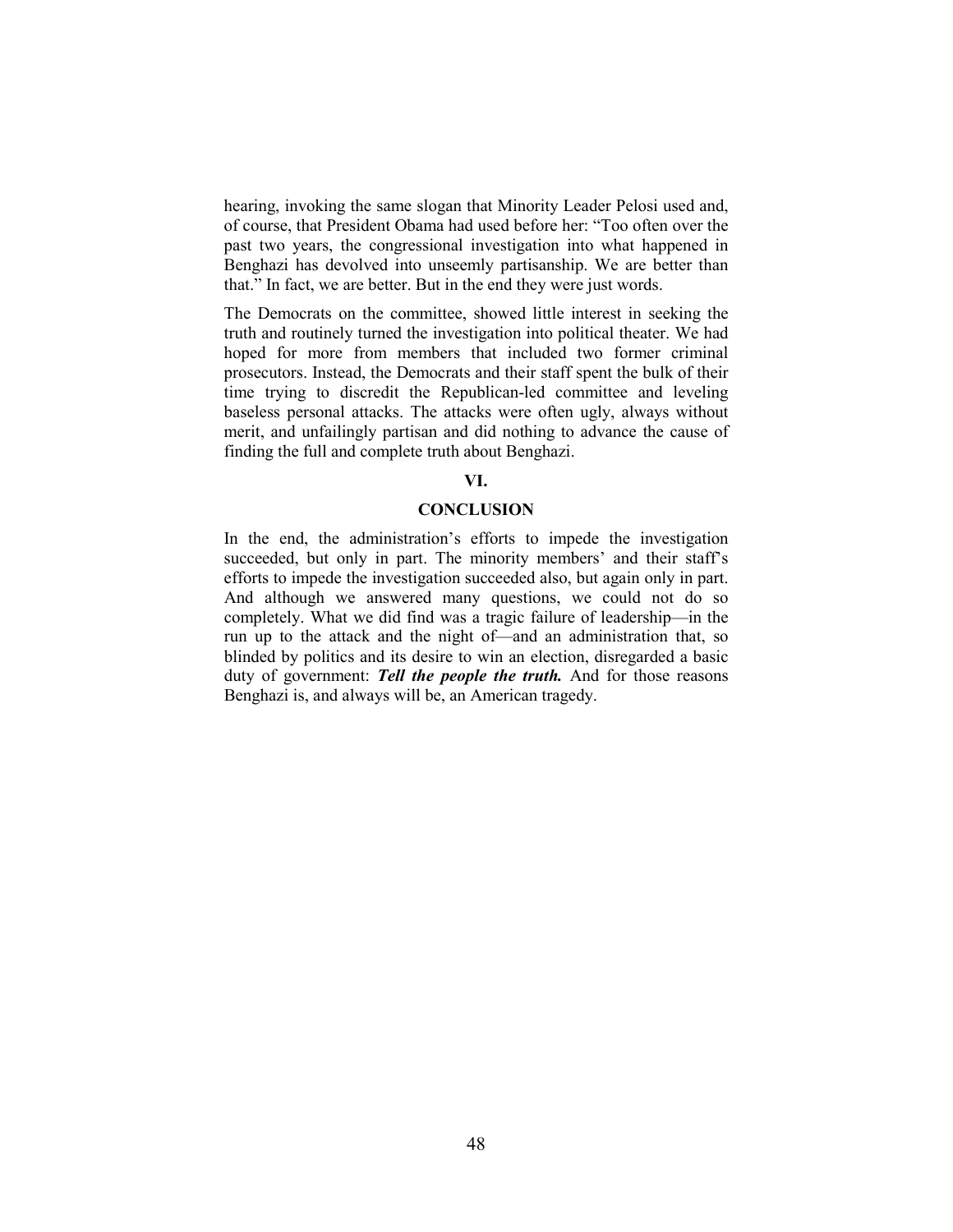hearing, invoking the same slogan that Minority Leader Pelosi used and, of course, that President Obama had used before her: "Too often over the past two years, the congressional investigation into what happened in Benghazi has devolved into unseemly partisanship. We are better than that." In fact, we are better. But in the end they were just words.

The Democrats on the committee, showed little interest in seeking the truth and routinely turned the investigation into political theater. We had hoped for more from members that included two former criminal prosecutors. Instead, the Democrats and their staff spent the bulk of their time trying to discredit the Republican-led committee and leveling baseless personal attacks. The attacks were often ugly, always without merit, and unfailingly partisan and did nothing to advance the cause of finding the full and complete truth about Benghazi.

## VI.

## CONCLUSION

In the end, the administration's efforts to impede the investigation succeeded, but only in part. The minority members' and their staff's efforts to impede the investigation succeeded also, but again only in part. And although we answered many questions, we could not do so completely. What we did find was a tragic failure of leadership—in the run up to the attack and the night of—and an administration that, so blinded by politics and its desire to win an election, disregarded a basic duty of government: ***Tell the people the truth.*** And for those reasons Benghazi is, and always will be, an American tragedy.